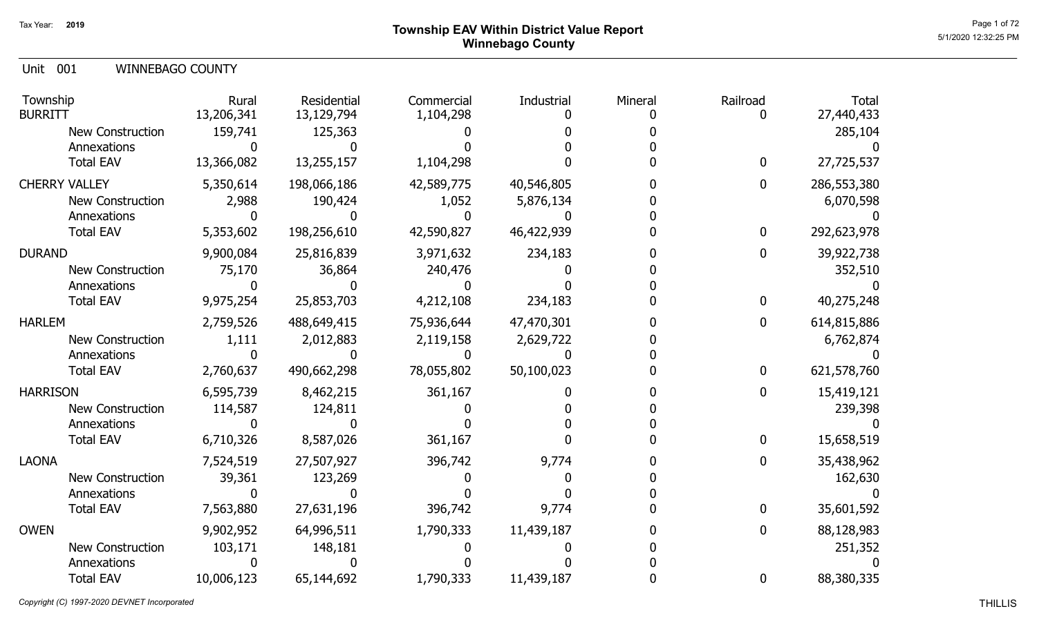Tax Year: 2019

# Township EAV Within District Value Report
## Winnebago County

Unit 001 WINNEBAGO COUNTY

| Township | Rural | Residential | Commercial | Industrial | Mineral | Railroad | Total |
|---|---|---|---|---|---|---|---|
| BURRITT | 13,206,341 | 13,129,794 | 1,104,298 | 0 | 0 | 0 | 27,440,433 |
| New Construction | 159,741 | 125,363 | 0 | 0 | 0 | | 285,104 |
| Annexations | 0 | 0 | 0 | 0 | 0 | | 0 |
| Total EAV | 13,366,082 | 13,255,157 | 1,104,298 | 0 | 0 | 0 | 27,725,537 |
| CHERRY VALLEY | 5,350,614 | 198,066,186 | 42,589,775 | 40,546,805 | 0 | 0 | 286,553,380 |
| New Construction | 2,988 | 190,424 | 1,052 | 5,876,134 | 0 | | 6,070,598 |
| Annexations | 0 | 0 | 0 | 0 | 0 | | 0 |
| Total EAV | 5,353,602 | 198,256,610 | 42,590,827 | 46,422,939 | 0 | 0 | 292,623,978 |
| DURAND | 9,900,084 | 25,816,839 | 3,971,632 | 234,183 | 0 | 0 | 39,922,738 |
| New Construction | 75,170 | 36,864 | 240,476 | 0 | 0 | | 352,510 |
| Annexations | 0 | 0 | 0 | 0 | 0 | | 0 |
| Total EAV | 9,975,254 | 25,853,703 | 4,212,108 | 234,183 | 0 | 0 | 40,275,248 |
| HARLEM | 2,759,526 | 488,649,415 | 75,936,644 | 47,470,301 | 0 | 0 | 614,815,886 |
| New Construction | 1,111 | 2,012,883 | 2,119,158 | 2,629,722 | 0 | | 6,762,874 |
| Annexations | 0 | 0 | 0 | 0 | 0 | | 0 |
| Total EAV | 2,760,637 | 490,662,298 | 78,055,802 | 50,100,023 | 0 | 0 | 621,578,760 |
| HARRISON | 6,595,739 | 8,462,215 | 361,167 | 0 | 0 | 0 | 15,419,121 |
| New Construction | 114,587 | 124,811 | 0 | 0 | 0 | | 239,398 |
| Annexations | 0 | 0 | 0 | 0 | 0 | | 0 |
| Total EAV | 6,710,326 | 8,587,026 | 361,167 | 0 | 0 | 0 | 15,658,519 |
| LAONA | 7,524,519 | 27,507,927 | 396,742 | 9,774 | 0 | 0 | 35,438,962 |
| New Construction | 39,361 | 123,269 | 0 | 0 | 0 | | 162,630 |
| Annexations | 0 | 0 | 0 | 0 | 0 | | 0 |
| Total EAV | 7,563,880 | 27,631,196 | 396,742 | 9,774 | 0 | 0 | 35,601,592 |
| OWEN | 9,902,952 | 64,996,511 | 1,790,333 | 11,439,187 | 0 | 0 | 88,128,983 |
| New Construction | 103,171 | 148,181 | 0 | 0 | 0 | | 251,352 |
| Annexations | 0 | 0 | 0 | 0 | 0 | | 0 |
| Total EAV | 10,006,123 | 65,144,692 | 1,790,333 | 11,439,187 | 0 | 0 | 88,380,335 |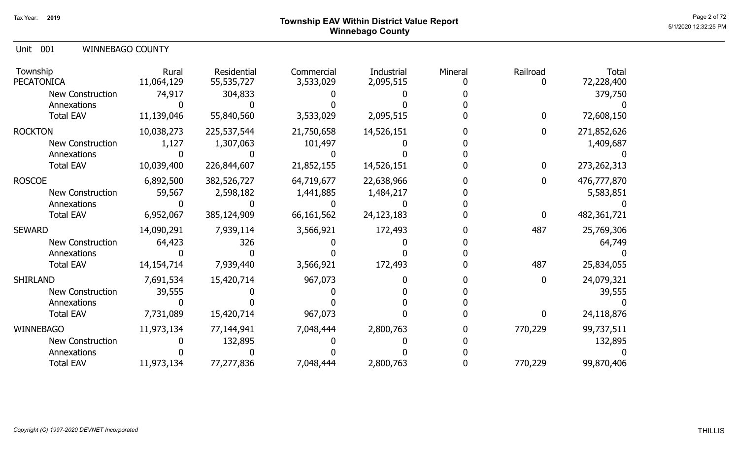# Township EAV Within District Value Report
## Winnebago County

Tax Year: 2019

Unit 001 WINNEBAGO COUNTY

| Township | Rural | Residential | Commercial | Industrial | Mineral | Railroad | Total |
|---|---|---|---|---|---|---|---|
| PECATONICA | 11,064,129 | 55,535,727 | 3,533,029 | 2,095,515 | 0 | 0 | 72,228,400 |
| New Construction | 74,917 | 304,833 | 0 | 0 | 0 | | 379,750 |
| Annexations | 0 | 0 | 0 | 0 | 0 | | 0 |
| Total EAV | 11,139,046 | 55,840,560 | 3,533,029 | 2,095,515 | 0 | 0 | 72,608,150 |
| ROCKTON | 10,038,273 | 225,537,544 | 21,750,658 | 14,526,151 | 0 | 0 | 271,852,626 |
| New Construction | 1,127 | 1,307,063 | 101,497 | 0 | 0 | | 1,409,687 |
| Annexations | 0 | 0 | 0 | 0 | 0 | | 0 |
| Total EAV | 10,039,400 | 226,844,607 | 21,852,155 | 14,526,151 | 0 | 0 | 273,262,313 |
| ROSCOE | 6,892,500 | 382,526,727 | 64,719,677 | 22,638,966 | 0 | 0 | 476,777,870 |
| New Construction | 59,567 | 2,598,182 | 1,441,885 | 1,484,217 | 0 | | 5,583,851 |
| Annexations | 0 | 0 | 0 | 0 | 0 | | 0 |
| Total EAV | 6,952,067 | 385,124,909 | 66,161,562 | 24,123,183 | 0 | 0 | 482,361,721 |
| SEWARD | 14,090,291 | 7,939,114 | 3,566,921 | 172,493 | 0 | 487 | 25,769,306 |
| New Construction | 64,423 | 326 | 0 | 0 | 0 | | 64,749 |
| Annexations | 0 | 0 | 0 | 0 | 0 | | 0 |
| Total EAV | 14,154,714 | 7,939,440 | 3,566,921 | 172,493 | 0 | 487 | 25,834,055 |
| SHIRLAND | 7,691,534 | 15,420,714 | 967,073 | 0 | 0 | 0 | 24,079,321 |
| New Construction | 39,555 | 0 | 0 | 0 | 0 | | 39,555 |
| Annexations | 0 | 0 | 0 | 0 | 0 | | 0 |
| Total EAV | 7,731,089 | 15,420,714 | 967,073 | 0 | 0 | 0 | 24,118,876 |
| WINNEBAGO | 11,973,134 | 77,144,941 | 7,048,444 | 2,800,763 | 0 | 770,229 | 99,737,511 |
| New Construction | 0 | 132,895 | 0 | 0 | 0 | | 132,895 |
| Annexations | 0 | 0 | 0 | 0 | 0 | | 0 |
| Total EAV | 11,973,134 | 77,277,836 | 7,048,444 | 2,800,763 | 0 | 770,229 | 99,870,406 |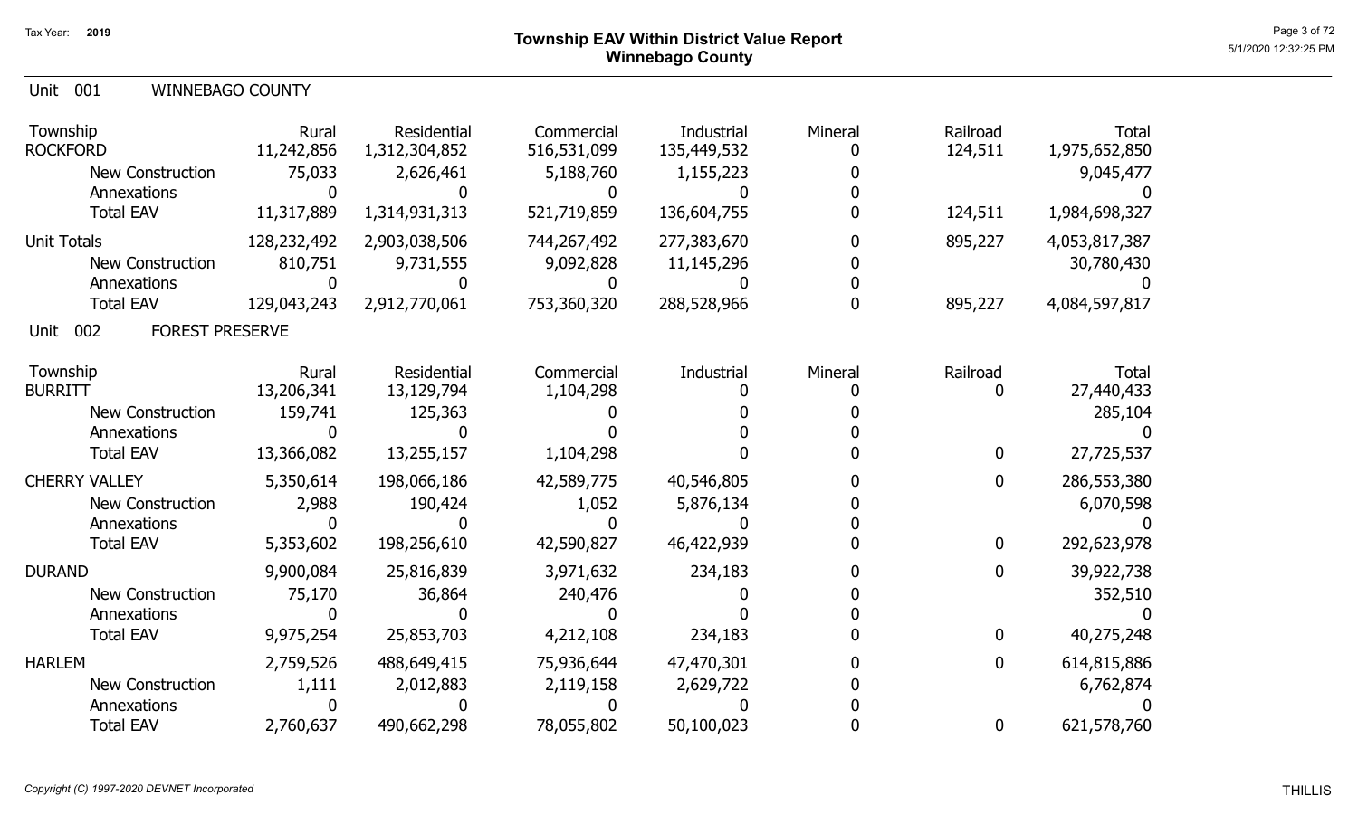# Township EAV Within District Value Report
## Winnebago County

Tax Year: 2019

Unit 001 WINNEBAGO COUNTY

| Township | Rural | Residential | Commercial | Industrial | Mineral | Railroad | Total |
|---|---|---|---|---|---|---|---|
| ROCKFORD | 11,242,856 | 1,312,304,852 | 516,531,099 | 135,449,532 | 0 | 124,511 | 1,975,652,850 |
| New Construction | 75,033 | 2,626,461 | 5,188,760 | 1,155,223 | 0 | | 9,045,477 |
| Annexations | 0 | 0 | 0 | 0 | 0 | | 0 |
| Total EAV | 11,317,889 | 1,314,931,313 | 521,719,859 | 136,604,755 | 0 | 124,511 | 1,984,698,327 |
| Unit Totals | 128,232,492 | 2,903,038,506 | 744,267,492 | 277,383,670 | 0 | 895,227 | 4,053,817,387 |
| New Construction | 810,751 | 9,731,555 | 9,092,828 | 11,145,296 | 0 | | 30,780,430 |
| Annexations | 0 | 0 | 0 | 0 | 0 | | 0 |
| Total EAV | 129,043,243 | 2,912,770,061 | 753,360,320 | 288,528,966 | 0 | 895,227 | 4,084,597,817 |

Unit 002 FOREST PRESERVE

| Township | Rural | Residential | Commercial | Industrial | Mineral | Railroad | Total |
|---|---|---|---|---|---|---|---|
| BURRITT | 13,206,341 | 13,129,794 | 1,104,298 | 0 | 0 | 0 | 27,440,433 |
| New Construction | 159,741 | 125,363 | 0 | 0 | 0 | | 285,104 |
| Annexations | 0 | 0 | 0 | 0 | 0 | | 0 |
| Total EAV | 13,366,082 | 13,255,157 | 1,104,298 | 0 | 0 | 0 | 27,725,537 |
| CHERRY VALLEY | 5,350,614 | 198,066,186 | 42,589,775 | 40,546,805 | 0 | 0 | 286,553,380 |
| New Construction | 2,988 | 190,424 | 1,052 | 5,876,134 | 0 | | 6,070,598 |
| Annexations | 0 | 0 | 0 | 0 | 0 | | 0 |
| Total EAV | 5,353,602 | 198,256,610 | 42,590,827 | 46,422,939 | 0 | 0 | 292,623,978 |
| DURAND | 9,900,084 | 25,816,839 | 3,971,632 | 234,183 | 0 | 0 | 39,922,738 |
| New Construction | 75,170 | 36,864 | 240,476 | 0 | 0 | | 352,510 |
| Annexations | 0 | 0 | 0 | 0 | 0 | | 0 |
| Total EAV | 9,975,254 | 25,853,703 | 4,212,108 | 234,183 | 0 | 0 | 40,275,248 |
| HARLEM | 2,759,526 | 488,649,415 | 75,936,644 | 47,470,301 | 0 | 0 | 614,815,886 |
| New Construction | 1,111 | 2,012,883 | 2,119,158 | 2,629,722 | 0 | | 6,762,874 |
| Annexations | 0 | 0 | 0 | 0 | 0 | | 0 |
| Total EAV | 2,760,637 | 490,662,298 | 78,055,802 | 50,100,023 | 0 | 0 | 621,578,760 |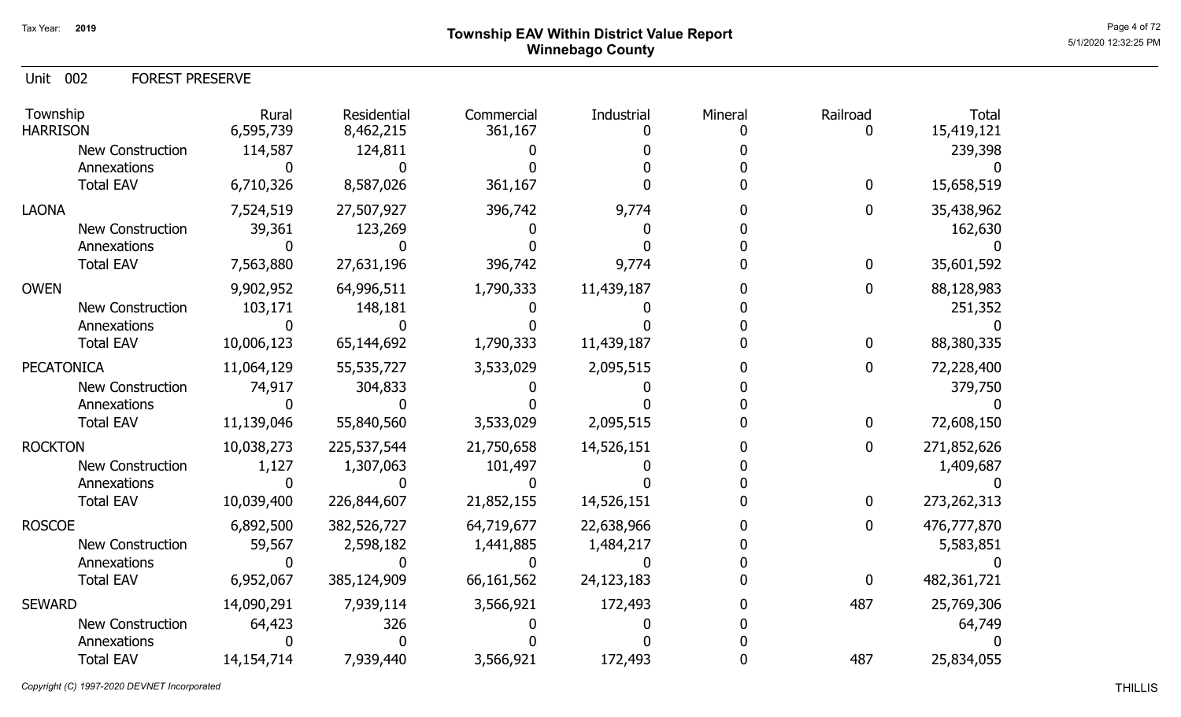# Township EAV Within District Value Report
## Winnebago County

Tax Year: 2019

Unit 002 FOREST PRESERVE

| Township | Rural | Residential | Commercial | Industrial | Mineral | Railroad | Total |
|---|---|---|---|---|---|---|---|
| HARRISON | 6,595,739 | 8,462,215 | 361,167 | 0 | 0 | 0 | 15,419,121 |
| New Construction | 114,587 | 124,811 | 0 | 0 | 0 | | 239,398 |
| Annexations | 0 | 0 | 0 | 0 | 0 | | 0 |
| Total EAV | 6,710,326 | 8,587,026 | 361,167 | 0 | 0 | 0 | 15,658,519 |
| LAONA | 7,524,519 | 27,507,927 | 396,742 | 9,774 | 0 | 0 | 35,438,962 |
| New Construction | 39,361 | 123,269 | 0 | 0 | 0 | | 162,630 |
| Annexations | 0 | 0 | 0 | 0 | 0 | | 0 |
| Total EAV | 7,563,880 | 27,631,196 | 396,742 | 9,774 | 0 | 0 | 35,601,592 |
| OWEN | 9,902,952 | 64,996,511 | 1,790,333 | 11,439,187 | 0 | 0 | 88,128,983 |
| New Construction | 103,171 | 148,181 | 0 | 0 | 0 | | 251,352 |
| Annexations | 0 | 0 | 0 | 0 | 0 | | 0 |
| Total EAV | 10,006,123 | 65,144,692 | 1,790,333 | 11,439,187 | 0 | 0 | 88,380,335 |
| PECATONICA | 11,064,129 | 55,535,727 | 3,533,029 | 2,095,515 | 0 | 0 | 72,228,400 |
| New Construction | 74,917 | 304,833 | 0 | 0 | 0 | | 379,750 |
| Annexations | 0 | 0 | 0 | 0 | 0 | | 0 |
| Total EAV | 11,139,046 | 55,840,560 | 3,533,029 | 2,095,515 | 0 | 0 | 72,608,150 |
| ROCKTON | 10,038,273 | 225,537,544 | 21,750,658 | 14,526,151 | 0 | 0 | 271,852,626 |
| New Construction | 1,127 | 1,307,063 | 101,497 | 0 | 0 | | 1,409,687 |
| Annexations | 0 | 0 | 0 | 0 | 0 | | 0 |
| Total EAV | 10,039,400 | 226,844,607 | 21,852,155 | 14,526,151 | 0 | 0 | 273,262,313 |
| ROSCOE | 6,892,500 | 382,526,727 | 64,719,677 | 22,638,966 | 0 | 0 | 476,777,870 |
| New Construction | 59,567 | 2,598,182 | 1,441,885 | 1,484,217 | 0 | | 5,583,851 |
| Annexations | 0 | 0 | 0 | 0 | 0 | | 0 |
| Total EAV | 6,952,067 | 385,124,909 | 66,161,562 | 24,123,183 | 0 | 0 | 482,361,721 |
| SEWARD | 14,090,291 | 7,939,114 | 3,566,921 | 172,493 | 0 | 487 | 25,769,306 |
| New Construction | 64,423 | 326 | 0 | 0 | 0 | | 64,749 |
| Annexations | 0 | 0 | 0 | 0 | 0 | | 0 |
| Total EAV | 14,154,714 | 7,939,440 | 3,566,921 | 172,493 | 0 | 487 | 25,834,055 |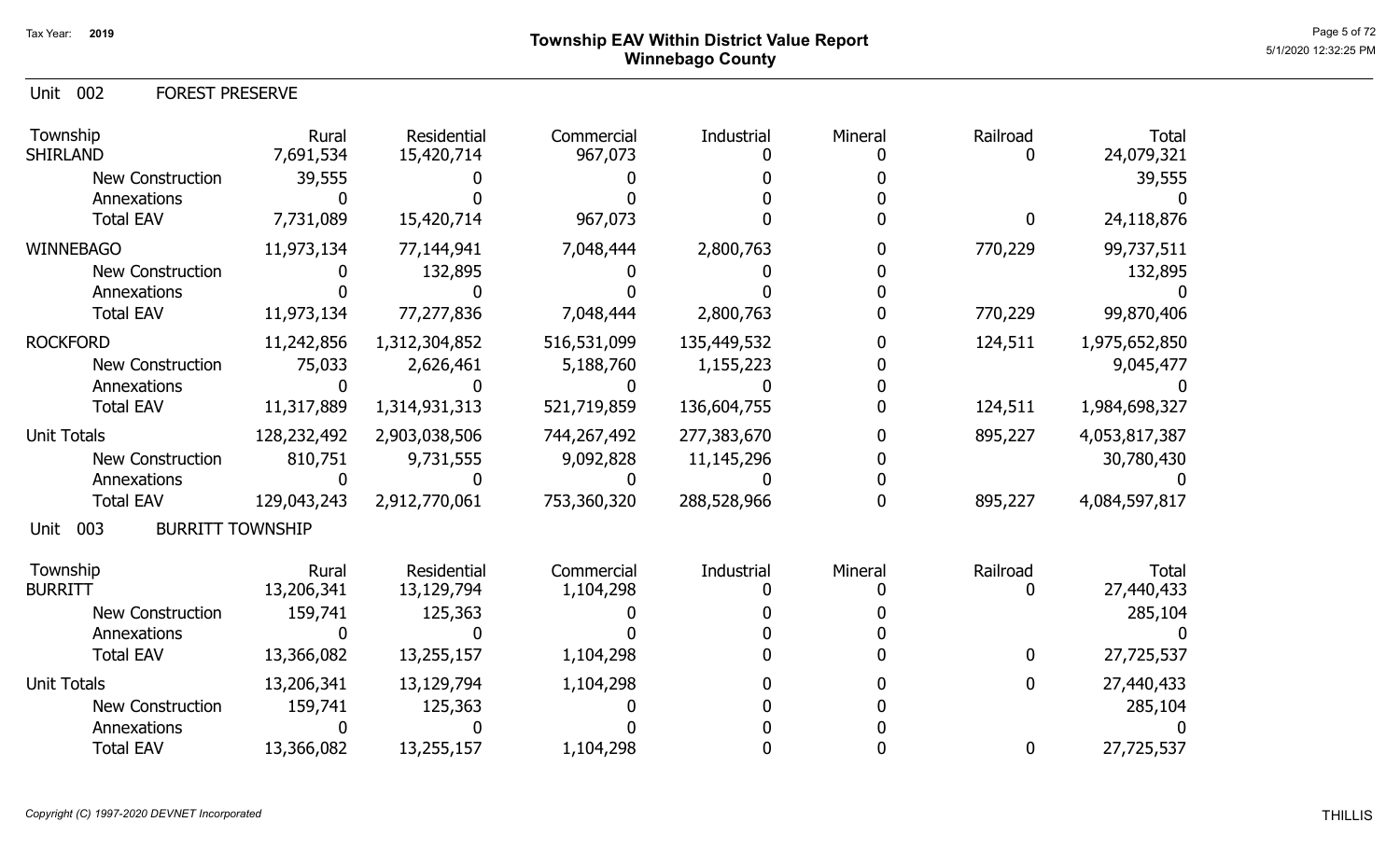# Township EAV Within District Value Report
## Winnebago County

Tax Year: 2019

### Unit 002 FOREST PRESERVE

| Township | Rural | Residential | Commercial | Industrial | Mineral | Railroad | Total |
|---|---|---|---|---|---|---|---|
| SHIRLAND | 7,691,534 | 15,420,714 | 967,073 | 0 | 0 | 0 | 24,079,321 |
| New Construction | 39,555 | 0 | 0 | 0 | 0 | | 39,555 |
| Annexations | 0 | 0 | 0 | 0 | 0 | | 0 |
| Total EAV | 7,731,089 | 15,420,714 | 967,073 | 0 | 0 | 0 | 24,118,876 |
| WINNEBAGO | 11,973,134 | 77,144,941 | 7,048,444 | 2,800,763 | 0 | 770,229 | 99,737,511 |
| New Construction | 0 | 132,895 | 0 | 0 | 0 | | 132,895 |
| Annexations | 0 | 0 | 0 | 0 | 0 | | 0 |
| Total EAV | 11,973,134 | 77,277,836 | 7,048,444 | 2,800,763 | 0 | 770,229 | 99,870,406 |
| ROCKFORD | 11,242,856 | 1,312,304,852 | 516,531,099 | 135,449,532 | 0 | 124,511 | 1,975,652,850 |
| New Construction | 75,033 | 2,626,461 | 5,188,760 | 1,155,223 | 0 | | 9,045,477 |
| Annexations | 0 | 0 | 0 | 0 | 0 | | 0 |
| Total EAV | 11,317,889 | 1,314,931,313 | 521,719,859 | 136,604,755 | 0 | 124,511 | 1,984,698,327 |
| Unit Totals | 128,232,492 | 2,903,038,506 | 744,267,492 | 277,383,670 | 0 | 895,227 | 4,053,817,387 |
| New Construction | 810,751 | 9,731,555 | 9,092,828 | 11,145,296 | 0 | | 30,780,430 |
| Annexations | 0 | 0 | 0 | 0 | 0 | | 0 |
| Total EAV | 129,043,243 | 2,912,770,061 | 753,360,320 | 288,528,966 | 0 | 895,227 | 4,084,597,817 |

### Unit 003 BURRITT TOWNSHIP

| Township | Rural | Residential | Commercial | Industrial | Mineral | Railroad | Total |
|---|---|---|---|---|---|---|---|
| BURRITT | 13,206,341 | 13,129,794 | 1,104,298 | 0 | 0 | 0 | 27,440,433 |
| New Construction | 159,741 | 125,363 | 0 | 0 | 0 | | 285,104 |
| Annexations | 0 | 0 | 0 | 0 | 0 | | 0 |
| Total EAV | 13,366,082 | 13,255,157 | 1,104,298 | 0 | 0 | 0 | 27,725,537 |
| Unit Totals | 13,206,341 | 13,129,794 | 1,104,298 | 0 | 0 | 0 | 27,440,433 |
| New Construction | 159,741 | 125,363 | 0 | 0 | 0 | | 285,104 |
| Annexations | 0 | 0 | 0 | 0 | 0 | | 0 |
| Total EAV | 13,366,082 | 13,255,157 | 1,104,298 | 0 | 0 | 0 | 27,725,537 |

*Copyright (C) 1997-2020 DEVNET Incorporated*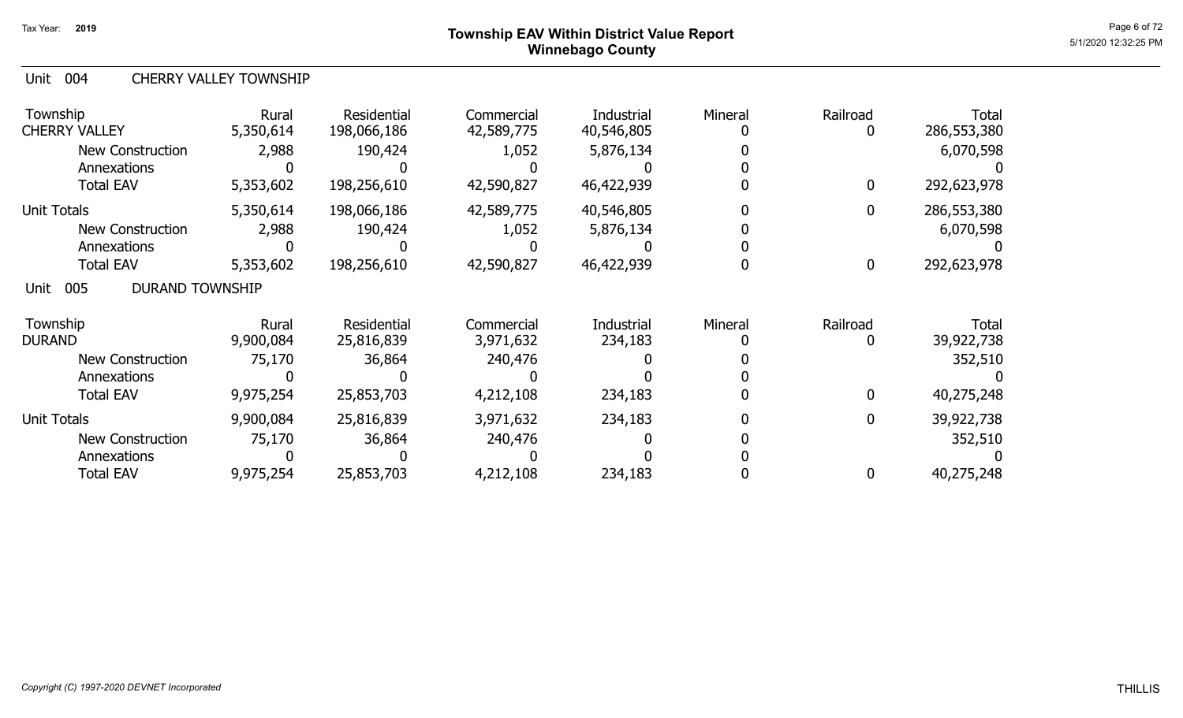# Township EAV Within District Value Report
## Winnebago County

Tax Year: 2019

## Unit 004 CHERRY VALLEY TOWNSHIP

| Township | Rural | Residential | Commercial | Industrial | Mineral | Railroad | Total |
|---|---|---|---|---|---|---|---|
| CHERRY VALLEY | 5,350,614 | 198,066,186 | 42,589,775 | 40,546,805 | 0 | 0 | 286,553,380 |
| New Construction | 2,988 | 190,424 | 1,052 | 5,876,134 | 0 | | 6,070,598 |
| Annexations | 0 | 0 | 0 | 0 | 0 | | 0 |
| Total EAV | 5,353,602 | 198,256,610 | 42,590,827 | 46,422,939 | 0 | 0 | 292,623,978 |
| Unit Totals | 5,350,614 | 198,066,186 | 42,589,775 | 40,546,805 | 0 | 0 | 286,553,380 |
| New Construction | 2,988 | 190,424 | 1,052 | 5,876,134 | 0 | | 6,070,598 |
| Annexations | 0 | 0 | 0 | 0 | 0 | | 0 |
| Total EAV | 5,353,602 | 198,256,610 | 42,590,827 | 46,422,939 | 0 | 0 | 292,623,978 |

## Unit 005 DURAND TOWNSHIP

| Township | Rural | Residential | Commercial | Industrial | Mineral | Railroad | Total |
|---|---|---|---|---|---|---|---|
| DURAND | 9,900,084 | 25,816,839 | 3,971,632 | 234,183 | 0 | 0 | 39,922,738 |
| New Construction | 75,170 | 36,864 | 240,476 | 0 | 0 | | 352,510 |
| Annexations | 0 | 0 | 0 | 0 | 0 | | 0 |
| Total EAV | 9,975,254 | 25,853,703 | 4,212,108 | 234,183 | 0 | 0 | 40,275,248 |
| Unit Totals | 9,900,084 | 25,816,839 | 3,971,632 | 234,183 | 0 | 0 | 39,922,738 |
| New Construction | 75,170 | 36,864 | 240,476 | 0 | 0 | | 352,510 |
| Annexations | 0 | 0 | 0 | 0 | 0 | | 0 |
| Total EAV | 9,975,254 | 25,853,703 | 4,212,108 | 234,183 | 0 | 0 | 40,275,248 |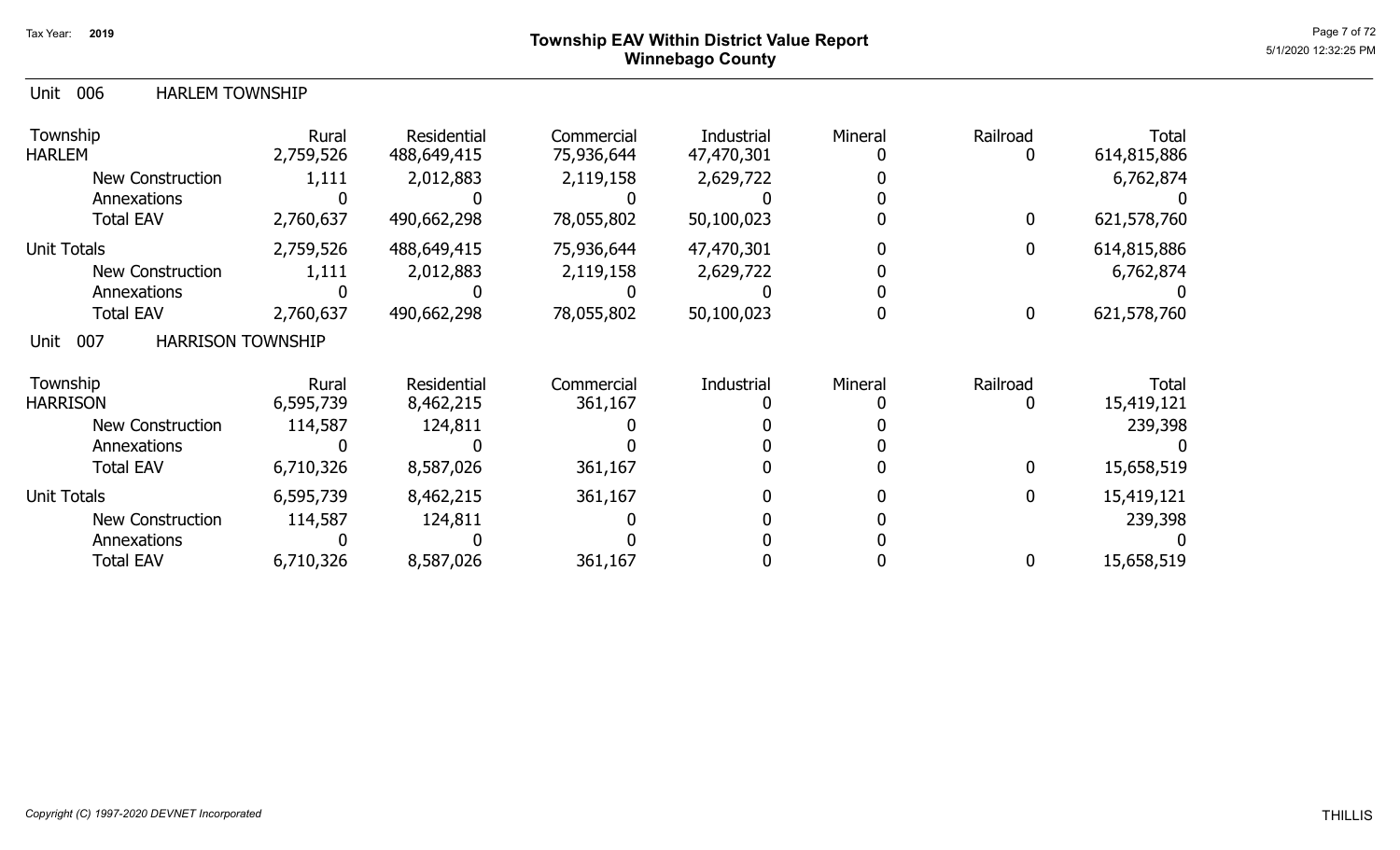# Township EAV Within District Value Report
## Winnebago County

Tax Year: 2019

5/1/2020 12:32:25 PM

### Unit 006 HARLEM TOWNSHIP

| Township | Rural | Residential | Commercial | Industrial | Mineral | Railroad | Total |
|---|---|---|---|---|---|---|---|
| HARLEM | 2,759,526 | 488,649,415 | 75,936,644 | 47,470,301 | 0 | 0 | 614,815,886 |
| New Construction | 1,111 | 2,012,883 | 2,119,158 | 2,629,722 | 0 | | 6,762,874 |
| Annexations | 0 | 0 | 0 | 0 | 0 | | 0 |
| Total EAV | 2,760,637 | 490,662,298 | 78,055,802 | 50,100,023 | 0 | 0 | 621,578,760 |
| Unit Totals | 2,759,526 | 488,649,415 | 75,936,644 | 47,470,301 | 0 | 0 | 614,815,886 |
| New Construction | 1,111 | 2,012,883 | 2,119,158 | 2,629,722 | 0 | | 6,762,874 |
| Annexations | 0 | 0 | 0 | 0 | 0 | | 0 |
| Total EAV | 2,760,637 | 490,662,298 | 78,055,802 | 50,100,023 | 0 | 0 | 621,578,760 |

### Unit 007 HARRISON TOWNSHIP

| Township | Rural | Residential | Commercial | Industrial | Mineral | Railroad | Total |
|---|---|---|---|---|---|---|---|
| HARRISON | 6,595,739 | 8,462,215 | 361,167 | 0 | 0 | 0 | 15,419,121 |
| New Construction | 114,587 | 124,811 | 0 | 0 | 0 | | 239,398 |
| Annexations | 0 | 0 | 0 | 0 | 0 | | 0 |
| Total EAV | 6,710,326 | 8,587,026 | 361,167 | 0 | 0 | 0 | 15,658,519 |
| Unit Totals | 6,595,739 | 8,462,215 | 361,167 | 0 | 0 | 0 | 15,419,121 |
| New Construction | 114,587 | 124,811 | 0 | 0 | 0 | | 239,398 |
| Annexations | 0 | 0 | 0 | 0 | 0 | | 0 |
| Total EAV | 6,710,326 | 8,587,026 | 361,167 | 0 | 0 | 0 | 15,658,519 |

*Copyright (C) 1997-2020 DEVNET Incorporated*

THILLIS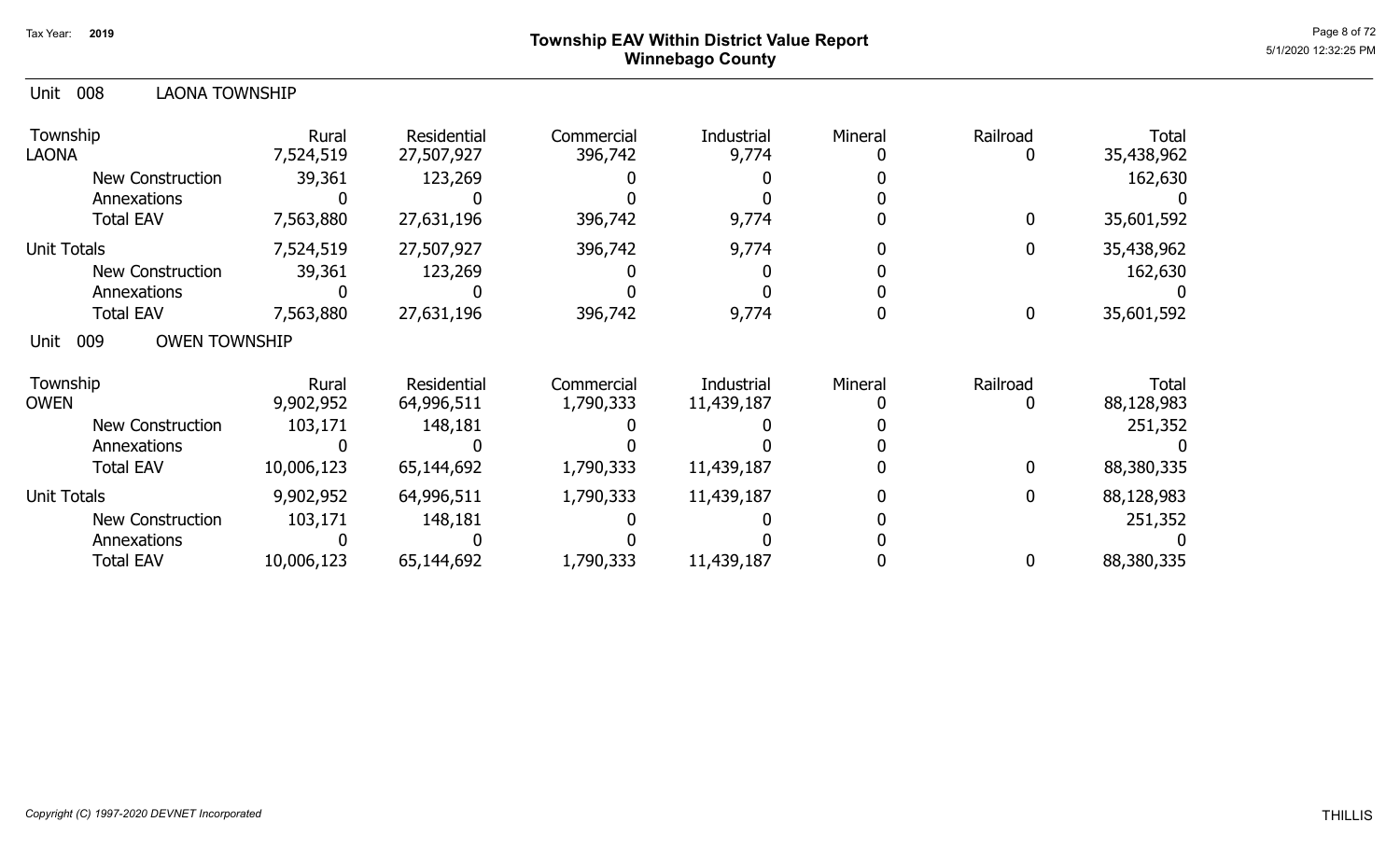## Township EAV Within District Value Report
## Winnebago County

Tax Year: 2019

### Unit 008 LAONA TOWNSHIP

| Township | Rural | Residential | Commercial | Industrial | Mineral | Railroad | Total |
|---|---|---|---|---|---|---|---|
| LAONA | 7,524,519 | 27,507,927 | 396,742 | 9,774 | 0 | 0 | 35,438,962 |
| New Construction | 39,361 | 123,269 | 0 | 0 | 0 | | 162,630 |
| Annexations | 0 | 0 | 0 | 0 | 0 | | 0 |
| Total EAV | 7,563,880 | 27,631,196 | 396,742 | 9,774 | 0 | 0 | 35,601,592 |
| Unit Totals | 7,524,519 | 27,507,927 | 396,742 | 9,774 | 0 | 0 | 35,438,962 |
| New Construction | 39,361 | 123,269 | 0 | 0 | 0 | | 162,630 |
| Annexations | 0 | 0 | 0 | 0 | 0 | | 0 |
| Total EAV | 7,563,880 | 27,631,196 | 396,742 | 9,774 | 0 | 0 | 35,601,592 |

### Unit 009 OWEN TOWNSHIP

| Township | Rural | Residential | Commercial | Industrial | Mineral | Railroad | Total |
|---|---|---|---|---|---|---|---|
| OWEN | 9,902,952 | 64,996,511 | 1,790,333 | 11,439,187 | 0 | 0 | 88,128,983 |
| New Construction | 103,171 | 148,181 | 0 | 0 | 0 | | 251,352 |
| Annexations | 0 | 0 | 0 | 0 | 0 | | 0 |
| Total EAV | 10,006,123 | 65,144,692 | 1,790,333 | 11,439,187 | 0 | 0 | 88,380,335 |
| Unit Totals | 9,902,952 | 64,996,511 | 1,790,333 | 11,439,187 | 0 | 0 | 88,128,983 |
| New Construction | 103,171 | 148,181 | 0 | 0 | 0 | | 251,352 |
| Annexations | 0 | 0 | 0 | 0 | 0 | | 0 |
| Total EAV | 10,006,123 | 65,144,692 | 1,790,333 | 11,439,187 | 0 | 0 | 88,380,335 |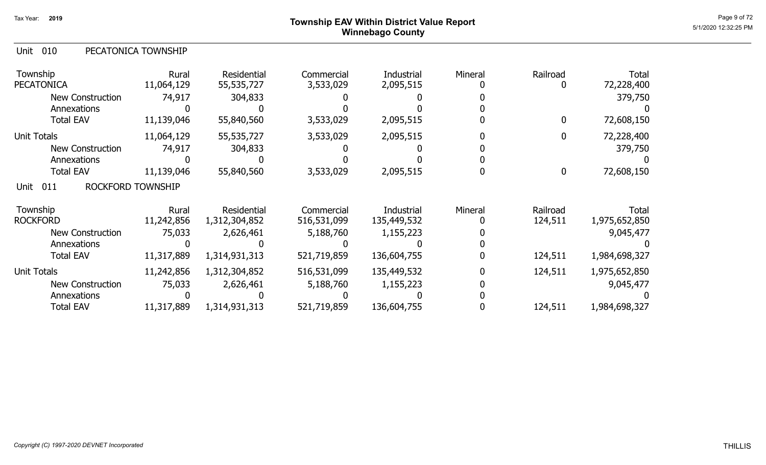## Township EAV Within District Value Report
## Winnebago County

Tax Year: 2019

### Unit 010 PECATONICA TOWNSHIP

| Township | Rural | Residential | Commercial | Industrial | Mineral | Railroad | Total |
|---|---|---|---|---|---|---|---|
| PECATONICA | 11,064,129 | 55,535,727 | 3,533,029 | 2,095,515 | 0 | 0 | 72,228,400 |
| New Construction | 74,917 | 304,833 | 0 | 0 | 0 | | 379,750 |
| Annexations | 0 | 0 | 0 | 0 | 0 | | 0 |
| Total EAV | 11,139,046 | 55,840,560 | 3,533,029 | 2,095,515 | 0 | 0 | 72,608,150 |
| Unit Totals | 11,064,129 | 55,535,727 | 3,533,029 | 2,095,515 | 0 | 0 | 72,228,400 |
| New Construction | 74,917 | 304,833 | 0 | 0 | 0 | | 379,750 |
| Annexations | 0 | 0 | 0 | 0 | 0 | | 0 |
| Total EAV | 11,139,046 | 55,840,560 | 3,533,029 | 2,095,515 | 0 | 0 | 72,608,150 |

### Unit 011 ROCKFORD TOWNSHIP

| Township | Rural | Residential | Commercial | Industrial | Mineral | Railroad | Total |
|---|---|---|---|---|---|---|---|
| ROCKFORD | 11,242,856 | 1,312,304,852 | 516,531,099 | 135,449,532 | 0 | 124,511 | 1,975,652,850 |
| New Construction | 75,033 | 2,626,461 | 5,188,760 | 1,155,223 | 0 | | 9,045,477 |
| Annexations | 0 | 0 | 0 | 0 | 0 | | 0 |
| Total EAV | 11,317,889 | 1,314,931,313 | 521,719,859 | 136,604,755 | 0 | 124,511 | 1,984,698,327 |
| Unit Totals | 11,242,856 | 1,312,304,852 | 516,531,099 | 135,449,532 | 0 | 124,511 | 1,975,652,850 |
| New Construction | 75,033 | 2,626,461 | 5,188,760 | 1,155,223 | 0 | | 9,045,477 |
| Annexations | 0 | 0 | 0 | 0 | 0 | | 0 |
| Total EAV | 11,317,889 | 1,314,931,313 | 521,719,859 | 136,604,755 | 0 | 124,511 | 1,984,698,327 |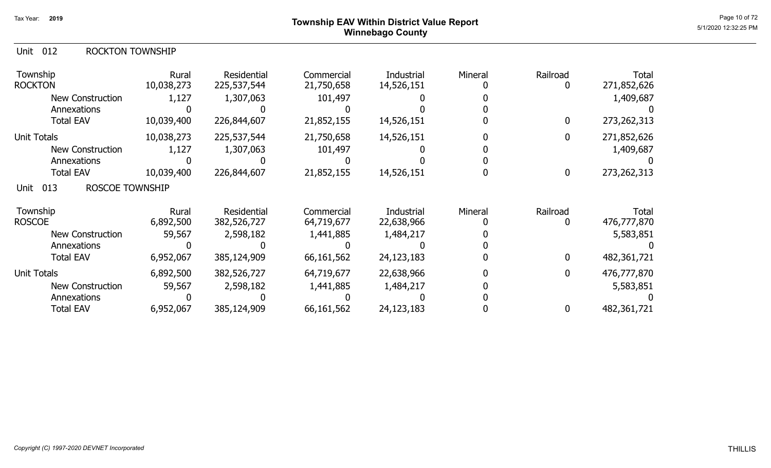# Township EAV Within District Value Report
## Winnebago County

Tax Year: 2019

## Unit 012 ROCKTON TOWNSHIP

| Township | Rural | Residential | Commercial | Industrial | Mineral | Railroad | Total |
|---|---|---|---|---|---|---|---|
| ROCKTON | 10,038,273 | 225,537,544 | 21,750,658 | 14,526,151 | 0 | 0 | 271,852,626 |
| New Construction | 1,127 | 1,307,063 | 101,497 | 0 | 0 | | 1,409,687 |
| Annexations | 0 | 0 | 0 | 0 | 0 | | 0 |
| Total EAV | 10,039,400 | 226,844,607 | 21,852,155 | 14,526,151 | 0 | 0 | 273,262,313 |
| Unit Totals | 10,038,273 | 225,537,544 | 21,750,658 | 14,526,151 | 0 | 0 | 271,852,626 |
| New Construction | 1,127 | 1,307,063 | 101,497 | 0 | 0 | | 1,409,687 |
| Annexations | 0 | 0 | 0 | 0 | 0 | | 0 |
| Total EAV | 10,039,400 | 226,844,607 | 21,852,155 | 14,526,151 | 0 | 0 | 273,262,313 |

## Unit 013 ROSCOE TOWNSHIP

| Township | Rural | Residential | Commercial | Industrial | Mineral | Railroad | Total |
|---|---|---|---|---|---|---|---|
| ROSCOE | 6,892,500 | 382,526,727 | 64,719,677 | 22,638,966 | 0 | 0 | 476,777,870 |
| New Construction | 59,567 | 2,598,182 | 1,441,885 | 1,484,217 | 0 | | 5,583,851 |
| Annexations | 0 | 0 | 0 | 0 | 0 | | 0 |
| Total EAV | 6,952,067 | 385,124,909 | 66,161,562 | 24,123,183 | 0 | 0 | 482,361,721 |
| Unit Totals | 6,892,500 | 382,526,727 | 64,719,677 | 22,638,966 | 0 | 0 | 476,777,870 |
| New Construction | 59,567 | 2,598,182 | 1,441,885 | 1,484,217 | 0 | | 5,583,851 |
| Annexations | 0 | 0 | 0 | 0 | 0 | | 0 |
| Total EAV | 6,952,067 | 385,124,909 | 66,161,562 | 24,123,183 | 0 | 0 | 482,361,721 |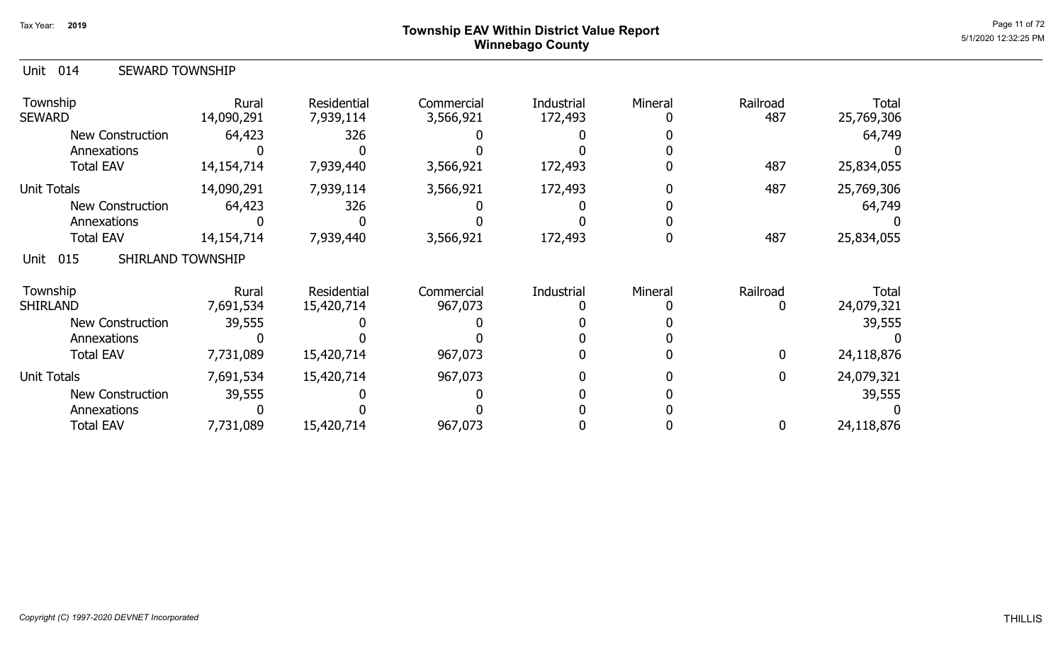# Township EAV Within District Value Report
## Winnebago County

Tax Year: 2019

### Unit 014 SEWARD TOWNSHIP

| Township | Rural | Residential | Commercial | Industrial | Mineral | Railroad | Total |
|---|---|---|---|---|---|---|---|
| SEWARD | 14,090,291 | 7,939,114 | 3,566,921 | 172,493 | 0 | 487 | 25,769,306 |
| New Construction | 64,423 | 326 | 0 | 0 | 0 | | 64,749 |
| Annexations | 0 | 0 | 0 | 0 | 0 | | 0 |
| Total EAV | 14,154,714 | 7,939,440 | 3,566,921 | 172,493 | 0 | 487 | 25,834,055 |
| Unit Totals | 14,090,291 | 7,939,114 | 3,566,921 | 172,493 | 0 | 487 | 25,769,306 |
| New Construction | 64,423 | 326 | 0 | 0 | 0 | | 64,749 |
| Annexations | 0 | 0 | 0 | 0 | 0 | | 0 |
| Total EAV | 14,154,714 | 7,939,440 | 3,566,921 | 172,493 | 0 | 487 | 25,834,055 |

### Unit 015 SHIRLAND TOWNSHIP

| Township | Rural | Residential | Commercial | Industrial | Mineral | Railroad | Total |
|---|---|---|---|---|---|---|---|
| SHIRLAND | 7,691,534 | 15,420,714 | 967,073 | 0 | 0 | 0 | 24,079,321 |
| New Construction | 39,555 | 0 | 0 | 0 | 0 | | 39,555 |
| Annexations | 0 | 0 | 0 | 0 | 0 | | 0 |
| Total EAV | 7,731,089 | 15,420,714 | 967,073 | 0 | 0 | 0 | 24,118,876 |
| Unit Totals | 7,691,534 | 15,420,714 | 967,073 | 0 | 0 | 0 | 24,079,321 |
| New Construction | 39,555 | 0 | 0 | 0 | 0 | | 39,555 |
| Annexations | 0 | 0 | 0 | 0 | 0 | | 0 |
| Total EAV | 7,731,089 | 15,420,714 | 967,073 | 0 | 0 | 0 | 24,118,876 |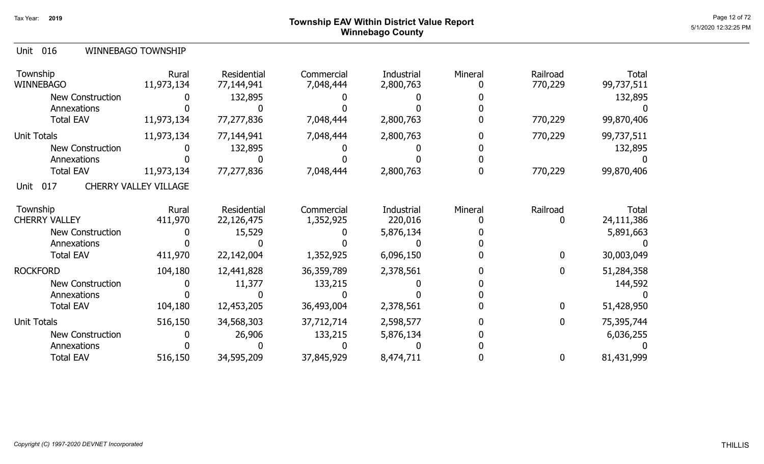# Township EAV Within District Value Report
## Winnebago County

Tax Year: 2019

### Unit 016 WINNEBAGO TOWNSHIP

| Township | Rural | Residential | Commercial | Industrial | Mineral | Railroad | Total |
|---|---|---|---|---|---|---|---|
| WINNEBAGO | 11,973,134 | 77,144,941 | 7,048,444 | 2,800,763 | 0 | 770,229 | 99,737,511 |
| New Construction | 0 | 132,895 | 0 | 0 | 0 | | 132,895 |
| Annexations | 0 | 0 | 0 | 0 | 0 | | 0 |
| Total EAV | 11,973,134 | 77,277,836 | 7,048,444 | 2,800,763 | 0 | 770,229 | 99,870,406 |
| Unit Totals | 11,973,134 | 77,144,941 | 7,048,444 | 2,800,763 | 0 | 770,229 | 99,737,511 |
| New Construction | 0 | 132,895 | 0 | 0 | 0 | | 132,895 |
| Annexations | 0 | 0 | 0 | 0 | 0 | | 0 |
| Total EAV | 11,973,134 | 77,277,836 | 7,048,444 | 2,800,763 | 0 | 770,229 | 99,870,406 |

### Unit 017 CHERRY VALLEY VILLAGE

| Township | Rural | Residential | Commercial | Industrial | Mineral | Railroad | Total |
|---|---|---|---|---|---|---|---|
| CHERRY VALLEY | 411,970 | 22,126,475 | 1,352,925 | 220,016 | 0 | 0 | 24,111,386 |
| New Construction | 0 | 15,529 | 0 | 5,876,134 | 0 | | 5,891,663 |
| Annexations | 0 | 0 | 0 | 0 | 0 | | 0 |
| Total EAV | 411,970 | 22,142,004 | 1,352,925 | 6,096,150 | 0 | 0 | 30,003,049 |
| ROCKFORD | 104,180 | 12,441,828 | 36,359,789 | 2,378,561 | 0 | 0 | 51,284,358 |
| New Construction | 0 | 11,377 | 133,215 | 0 | 0 | | 144,592 |
| Annexations | 0 | 0 | 0 | 0 | 0 | | 0 |
| Total EAV | 104,180 | 12,453,205 | 36,493,004 | 2,378,561 | 0 | 0 | 51,428,950 |
| Unit Totals | 516,150 | 34,568,303 | 37,712,714 | 2,598,577 | 0 | 0 | 75,395,744 |
| New Construction | 0 | 26,906 | 133,215 | 5,876,134 | 0 | | 6,036,255 |
| Annexations | 0 | 0 | 0 | 0 | 0 | | 0 |
| Total EAV | 516,150 | 34,595,209 | 37,845,929 | 8,474,711 | 0 | 0 | 81,431,999 |

*Copyright (C) 1997-2020 DEVNET Incorporated*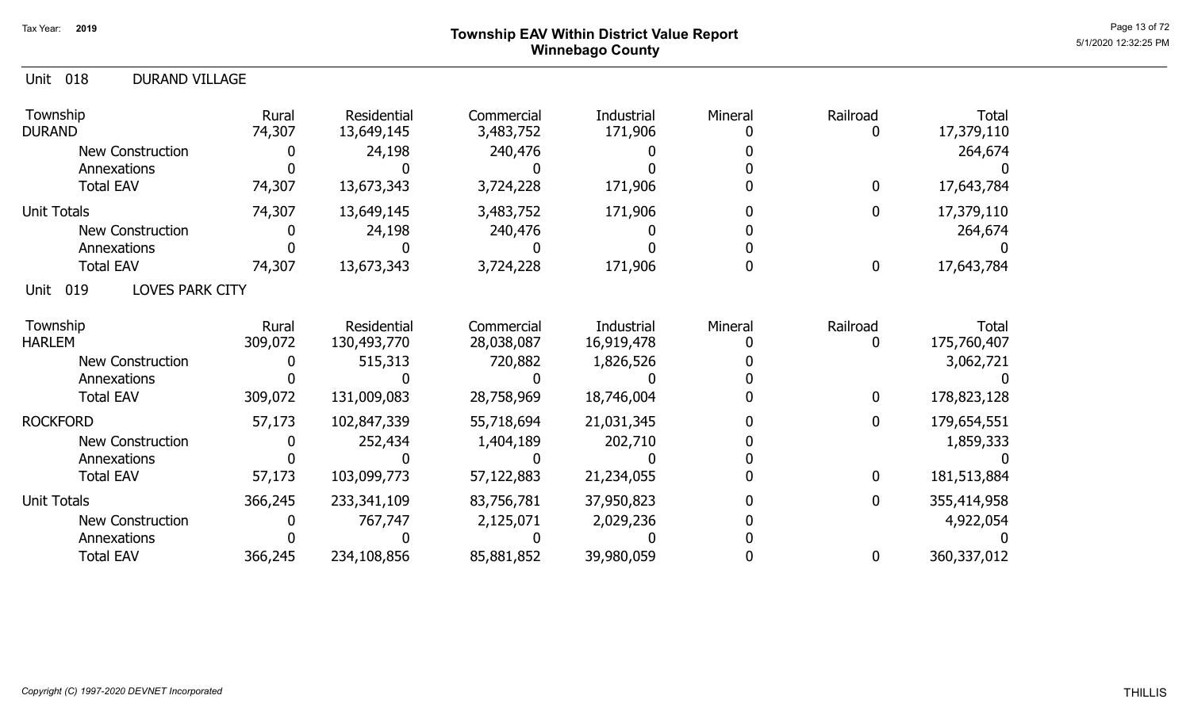Tax Year: 2019

# Township EAV Within District Value Report
## Winnebago County

### Unit 018 DURAND VILLAGE

| Township | Rural | Residential | Commercial | Industrial | Mineral | Railroad | Total |
|---|---|---|---|---|---|---|---|
| DURAND | 74,307 | 13,649,145 | 3,483,752 | 171,906 | 0 | 0 | 17,379,110 |
| New Construction | 0 | 24,198 | 240,476 | 0 | 0 | | 264,674 |
| Annexations | 0 | 0 | 0 | 0 | 0 | | 0 |
| Total EAV | 74,307 | 13,673,343 | 3,724,228 | 171,906 | 0 | 0 | 17,643,784 |
| Unit Totals | 74,307 | 13,649,145 | 3,483,752 | 171,906 | 0 | 0 | 17,379,110 |
| New Construction | 0 | 24,198 | 240,476 | 0 | 0 | | 264,674 |
| Annexations | 0 | 0 | 0 | 0 | 0 | | 0 |
| Total EAV | 74,307 | 13,673,343 | 3,724,228 | 171,906 | 0 | 0 | 17,643,784 |

### Unit 019 LOVES PARK CITY

| Township | Rural | Residential | Commercial | Industrial | Mineral | Railroad | Total |
|---|---|---|---|---|---|---|---|
| HARLEM | 309,072 | 130,493,770 | 28,038,087 | 16,919,478 | 0 | 0 | 175,760,407 |
| New Construction | 0 | 515,313 | 720,882 | 1,826,526 | 0 | | 3,062,721 |
| Annexations | 0 | 0 | 0 | 0 | 0 | | 0 |
| Total EAV | 309,072 | 131,009,083 | 28,758,969 | 18,746,004 | 0 | 0 | 178,823,128 |
| ROCKFORD | 57,173 | 102,847,339 | 55,718,694 | 21,031,345 | 0 | 0 | 179,654,551 |
| New Construction | 0 | 252,434 | 1,404,189 | 202,710 | 0 | | 1,859,333 |
| Annexations | 0 | 0 | 0 | 0 | 0 | | 0 |
| Total EAV | 57,173 | 103,099,773 | 57,122,883 | 21,234,055 | 0 | 0 | 181,513,884 |
| Unit Totals | 366,245 | 233,341,109 | 83,756,781 | 37,950,823 | 0 | 0 | 355,414,958 |
| New Construction | 0 | 767,747 | 2,125,071 | 2,029,236 | 0 | | 4,922,054 |
| Annexations | 0 | 0 | 0 | 0 | 0 | | 0 |
| Total EAV | 366,245 | 234,108,856 | 85,881,852 | 39,980,059 | 0 | 0 | 360,337,012 |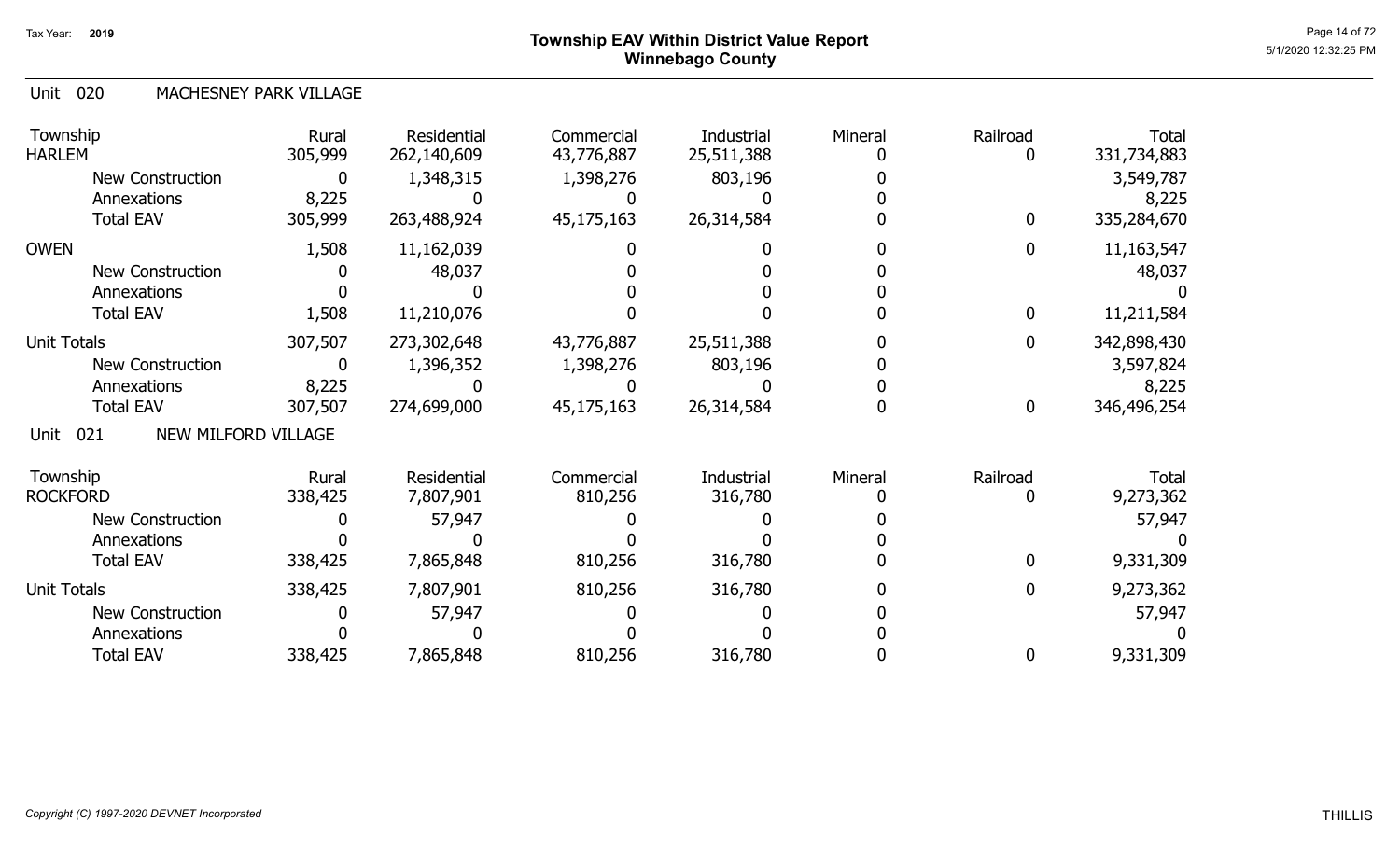Tax Year: 2019

# Township EAV Within District Value Report
## Winnebago County

### Unit 020 MACHESNEY PARK VILLAGE

| Township | Rural | Residential | Commercial | Industrial | Mineral | Railroad | Total |
|---|---|---|---|---|---|---|---|
| HARLEM | 305,999 | 262,140,609 | 43,776,887 | 25,511,388 | 0 | 0 | 331,734,883 |
| New Construction | 0 | 1,348,315 | 1,398,276 | 803,196 | 0 | | 3,549,787 |
| Annexations | 8,225 | 0 | 0 | 0 | 0 | | 8,225 |
| Total EAV | 305,999 | 263,488,924 | 45,175,163 | 26,314,584 | 0 | 0 | 335,284,670 |
| OWEN | 1,508 | 11,162,039 | 0 | 0 | 0 | 0 | 11,163,547 |
| New Construction | 0 | 48,037 | 0 | 0 | 0 | | 48,037 |
| Annexations | 0 | 0 | 0 | 0 | 0 | | 0 |
| Total EAV | 1,508 | 11,210,076 | 0 | 0 | 0 | 0 | 11,211,584 |
| Unit Totals | 307,507 | 273,302,648 | 43,776,887 | 25,511,388 | 0 | 0 | 342,898,430 |
| New Construction | 0 | 1,396,352 | 1,398,276 | 803,196 | 0 | | 3,597,824 |
| Annexations | 8,225 | 0 | 0 | 0 | 0 | | 8,225 |
| Total EAV | 307,507 | 274,699,000 | 45,175,163 | 26,314,584 | 0 | 0 | 346,496,254 |

### Unit 021 NEW MILFORD VILLAGE

| Township | Rural | Residential | Commercial | Industrial | Mineral | Railroad | Total |
|---|---|---|---|---|---|---|---|
| ROCKFORD | 338,425 | 7,807,901 | 810,256 | 316,780 | 0 | 0 | 9,273,362 |
| New Construction | 0 | 57,947 | 0 | 0 | 0 | | 57,947 |
| Annexations | 0 | 0 | 0 | 0 | 0 | | 0 |
| Total EAV | 338,425 | 7,865,848 | 810,256 | 316,780 | 0 | 0 | 9,331,309 |
| Unit Totals | 338,425 | 7,807,901 | 810,256 | 316,780 | 0 | 0 | 9,273,362 |
| New Construction | 0 | 57,947 | 0 | 0 | 0 | | 57,947 |
| Annexations | 0 | 0 | 0 | 0 | 0 | | 0 |
| Total EAV | 338,425 | 7,865,848 | 810,256 | 316,780 | 0 | 0 | 9,331,309 |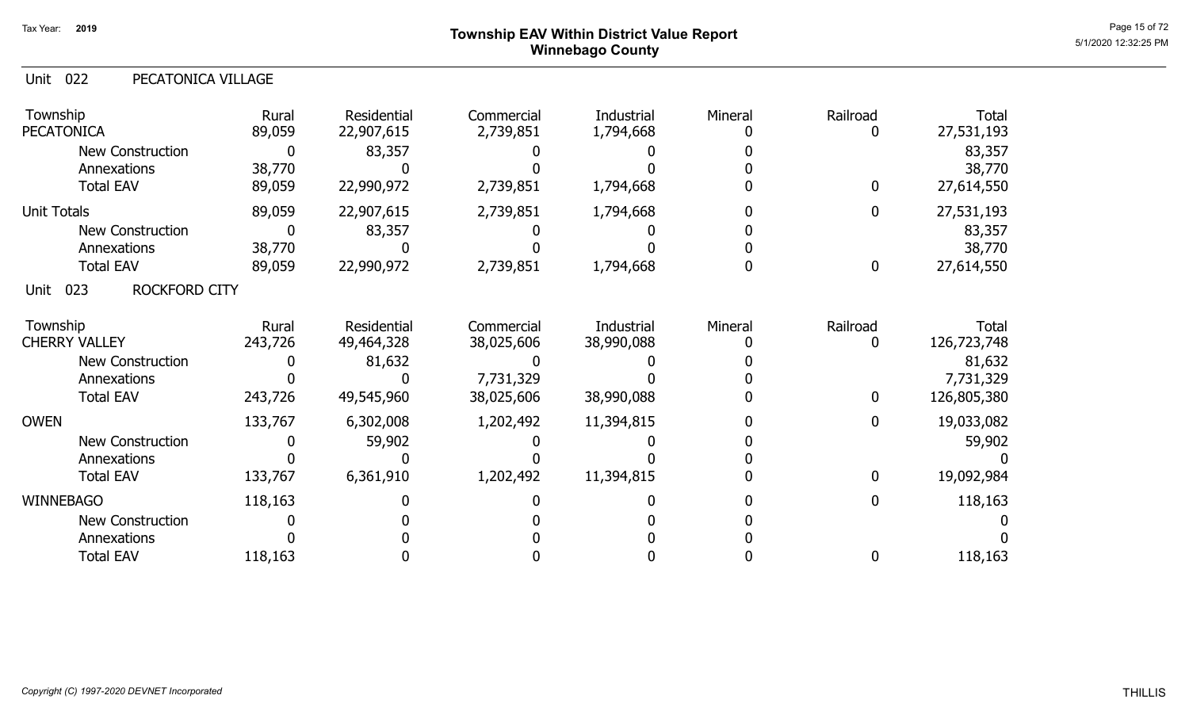# Township EAV Within District Value Report
## Winnebago County

Tax Year: 2019

### Unit 022 PECATONICA VILLAGE

| Township | Rural | Residential | Commercial | Industrial | Mineral | Railroad | Total |
|---|---|---|---|---|---|---|---|
| PECATONICA | 89,059 | 22,907,615 | 2,739,851 | 1,794,668 | 0 | 0 | 27,531,193 |
| New Construction | 0 | 83,357 | 0 | 0 | 0 | | 83,357 |
| Annexations | 38,770 | 0 | 0 | 0 | 0 | | 38,770 |
| Total EAV | 89,059 | 22,990,972 | 2,739,851 | 1,794,668 | 0 | 0 | 27,614,550 |
| Unit Totals | 89,059 | 22,907,615 | 2,739,851 | 1,794,668 | 0 | 0 | 27,531,193 |
| New Construction | 0 | 83,357 | 0 | 0 | 0 | | 83,357 |
| Annexations | 38,770 | 0 | 0 | 0 | 0 | | 38,770 |
| Total EAV | 89,059 | 22,990,972 | 2,739,851 | 1,794,668 | 0 | 0 | 27,614,550 |

### Unit 023 ROCKFORD CITY

| Township | Rural | Residential | Commercial | Industrial | Mineral | Railroad | Total |
|---|---|---|---|---|---|---|---|
| CHERRY VALLEY | 243,726 | 49,464,328 | 38,025,606 | 38,990,088 | 0 | 0 | 126,723,748 |
| New Construction | 0 | 81,632 | 0 | 0 | 0 | | 81,632 |
| Annexations | 0 | 0 | 7,731,329 | 0 | 0 | | 7,731,329 |
| Total EAV | 243,726 | 49,545,960 | 38,025,606 | 38,990,088 | 0 | 0 | 126,805,380 |
| OWEN | 133,767 | 6,302,008 | 1,202,492 | 11,394,815 | 0 | 0 | 19,033,082 |
| New Construction | 0 | 59,902 | 0 | 0 | 0 | | 59,902 |
| Annexations | 0 | 0 | 0 | 0 | 0 | | 0 |
| Total EAV | 133,767 | 6,361,910 | 1,202,492 | 11,394,815 | 0 | 0 | 19,092,984 |
| WINNEBAGO | 118,163 | 0 | 0 | 0 | 0 | 0 | 118,163 |
| New Construction | 0 | 0 | 0 | 0 | 0 | | 0 |
| Annexations | 0 | 0 | 0 | 0 | 0 | | 0 |
| Total EAV | 118,163 | 0 | 0 | 0 | 0 | 0 | 118,163 |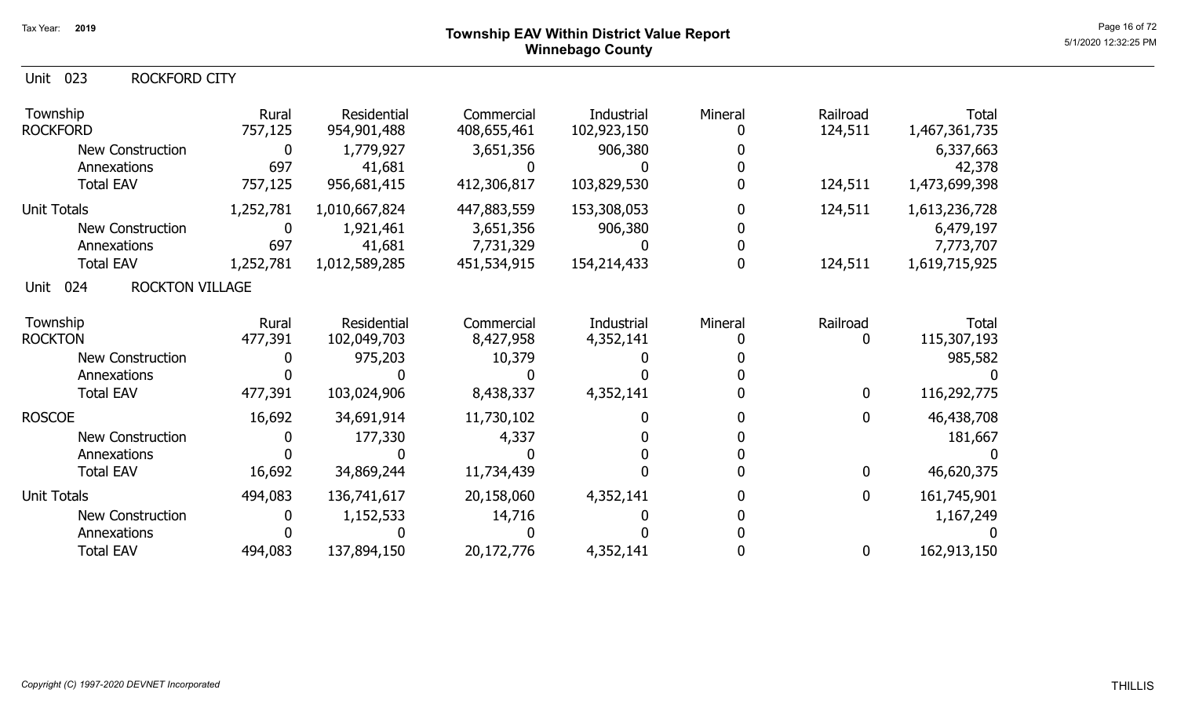# Township EAV Within District Value Report
## Winnebago County

Tax Year: 2019

### Unit 023 ROCKFORD CITY

| Township | Rural | Residential | Commercial | Industrial | Mineral | Railroad | Total |
|---|---|---|---|---|---|---|---|
| ROCKFORD | 757,125 | 954,901,488 | 408,655,461 | 102,923,150 | 0 | 124,511 | 1,467,361,735 |
| New Construction | 0 | 1,779,927 | 3,651,356 | 906,380 | 0 | | 6,337,663 |
| Annexations | 697 | 41,681 | 0 | 0 | 0 | | 42,378 |
| Total EAV | 757,125 | 956,681,415 | 412,306,817 | 103,829,530 | 0 | 124,511 | 1,473,699,398 |
| Unit Totals | 1,252,781 | 1,010,667,824 | 447,883,559 | 153,308,053 | 0 | 124,511 | 1,613,236,728 |
| New Construction | 0 | 1,921,461 | 3,651,356 | 906,380 | 0 | | 6,479,197 |
| Annexations | 697 | 41,681 | 7,731,329 | 0 | 0 | | 7,773,707 |
| Total EAV | 1,252,781 | 1,012,589,285 | 451,534,915 | 154,214,433 | 0 | 124,511 | 1,619,715,925 |

### Unit 024 ROCKTON VILLAGE

| Township | Rural | Residential | Commercial | Industrial | Mineral | Railroad | Total |
|---|---|---|---|---|---|---|---|
| ROCKTON | 477,391 | 102,049,703 | 8,427,958 | 4,352,141 | 0 | 0 | 115,307,193 |
| New Construction | 0 | 975,203 | 10,379 | 0 | 0 | | 985,582 |
| Annexations | 0 | 0 | 0 | 0 | 0 | | 0 |
| Total EAV | 477,391 | 103,024,906 | 8,438,337 | 4,352,141 | 0 | 0 | 116,292,775 |
| ROSCOE | 16,692 | 34,691,914 | 11,730,102 | 0 | 0 | 0 | 46,438,708 |
| New Construction | 0 | 177,330 | 4,337 | 0 | 0 | | 181,667 |
| Annexations | 0 | 0 | 0 | 0 | 0 | | 0 |
| Total EAV | 16,692 | 34,869,244 | 11,734,439 | 0 | 0 | 0 | 46,620,375 |
| Unit Totals | 494,083 | 136,741,617 | 20,158,060 | 4,352,141 | 0 | 0 | 161,745,901 |
| New Construction | 0 | 1,152,533 | 14,716 | 0 | 0 | | 1,167,249 |
| Annexations | 0 | 0 | 0 | 0 | 0 | | 0 |
| Total EAV | 494,083 | 137,894,150 | 20,172,776 | 4,352,141 | 0 | 0 | 162,913,150 |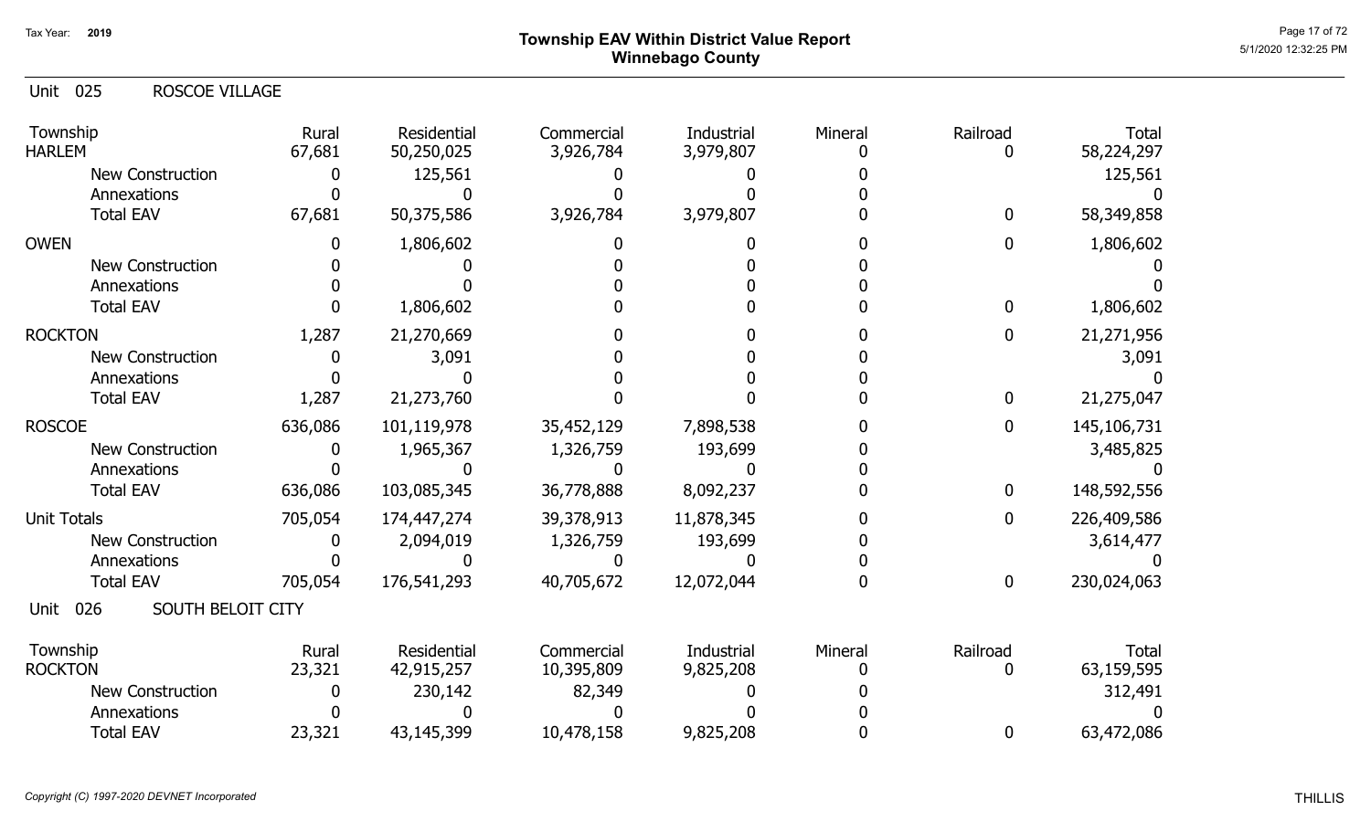Tax Year: 2019

# Township EAV Within District Value Report
## Winnebago County

Unit 025 ROSCOE VILLAGE

| Township | Rural | Residential | Commercial | Industrial | Mineral | Railroad | Total |
|---|---|---|---|---|---|---|---|
| HARLEM | 67,681 | 50,250,025 | 3,926,784 | 3,979,807 | 0 | 0 | 58,224,297 |
| New Construction | 0 | 125,561 | 0 | 0 | 0 | | 125,561 |
| Annexations | 0 | 0 | 0 | 0 | 0 | | 0 |
| Total EAV | 67,681 | 50,375,586 | 3,926,784 | 3,979,807 | 0 | 0 | 58,349,858 |
| OWEN | 0 | 1,806,602 | 0 | 0 | 0 | 0 | 1,806,602 |
| New Construction | 0 | 0 | 0 | 0 | 0 | | 0 |
| Annexations | 0 | 0 | 0 | 0 | 0 | | 0 |
| Total EAV | 0 | 1,806,602 | 0 | 0 | 0 | 0 | 1,806,602 |
| ROCKTON | 1,287 | 21,270,669 | 0 | 0 | 0 | 0 | 21,271,956 |
| New Construction | 0 | 3,091 | 0 | 0 | 0 | | 3,091 |
| Annexations | 0 | 0 | 0 | 0 | 0 | | 0 |
| Total EAV | 1,287 | 21,273,760 | 0 | 0 | 0 | 0 | 21,275,047 |
| ROSCOE | 636,086 | 101,119,978 | 35,452,129 | 7,898,538 | 0 | 0 | 145,106,731 |
| New Construction | 0 | 1,965,367 | 1,326,759 | 193,699 | 0 | | 3,485,825 |
| Annexations | 0 | 0 | 0 | 0 | 0 | | 0 |
| Total EAV | 636,086 | 103,085,345 | 36,778,888 | 8,092,237 | 0 | 0 | 148,592,556 |
| Unit Totals | 705,054 | 174,447,274 | 39,378,913 | 11,878,345 | 0 | 0 | 226,409,586 |
| New Construction | 0 | 2,094,019 | 1,326,759 | 193,699 | 0 | | 3,614,477 |
| Annexations | 0 | 0 | 0 | 0 | 0 | | 0 |
| Total EAV | 705,054 | 176,541,293 | 40,705,672 | 12,072,044 | 0 | 0 | 230,024,063 |

Unit 026 SOUTH BELOIT CITY

| Township | Rural | Residential | Commercial | Industrial | Mineral | Railroad | Total |
|---|---|---|---|---|---|---|---|
| ROCKTON | 23,321 | 42,915,257 | 10,395,809 | 9,825,208 | 0 | 0 | 63,159,595 |
| New Construction | 0 | 230,142 | 82,349 | 0 | 0 | | 312,491 |
| Annexations | 0 | 0 | 0 | 0 | 0 | | 0 |
| Total EAV | 23,321 | 43,145,399 | 10,478,158 | 9,825,208 | 0 | 0 | 63,472,086 |

*Copyright (C) 1997-2020 DEVNET Incorporated*

THILLIS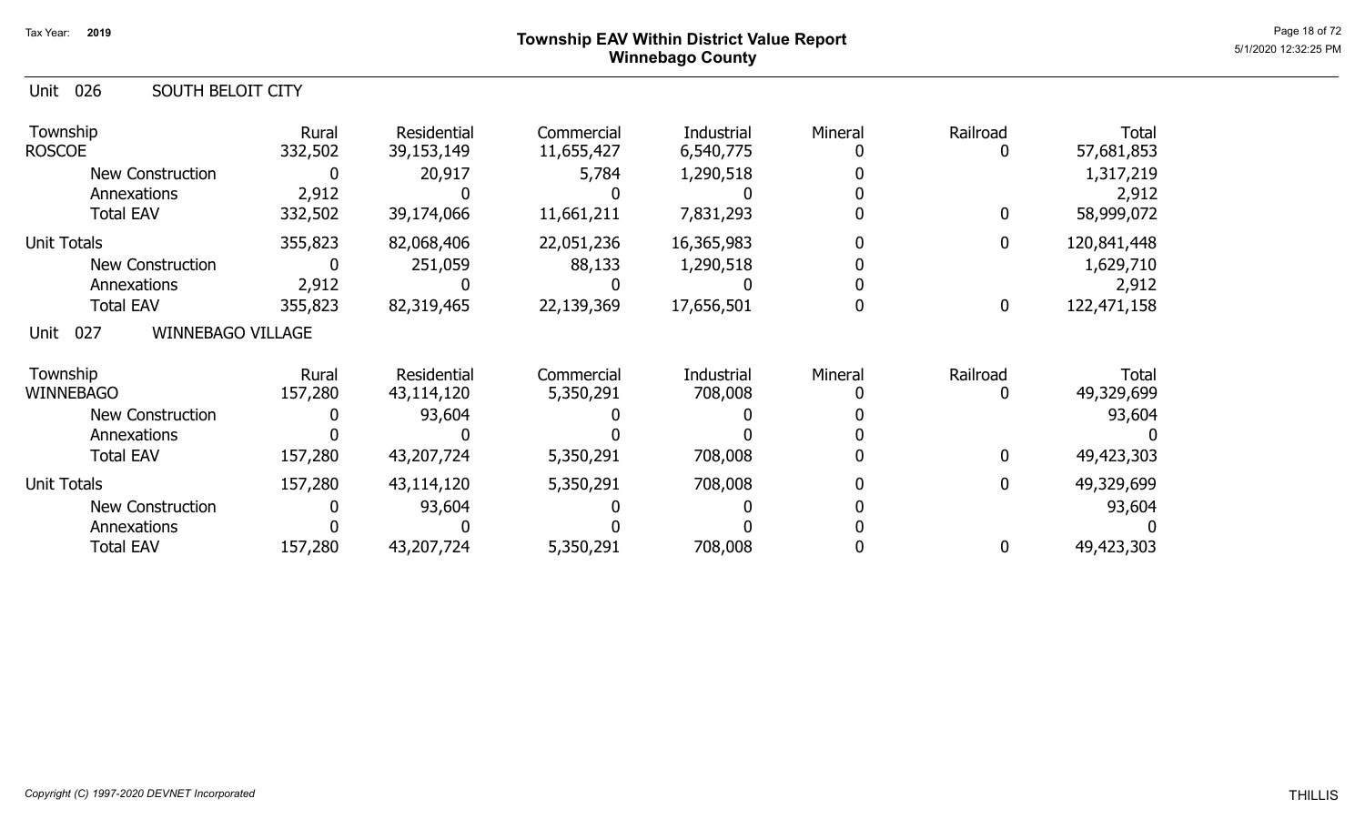# Township EAV Within District Value Report
## Winnebago County

Tax Year: 2019

### Unit 026 SOUTH BELOIT CITY

| Township | Rural | Residential | Commercial | Industrial | Mineral | Railroad | Total |
|---|---|---|---|---|---|---|---|
| ROSCOE | 332,502 | 39,153,149 | 11,655,427 | 6,540,775 | 0 | 0 | 57,681,853 |
| New Construction | 0 | 20,917 | 5,784 | 1,290,518 | 0 | | 1,317,219 |
| Annexations | 2,912 | 0 | 0 | 0 | 0 | | 2,912 |
| Total EAV | 332,502 | 39,174,066 | 11,661,211 | 7,831,293 | 0 | 0 | 58,999,072 |
| Unit Totals | 355,823 | 82,068,406 | 22,051,236 | 16,365,983 | 0 | 0 | 120,841,448 |
| New Construction | 0 | 251,059 | 88,133 | 1,290,518 | 0 | | 1,629,710 |
| Annexations | 2,912 | 0 | 0 | 0 | 0 | | 2,912 |
| Total EAV | 355,823 | 82,319,465 | 22,139,369 | 17,656,501 | 0 | 0 | 122,471,158 |

### Unit 027 WINNEBAGO VILLAGE

| Township | Rural | Residential | Commercial | Industrial | Mineral | Railroad | Total |
|---|---|---|---|---|---|---|---|
| WINNEBAGO | 157,280 | 43,114,120 | 5,350,291 | 708,008 | 0 | 0 | 49,329,699 |
| New Construction | 0 | 93,604 | 0 | 0 | 0 | | 93,604 |
| Annexations | 0 | 0 | 0 | 0 | 0 | | 0 |
| Total EAV | 157,280 | 43,207,724 | 5,350,291 | 708,008 | 0 | 0 | 49,423,303 |
| Unit Totals | 157,280 | 43,114,120 | 5,350,291 | 708,008 | 0 | 0 | 49,329,699 |
| New Construction | 0 | 93,604 | 0 | 0 | 0 | | 93,604 |
| Annexations | 0 | 0 | 0 | 0 | 0 | | 0 |
| Total EAV | 157,280 | 43,207,724 | 5,350,291 | 708,008 | 0 | 0 | 49,423,303 |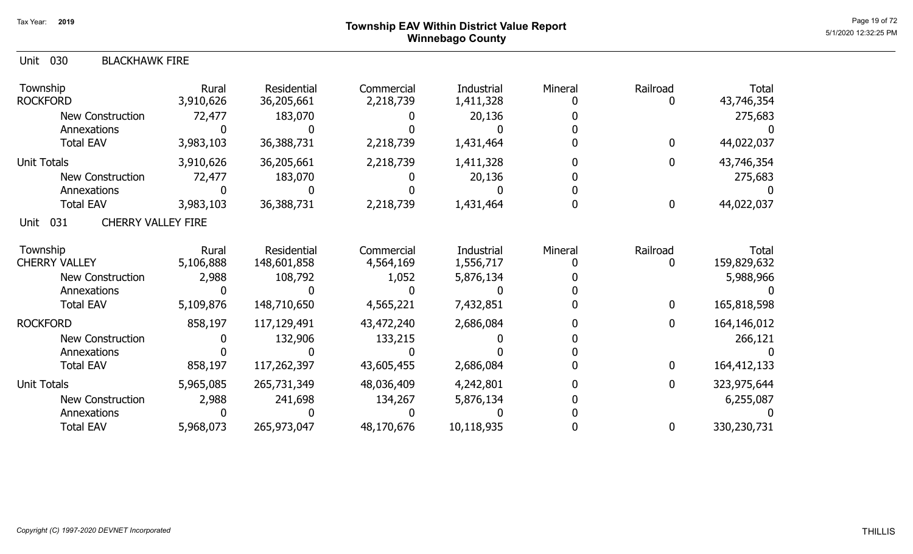# Township EAV Within District Value Report
## Winnebago County

Tax Year: 2019

### Unit 030 BLACKHAWK FIRE

| Township | Rural | Residential | Commercial | Industrial | Mineral | Railroad | Total |
|---|---|---|---|---|---|---|---|
| ROCKFORD | 3,910,626 | 36,205,661 | 2,218,739 | 1,411,328 | 0 | 0 | 43,746,354 |
| New Construction | 72,477 | 183,070 | 0 | 20,136 | 0 | | 275,683 |
| Annexations | 0 | 0 | 0 | 0 | 0 | | 0 |
| Total EAV | 3,983,103 | 36,388,731 | 2,218,739 | 1,431,464 | 0 | 0 | 44,022,037 |
| Unit Totals | 3,910,626 | 36,205,661 | 2,218,739 | 1,411,328 | 0 | 0 | 43,746,354 |
| New Construction | 72,477 | 183,070 | 0 | 20,136 | 0 | | 275,683 |
| Annexations | 0 | 0 | 0 | 0 | 0 | | 0 |
| Total EAV | 3,983,103 | 36,388,731 | 2,218,739 | 1,431,464 | 0 | 0 | 44,022,037 |

### Unit 031 CHERRY VALLEY FIRE

| Township | Rural | Residential | Commercial | Industrial | Mineral | Railroad | Total |
|---|---|---|---|---|---|---|---|
| CHERRY VALLEY | 5,106,888 | 148,601,858 | 4,564,169 | 1,556,717 | 0 | 0 | 159,829,632 |
| New Construction | 2,988 | 108,792 | 1,052 | 5,876,134 | 0 | | 5,988,966 |
| Annexations | 0 | 0 | 0 | 0 | 0 | | 0 |
| Total EAV | 5,109,876 | 148,710,650 | 4,565,221 | 7,432,851 | 0 | 0 | 165,818,598 |
| ROCKFORD | 858,197 | 117,129,491 | 43,472,240 | 2,686,084 | 0 | 0 | 164,146,012 |
| New Construction | 0 | 132,906 | 133,215 | 0 | 0 | | 266,121 |
| Annexations | 0 | 0 | 0 | 0 | 0 | | 0 |
| Total EAV | 858,197 | 117,262,397 | 43,605,455 | 2,686,084 | 0 | 0 | 164,412,133 |
| Unit Totals | 5,965,085 | 265,731,349 | 48,036,409 | 4,242,801 | 0 | 0 | 323,975,644 |
| New Construction | 2,988 | 241,698 | 134,267 | 5,876,134 | 0 | | 6,255,087 |
| Annexations | 0 | 0 | 0 | 0 | 0 | | 0 |
| Total EAV | 5,968,073 | 265,973,047 | 48,170,676 | 10,118,935 | 0 | 0 | 330,230,731 |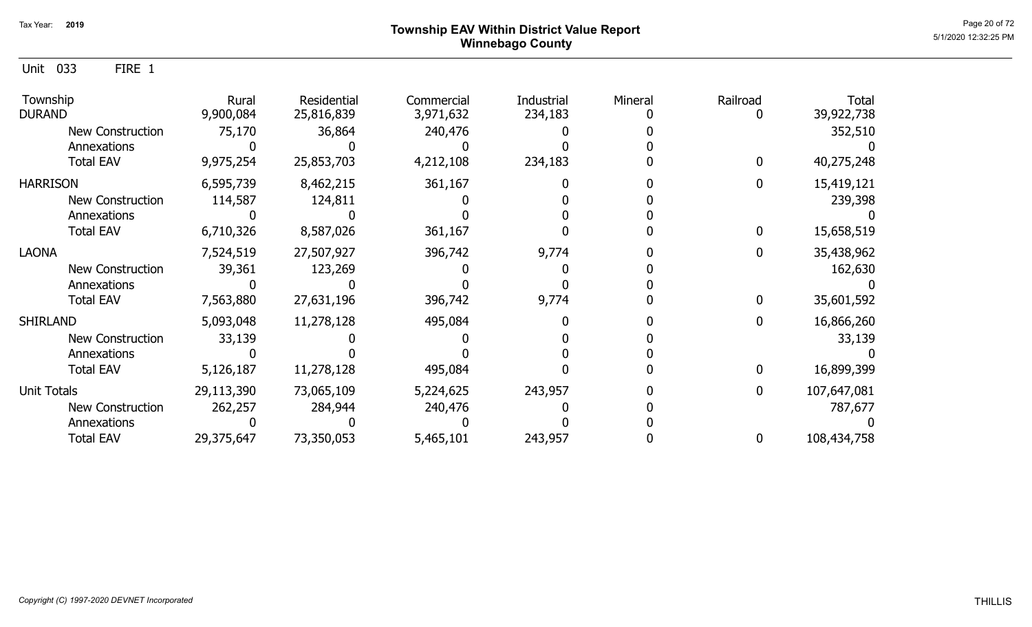Tax Year: 2019

# Township EAV Within District Value Report
## Winnebago County

Unit 033 FIRE 1

| Township | Rural | Residential | Commercial | Industrial | Mineral | Railroad | Total |
|---|---|---|---|---|---|---|---|
| DURAND | 9,900,084 | 25,816,839 | 3,971,632 | 234,183 | 0 | 0 | 39,922,738 |
| New Construction | 75,170 | 36,864 | 240,476 | 0 | 0 | | 352,510 |
| Annexations | 0 | 0 | 0 | 0 | 0 | | 0 |
| Total EAV | 9,975,254 | 25,853,703 | 4,212,108 | 234,183 | 0 | 0 | 40,275,248 |
| HARRISON | 6,595,739 | 8,462,215 | 361,167 | 0 | 0 | 0 | 15,419,121 |
| New Construction | 114,587 | 124,811 | 0 | 0 | 0 | | 239,398 |
| Annexations | 0 | 0 | 0 | 0 | 0 | | 0 |
| Total EAV | 6,710,326 | 8,587,026 | 361,167 | 0 | 0 | 0 | 15,658,519 |
| LAONA | 7,524,519 | 27,507,927 | 396,742 | 9,774 | 0 | 0 | 35,438,962 |
| New Construction | 39,361 | 123,269 | 0 | 0 | 0 | | 162,630 |
| Annexations | 0 | 0 | 0 | 0 | 0 | | 0 |
| Total EAV | 7,563,880 | 27,631,196 | 396,742 | 9,774 | 0 | 0 | 35,601,592 |
| SHIRLAND | 5,093,048 | 11,278,128 | 495,084 | 0 | 0 | 0 | 16,866,260 |
| New Construction | 33,139 | 0 | 0 | 0 | 0 | | 33,139 |
| Annexations | 0 | 0 | 0 | 0 | 0 | | 0 |
| Total EAV | 5,126,187 | 11,278,128 | 495,084 | 0 | 0 | 0 | 16,899,399 |
| Unit Totals | 29,113,390 | 73,065,109 | 5,224,625 | 243,957 | 0 | 0 | 107,647,081 |
| New Construction | 262,257 | 284,944 | 240,476 | 0 | 0 | | 787,677 |
| Annexations | 0 | 0 | 0 | 0 | 0 | | 0 |
| Total EAV | 29,375,647 | 73,350,053 | 5,465,101 | 243,957 | 0 | 0 | 108,434,758 |

*Copyright (C) 1997-2020 DEVNET Incorporated*

THILLIS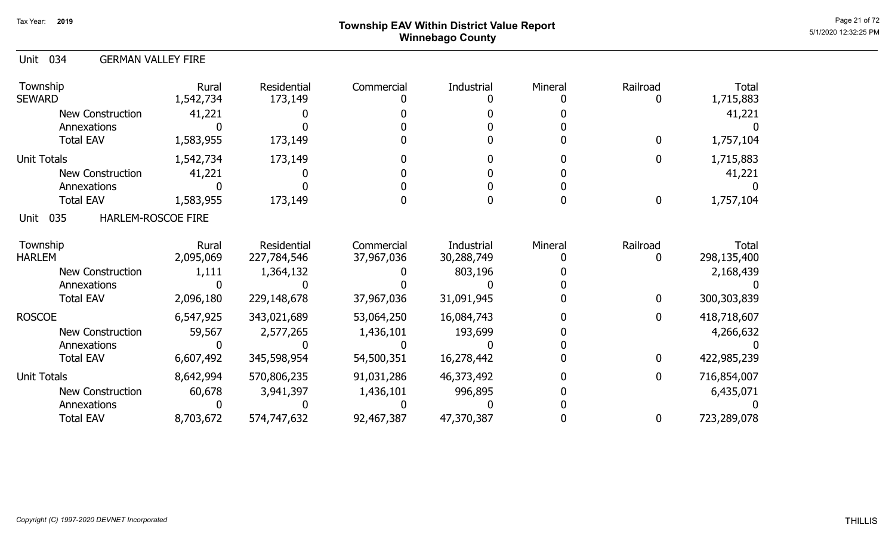## Township EAV Within District Value Report
## Winnebago County

Tax Year: 2019

### Unit 034 GERMAN VALLEY FIRE

| Township | Rural | Residential | Commercial | Industrial | Mineral | Railroad | Total |
|---|---|---|---|---|---|---|---|
| SEWARD | 1,542,734 | 173,149 | 0 | 0 | 0 | 0 | 1,715,883 |
| New Construction | 41,221 | 0 | 0 | 0 | 0 | | 41,221 |
| Annexations | 0 | 0 | 0 | 0 | 0 | | 0 |
| Total EAV | 1,583,955 | 173,149 | 0 | 0 | 0 | 0 | 1,757,104 |
| Unit Totals | 1,542,734 | 173,149 | 0 | 0 | 0 | 0 | 1,715,883 |
| New Construction | 41,221 | 0 | 0 | 0 | 0 | | 41,221 |
| Annexations | 0 | 0 | 0 | 0 | 0 | | 0 |
| Total EAV | 1,583,955 | 173,149 | 0 | 0 | 0 | 0 | 1,757,104 |

### Unit 035 HARLEM-ROSCOE FIRE

| Township | Rural | Residential | Commercial | Industrial | Mineral | Railroad | Total |
|---|---|---|---|---|---|---|---|
| HARLEM | 2,095,069 | 227,784,546 | 37,967,036 | 30,288,749 | 0 | 0 | 298,135,400 |
| New Construction | 1,111 | 1,364,132 | 0 | 803,196 | 0 | | 2,168,439 |
| Annexations | 0 | 0 | 0 | 0 | 0 | | 0 |
| Total EAV | 2,096,180 | 229,148,678 | 37,967,036 | 31,091,945 | 0 | 0 | 300,303,839 |
| ROSCOE | 6,547,925 | 343,021,689 | 53,064,250 | 16,084,743 | 0 | 0 | 418,718,607 |
| New Construction | 59,567 | 2,577,265 | 1,436,101 | 193,699 | 0 | | 4,266,632 |
| Annexations | 0 | 0 | 0 | 0 | 0 | | 0 |
| Total EAV | 6,607,492 | 345,598,954 | 54,500,351 | 16,278,442 | 0 | 0 | 422,985,239 |
| Unit Totals | 8,642,994 | 570,806,235 | 91,031,286 | 46,373,492 | 0 | 0 | 716,854,007 |
| New Construction | 60,678 | 3,941,397 | 1,436,101 | 996,895 | 0 | | 6,435,071 |
| Annexations | 0 | 0 | 0 | 0 | 0 | | 0 |
| Total EAV | 8,703,672 | 574,747,632 | 92,467,387 | 47,370,387 | 0 | 0 | 723,289,078 |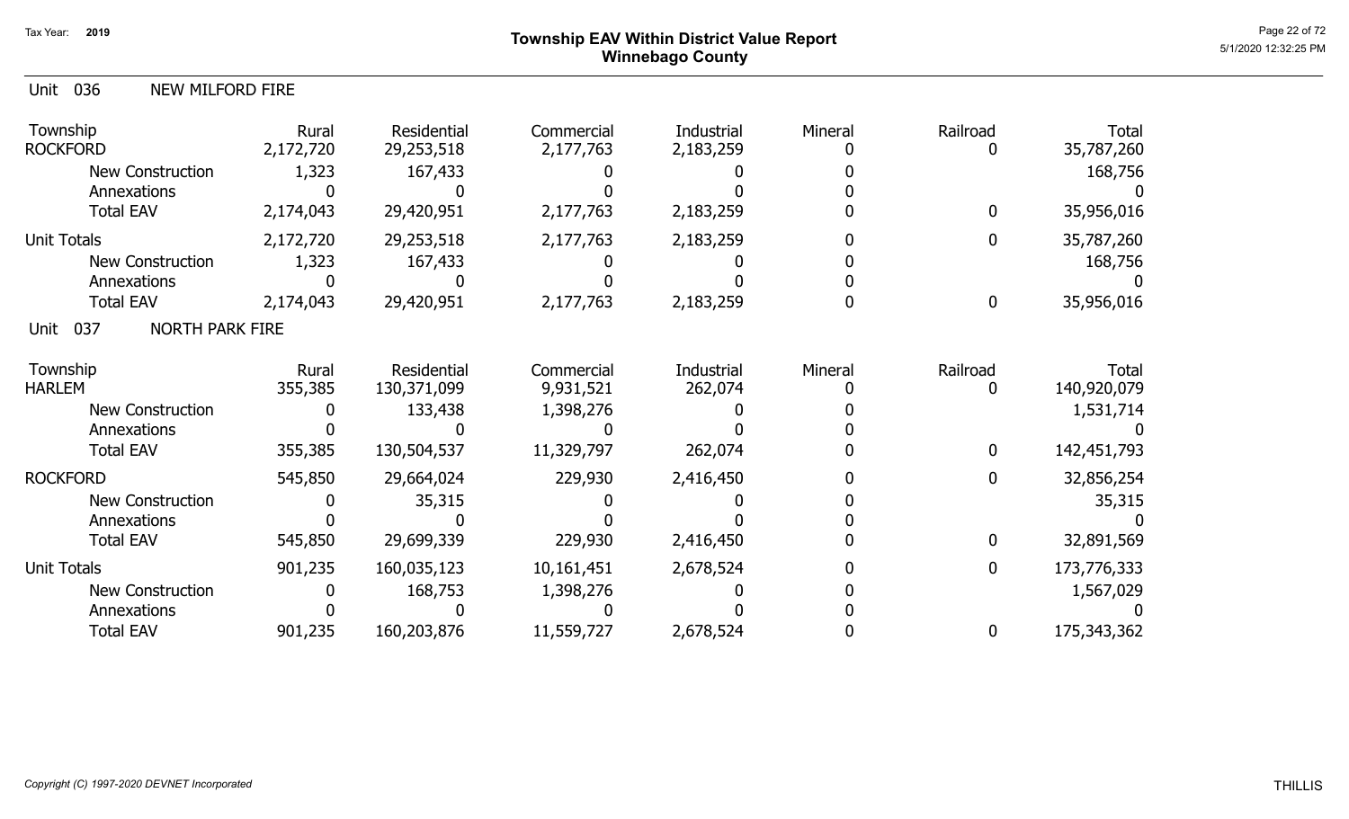# Township EAV Within District Value Report
## Winnebago County

Tax Year: 2019

### Unit 036 NEW MILFORD FIRE

| Township | Rural | Residential | Commercial | Industrial | Mineral | Railroad | Total |
|---|---|---|---|---|---|---|---|
| ROCKFORD | 2,172,720 | 29,253,518 | 2,177,763 | 2,183,259 | 0 | 0 | 35,787,260 |
| New Construction | 1,323 | 167,433 | 0 | 0 | 0 | | 168,756 |
| Annexations | 0 | 0 | 0 | 0 | 0 | | 0 |
| Total EAV | 2,174,043 | 29,420,951 | 2,177,763 | 2,183,259 | 0 | 0 | 35,956,016 |
| Unit Totals | 2,172,720 | 29,253,518 | 2,177,763 | 2,183,259 | 0 | 0 | 35,787,260 |
| New Construction | 1,323 | 167,433 | 0 | 0 | 0 | | 168,756 |
| Annexations | 0 | 0 | 0 | 0 | 0 | | 0 |
| Total EAV | 2,174,043 | 29,420,951 | 2,177,763 | 2,183,259 | 0 | 0 | 35,956,016 |

### Unit 037 NORTH PARK FIRE

| Township | Rural | Residential | Commercial | Industrial | Mineral | Railroad | Total |
|---|---|---|---|---|---|---|---|
| HARLEM | 355,385 | 130,371,099 | 9,931,521 | 262,074 | 0 | 0 | 140,920,079 |
| New Construction | 0 | 133,438 | 1,398,276 | 0 | 0 | | 1,531,714 |
| Annexations | 0 | 0 | 0 | 0 | 0 | | 0 |
| Total EAV | 355,385 | 130,504,537 | 11,329,797 | 262,074 | 0 | 0 | 142,451,793 |
| ROCKFORD | 545,850 | 29,664,024 | 229,930 | 2,416,450 | 0 | 0 | 32,856,254 |
| New Construction | 0 | 35,315 | 0 | 0 | 0 | | 35,315 |
| Annexations | 0 | 0 | 0 | 0 | 0 | | 0 |
| Total EAV | 545,850 | 29,699,339 | 229,930 | 2,416,450 | 0 | 0 | 32,891,569 |
| Unit Totals | 901,235 | 160,035,123 | 10,161,451 | 2,678,524 | 0 | 0 | 173,776,333 |
| New Construction | 0 | 168,753 | 1,398,276 | 0 | 0 | | 1,567,029 |
| Annexations | 0 | 0 | 0 | 0 | 0 | | 0 |
| Total EAV | 901,235 | 160,203,876 | 11,559,727 | 2,678,524 | 0 | 0 | 175,343,362 |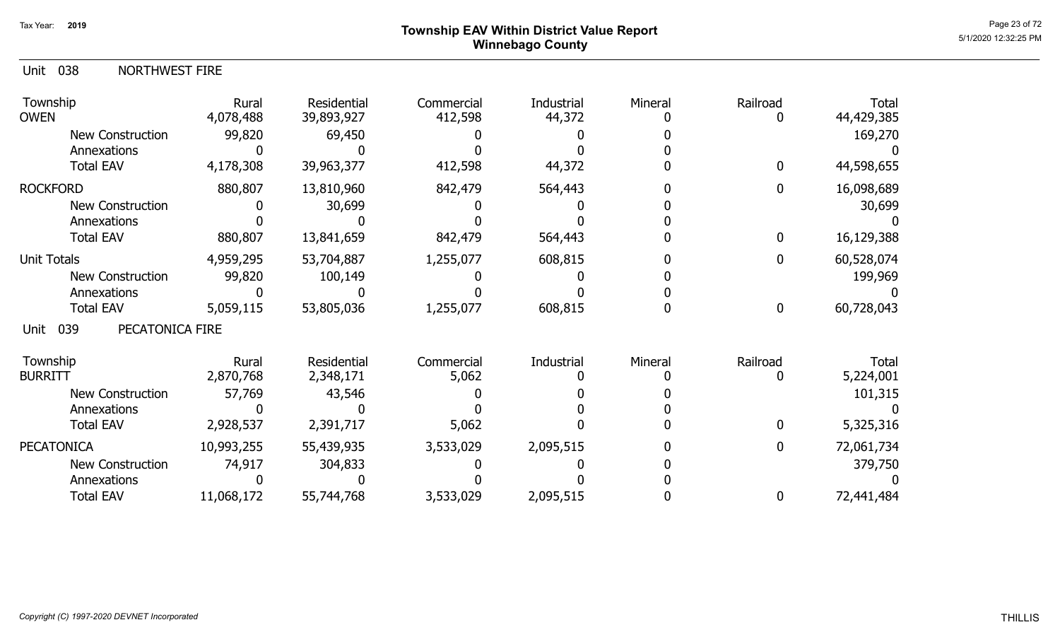Tax Year: 2019

# Township EAV Within District Value Report
## Winnebago County

Unit 038 NORTHWEST FIRE

| Township | Rural | Residential | Commercial | Industrial | Mineral | Railroad | Total |
|---|---|---|---|---|---|---|---|
| OWEN | 4,078,488 | 39,893,927 | 412,598 | 44,372 | 0 | 0 | 44,429,385 |
| New Construction | 99,820 | 69,450 | 0 | 0 | 0 | | 169,270 |
| Annexations | 0 | 0 | 0 | 0 | 0 | | 0 |
| Total EAV | 4,178,308 | 39,963,377 | 412,598 | 44,372 | 0 | 0 | 44,598,655 |
| ROCKFORD | 880,807 | 13,810,960 | 842,479 | 564,443 | 0 | 0 | 16,098,689 |
| New Construction | 0 | 30,699 | 0 | 0 | 0 | | 30,699 |
| Annexations | 0 | 0 | 0 | 0 | 0 | | 0 |
| Total EAV | 880,807 | 13,841,659 | 842,479 | 564,443 | 0 | 0 | 16,129,388 |
| Unit Totals | 4,959,295 | 53,704,887 | 1,255,077 | 608,815 | 0 | 0 | 60,528,074 |
| New Construction | 99,820 | 100,149 | 0 | 0 | 0 | | 199,969 |
| Annexations | 0 | 0 | 0 | 0 | 0 | | 0 |
| Total EAV | 5,059,115 | 53,805,036 | 1,255,077 | 608,815 | 0 | 0 | 60,728,043 |

Unit 039 PECATONICA FIRE

| Township | Rural | Residential | Commercial | Industrial | Mineral | Railroad | Total |
|---|---|---|---|---|---|---|---|
| BURRITT | 2,870,768 | 2,348,171 | 5,062 | 0 | 0 | 0 | 5,224,001 |
| New Construction | 57,769 | 43,546 | 0 | 0 | 0 | | 101,315 |
| Annexations | 0 | 0 | 0 | 0 | 0 | | 0 |
| Total EAV | 2,928,537 | 2,391,717 | 5,062 | 0 | 0 | 0 | 5,325,316 |
| PECATONICA | 10,993,255 | 55,439,935 | 3,533,029 | 2,095,515 | 0 | 0 | 72,061,734 |
| New Construction | 74,917 | 304,833 | 0 | 0 | 0 | | 379,750 |
| Annexations | 0 | 0 | 0 | 0 | 0 | | 0 |
| Total EAV | 11,068,172 | 55,744,768 | 3,533,029 | 2,095,515 | 0 | 0 | 72,441,484 |

*Copyright (C) 1997-2020 DEVNET Incorporated*

THILLIS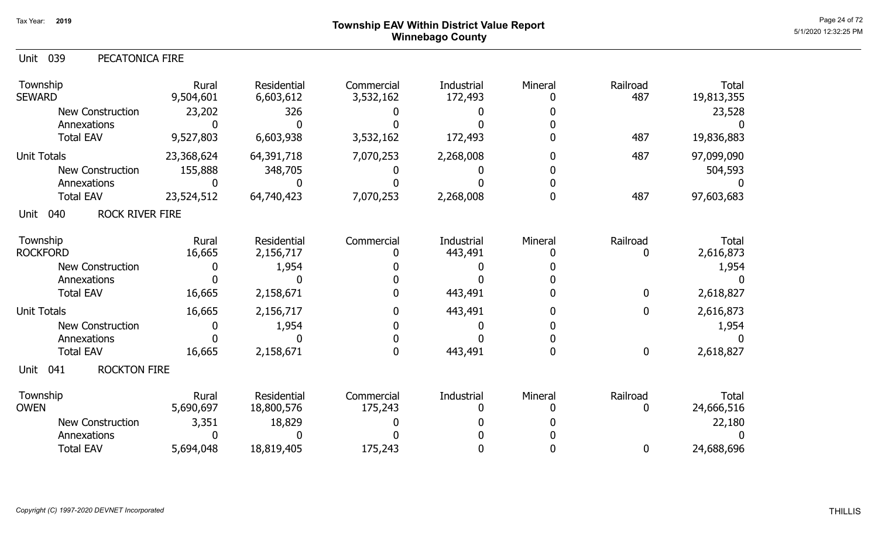# Township EAV Within District Value Report
## Winnebago County

Tax Year: 2019

### Unit 039 PECATONICA FIRE

| Township | Rural | Residential | Commercial | Industrial | Mineral | Railroad | Total |
|---|---|---|---|---|---|---|---|
| SEWARD | 9,504,601 | 6,603,612 | 3,532,162 | 172,493 | 0 | 487 | 19,813,355 |
| New Construction | 23,202 | 326 | 0 | 0 | 0 | | 23,528 |
| Annexations | 0 | 0 | 0 | 0 | 0 | | 0 |
| Total EAV | 9,527,803 | 6,603,938 | 3,532,162 | 172,493 | 0 | 487 | 19,836,883 |
| Unit Totals | 23,368,624 | 64,391,718 | 7,070,253 | 2,268,008 | 0 | 487 | 97,099,090 |
| New Construction | 155,888 | 348,705 | 0 | 0 | 0 | | 504,593 |
| Annexations | 0 | 0 | 0 | 0 | 0 | | 0 |
| Total EAV | 23,524,512 | 64,740,423 | 7,070,253 | 2,268,008 | 0 | 487 | 97,603,683 |

### Unit 040 ROCK RIVER FIRE

| Township | Rural | Residential | Commercial | Industrial | Mineral | Railroad | Total |
|---|---|---|---|---|---|---|---|
| ROCKFORD | 16,665 | 2,156,717 | 0 | 443,491 | 0 | 0 | 2,616,873 |
| New Construction | 0 | 1,954 | 0 | 0 | 0 | | 1,954 |
| Annexations | 0 | 0 | 0 | 0 | 0 | | 0 |
| Total EAV | 16,665 | 2,158,671 | 0 | 443,491 | 0 | 0 | 2,618,827 |
| Unit Totals | 16,665 | 2,156,717 | 0 | 443,491 | 0 | 0 | 2,616,873 |
| New Construction | 0 | 1,954 | 0 | 0 | 0 | | 1,954 |
| Annexations | 0 | 0 | 0 | 0 | 0 | | 0 |
| Total EAV | 16,665 | 2,158,671 | 0 | 443,491 | 0 | 0 | 2,618,827 |

### Unit 041 ROCKTON FIRE

| Township | Rural | Residential | Commercial | Industrial | Mineral | Railroad | Total |
|---|---|---|---|---|---|---|---|
| OWEN | 5,690,697 | 18,800,576 | 175,243 | 0 | 0 | 0 | 24,666,516 |
| New Construction | 3,351 | 18,829 | 0 | 0 | 0 | | 22,180 |
| Annexations | 0 | 0 | 0 | 0 | 0 | | 0 |
| Total EAV | 5,694,048 | 18,819,405 | 175,243 | 0 | 0 | 0 | 24,688,696 |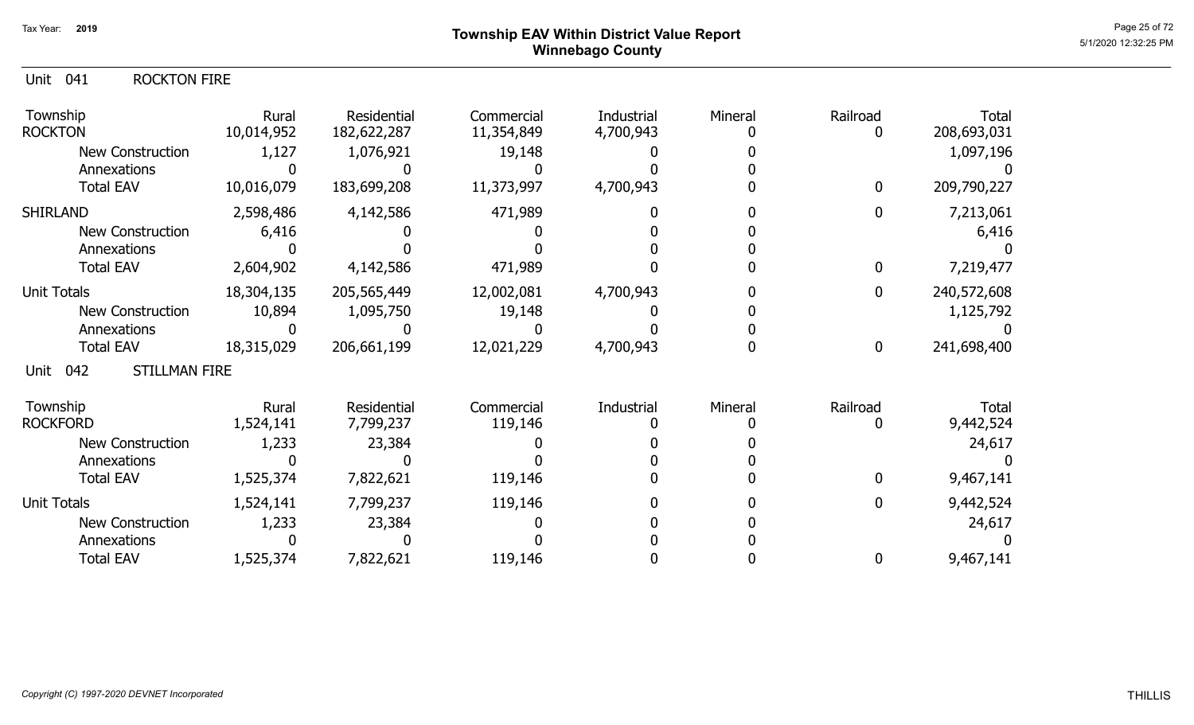# Township EAV Within District Value Report
## Winnebago County

Tax Year: 2019

### Unit 041 ROCKTON FIRE

| Township | Rural | Residential | Commercial | Industrial | Mineral | Railroad | Total |
|---|---|---|---|---|---|---|---|
| ROCKTON | 10,014,952 | 182,622,287 | 11,354,849 | 4,700,943 | 0 | 0 | 208,693,031 |
| New Construction | 1,127 | 1,076,921 | 19,148 | 0 | 0 | | 1,097,196 |
| Annexations | 0 | 0 | 0 | 0 | 0 | | 0 |
| Total EAV | 10,016,079 | 183,699,208 | 11,373,997 | 4,700,943 | 0 | 0 | 209,790,227 |
| SHIRLAND | 2,598,486 | 4,142,586 | 471,989 | 0 | 0 | 0 | 7,213,061 |
| New Construction | 6,416 | 0 | 0 | 0 | 0 | | 6,416 |
| Annexations | 0 | 0 | 0 | 0 | 0 | | 0 |
| Total EAV | 2,604,902 | 4,142,586 | 471,989 | 0 | 0 | 0 | 7,219,477 |
| Unit Totals | 18,304,135 | 205,565,449 | 12,002,081 | 4,700,943 | 0 | 0 | 240,572,608 |
| New Construction | 10,894 | 1,095,750 | 19,148 | 0 | 0 | | 1,125,792 |
| Annexations | 0 | 0 | 0 | 0 | 0 | | 0 |
| Total EAV | 18,315,029 | 206,661,199 | 12,021,229 | 4,700,943 | 0 | 0 | 241,698,400 |

### Unit 042 STILLMAN FIRE

| Township | Rural | Residential | Commercial | Industrial | Mineral | Railroad | Total |
|---|---|---|---|---|---|---|---|
| ROCKFORD | 1,524,141 | 7,799,237 | 119,146 | 0 | 0 | 0 | 9,442,524 |
| New Construction | 1,233 | 23,384 | 0 | 0 | 0 | | 24,617 |
| Annexations | 0 | 0 | 0 | 0 | 0 | | 0 |
| Total EAV | 1,525,374 | 7,822,621 | 119,146 | 0 | 0 | 0 | 9,467,141 |
| Unit Totals | 1,524,141 | 7,799,237 | 119,146 | 0 | 0 | 0 | 9,442,524 |
| New Construction | 1,233 | 23,384 | 0 | 0 | 0 | | 24,617 |
| Annexations | 0 | 0 | 0 | 0 | 0 | | 0 |
| Total EAV | 1,525,374 | 7,822,621 | 119,146 | 0 | 0 | 0 | 9,467,141 |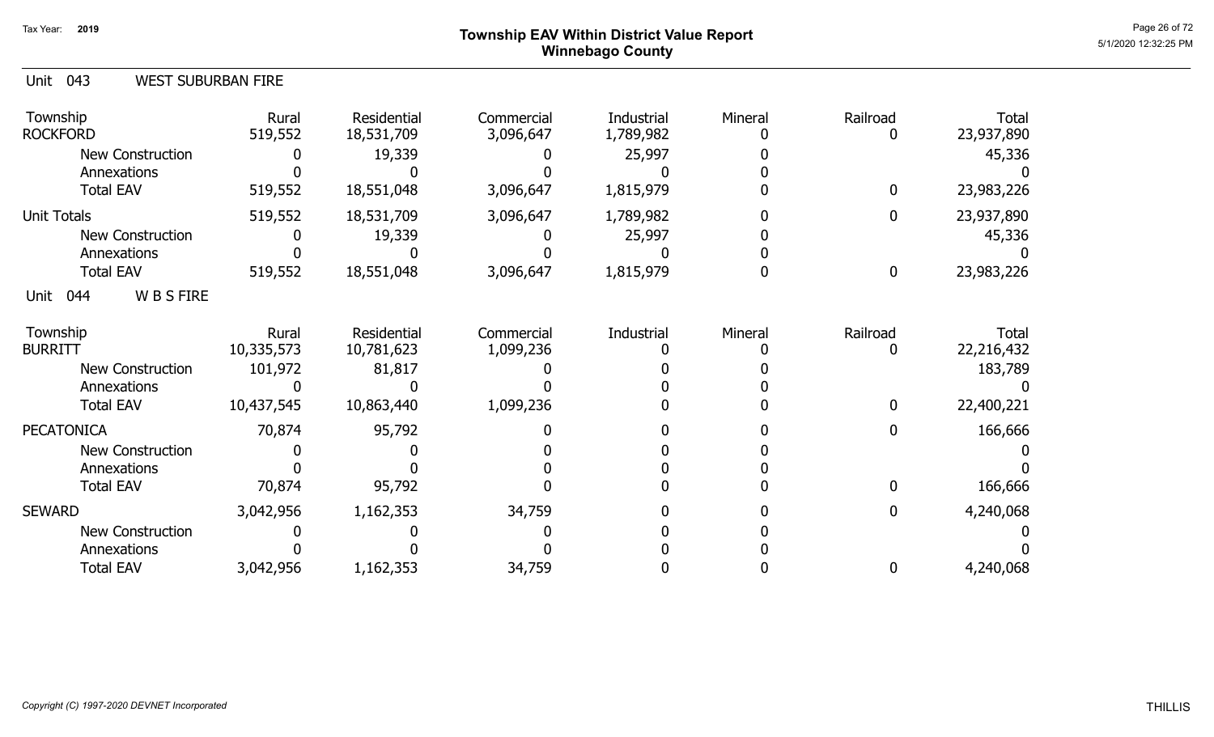# Township EAV Within District Value Report
## Winnebago County

Tax Year: 2019

5/1/2020 12:32:25 PM

### Unit 043 WEST SUBURBAN FIRE

| Township | Rural | Residential | Commercial | Industrial | Mineral | Railroad | Total |
|---|---|---|---|---|---|---|---|
| ROCKFORD | 519,552 | 18,531,709 | 3,096,647 | 1,789,982 | 0 | 0 | 23,937,890 |
| New Construction | 0 | 19,339 | 0 | 25,997 | 0 | | 45,336 |
| Annexations | 0 | 0 | 0 | 0 | 0 | | 0 |
| Total EAV | 519,552 | 18,551,048 | 3,096,647 | 1,815,979 | 0 | 0 | 23,983,226 |
| Unit Totals | 519,552 | 18,531,709 | 3,096,647 | 1,789,982 | 0 | 0 | 23,937,890 |
| New Construction | 0 | 19,339 | 0 | 25,997 | 0 | | 45,336 |
| Annexations | 0 | 0 | 0 | 0 | 0 | | 0 |
| Total EAV | 519,552 | 18,551,048 | 3,096,647 | 1,815,979 | 0 | 0 | 23,983,226 |

### Unit 044 W B S FIRE

| Township | Rural | Residential | Commercial | Industrial | Mineral | Railroad | Total |
|---|---|---|---|---|---|---|---|
| BURRITT | 10,335,573 | 10,781,623 | 1,099,236 | 0 | 0 | 0 | 22,216,432 |
| New Construction | 101,972 | 81,817 | 0 | 0 | 0 | | 183,789 |
| Annexations | 0 | 0 | 0 | 0 | 0 | | 0 |
| Total EAV | 10,437,545 | 10,863,440 | 1,099,236 | 0 | 0 | 0 | 22,400,221 |
| PECATONICA | 70,874 | 95,792 | 0 | 0 | 0 | 0 | 166,666 |
| New Construction | 0 | 0 | 0 | 0 | 0 | | 0 |
| Annexations | 0 | 0 | 0 | 0 | 0 | | 0 |
| Total EAV | 70,874 | 95,792 | 0 | 0 | 0 | 0 | 166,666 |
| SEWARD | 3,042,956 | 1,162,353 | 34,759 | 0 | 0 | 0 | 4,240,068 |
| New Construction | 0 | 0 | 0 | 0 | 0 | | 0 |
| Annexations | 0 | 0 | 0 | 0 | 0 | | 0 |
| Total EAV | 3,042,956 | 1,162,353 | 34,759 | 0 | 0 | 0 | 4,240,068 |

*Copyright (C) 1997-2020 DEVNET Incorporated*

THILLIS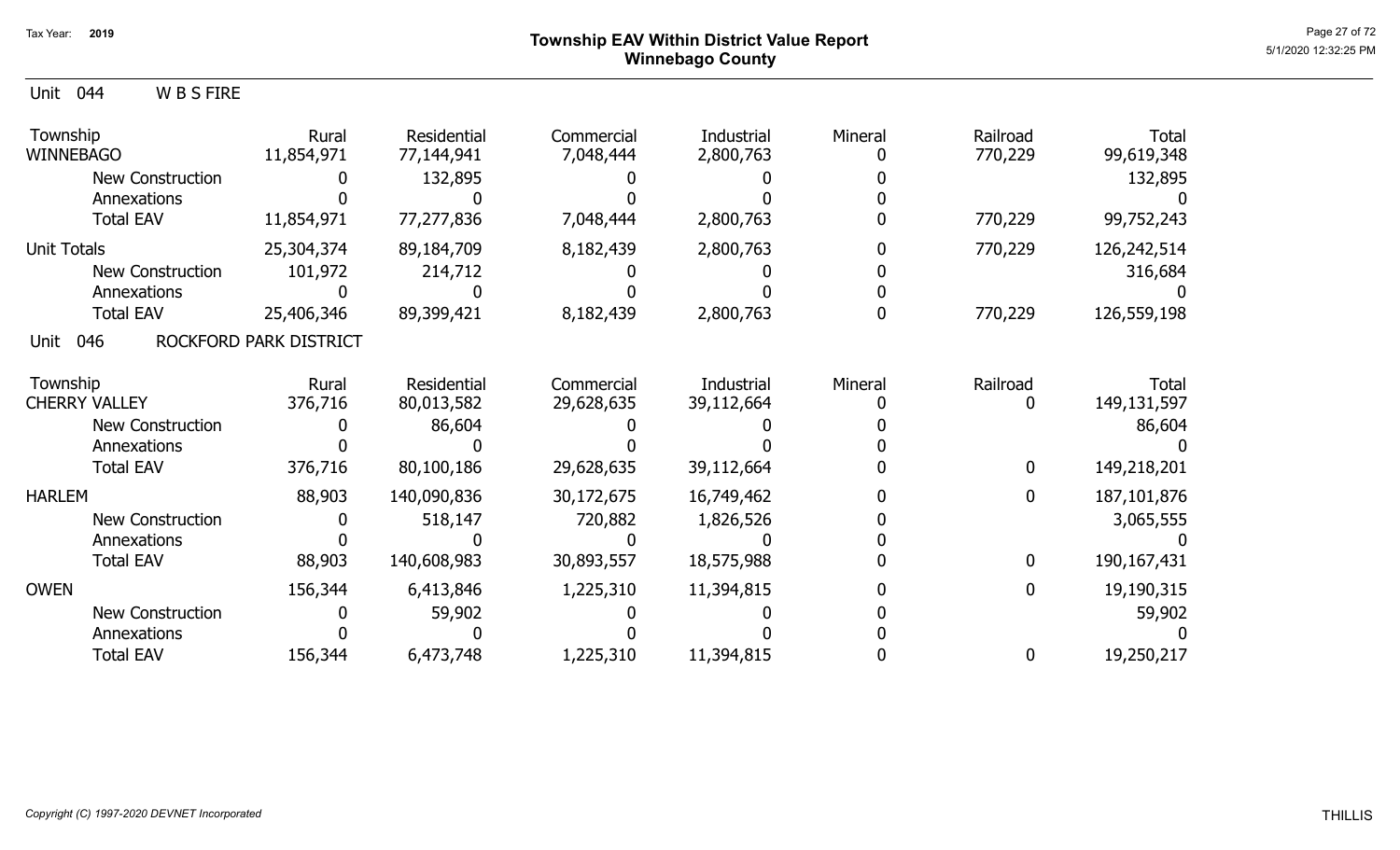# Township EAV Within District Value Report
## Winnebago County

Tax Year: 2019

Unit 044 W B S FIRE

| Township | Rural | Residential | Commercial | Industrial | Mineral | Railroad | Total |
|---|---|---|---|---|---|---|---|
| WINNEBAGO | 11,854,971 | 77,144,941 | 7,048,444 | 2,800,763 | 0 | 770,229 | 99,619,348 |
| New Construction | 0 | 132,895 | 0 | 0 | 0 | | 132,895 |
| Annexations | 0 | 0 | 0 | 0 | 0 | | 0 |
| Total EAV | 11,854,971 | 77,277,836 | 7,048,444 | 2,800,763 | 0 | 770,229 | 99,752,243 |
| Unit Totals | 25,304,374 | 89,184,709 | 8,182,439 | 2,800,763 | 0 | 770,229 | 126,242,514 |
| New Construction | 101,972 | 214,712 | 0 | 0 | 0 | | 316,684 |
| Annexations | 0 | 0 | 0 | 0 | 0 | | 0 |
| Total EAV | 25,406,346 | 89,399,421 | 8,182,439 | 2,800,763 | 0 | 770,229 | 126,559,198 |

Unit 046 ROCKFORD PARK DISTRICT

| Township | Rural | Residential | Commercial | Industrial | Mineral | Railroad | Total |
|---|---|---|---|---|---|---|---|
| CHERRY VALLEY | 376,716 | 80,013,582 | 29,628,635 | 39,112,664 | 0 | 0 | 149,131,597 |
| New Construction | 0 | 86,604 | 0 | 0 | 0 | | 86,604 |
| Annexations | 0 | 0 | 0 | 0 | 0 | | 0 |
| Total EAV | 376,716 | 80,100,186 | 29,628,635 | 39,112,664 | 0 | 0 | 149,218,201 |
| HARLEM | 88,903 | 140,090,836 | 30,172,675 | 16,749,462 | 0 | 0 | 187,101,876 |
| New Construction | 0 | 518,147 | 720,882 | 1,826,526 | 0 | | 3,065,555 |
| Annexations | 0 | 0 | 0 | 0 | 0 | | 0 |
| Total EAV | 88,903 | 140,608,983 | 30,893,557 | 18,575,988 | 0 | 0 | 190,167,431 |
| OWEN | 156,344 | 6,413,846 | 1,225,310 | 11,394,815 | 0 | 0 | 19,190,315 |
| New Construction | 0 | 59,902 | 0 | 0 | 0 | | 59,902 |
| Annexations | 0 | 0 | 0 | 0 | 0 | | 0 |
| Total EAV | 156,344 | 6,473,748 | 1,225,310 | 11,394,815 | 0 | 0 | 19,250,217 |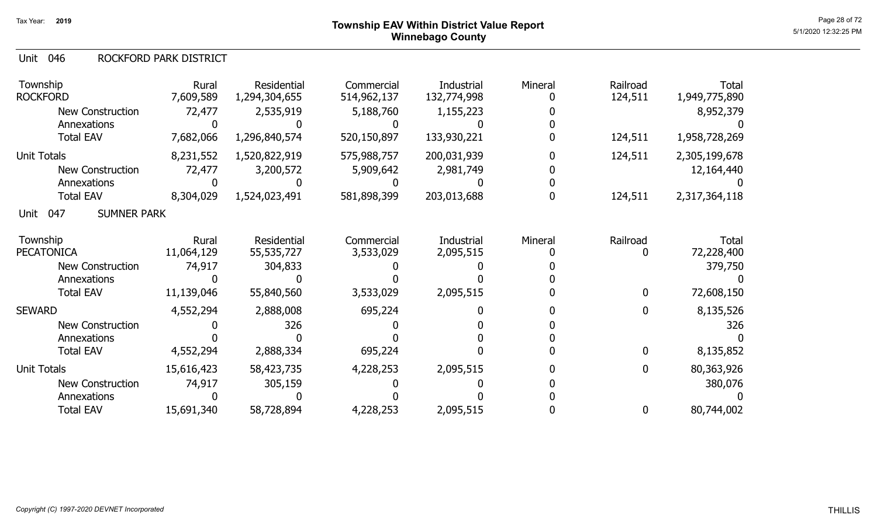## Township EAV Within District Value Report
## Winnebago County

Tax Year: 2019

### Unit 046 ROCKFORD PARK DISTRICT

| Township | Rural | Residential | Commercial | Industrial | Mineral | Railroad | Total |
|---|---|---|---|---|---|---|---|
| ROCKFORD | 7,609,589 | 1,294,304,655 | 514,962,137 | 132,774,998 | 0 | 124,511 | 1,949,775,890 |
| New Construction | 72,477 | 2,535,919 | 5,188,760 | 1,155,223 | 0 | | 8,952,379 |
| Annexations | 0 | 0 | 0 | 0 | 0 | | 0 |
| Total EAV | 7,682,066 | 1,296,840,574 | 520,150,897 | 133,930,221 | 0 | 124,511 | 1,958,728,269 |
| Unit Totals | 8,231,552 | 1,520,822,919 | 575,988,757 | 200,031,939 | 0 | 124,511 | 2,305,199,678 |
| New Construction | 72,477 | 3,200,572 | 5,909,642 | 2,981,749 | 0 | | 12,164,440 |
| Annexations | 0 | 0 | 0 | 0 | 0 | | 0 |
| Total EAV | 8,304,029 | 1,524,023,491 | 581,898,399 | 203,013,688 | 0 | 124,511 | 2,317,364,118 |

### Unit 047 SUMNER PARK

| Township | Rural | Residential | Commercial | Industrial | Mineral | Railroad | Total |
|---|---|---|---|---|---|---|---|
| PECATONICA | 11,064,129 | 55,535,727 | 3,533,029 | 2,095,515 | 0 | 0 | 72,228,400 |
| New Construction | 74,917 | 304,833 | 0 | 0 | 0 | | 379,750 |
| Annexations | 0 | 0 | 0 | 0 | 0 | | 0 |
| Total EAV | 11,139,046 | 55,840,560 | 3,533,029 | 2,095,515 | 0 | 0 | 72,608,150 |
| SEWARD | 4,552,294 | 2,888,008 | 695,224 | 0 | 0 | 0 | 8,135,526 |
| New Construction | 0 | 326 | 0 | 0 | 0 | | 326 |
| Annexations | 0 | 0 | 0 | 0 | 0 | | 0 |
| Total EAV | 4,552,294 | 2,888,334 | 695,224 | 0 | 0 | 0 | 8,135,852 |
| Unit Totals | 15,616,423 | 58,423,735 | 4,228,253 | 2,095,515 | 0 | 0 | 80,363,926 |
| New Construction | 74,917 | 305,159 | 0 | 0 | 0 | | 380,076 |
| Annexations | 0 | 0 | 0 | 0 | 0 | | 0 |
| Total EAV | 15,691,340 | 58,728,894 | 4,228,253 | 2,095,515 | 0 | 0 | 80,744,002 |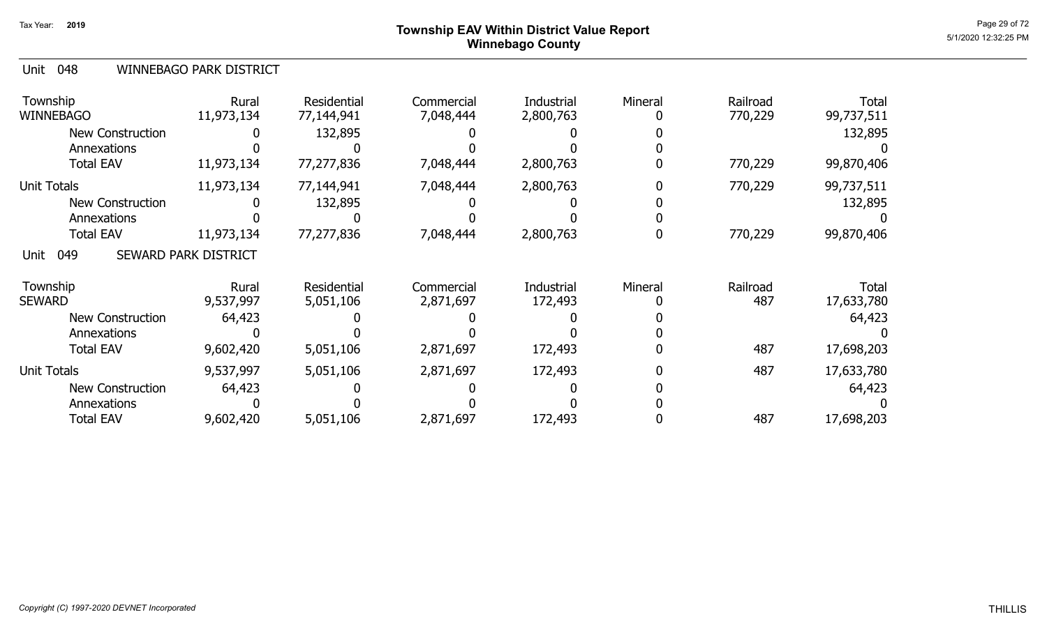# Township EAV Within District Value Report
## Winnebago County

Tax Year: 2019

### Unit 048 WINNEBAGO PARK DISTRICT

| Township | Rural | Residential | Commercial | Industrial | Mineral | Railroad | Total |
|---|---|---|---|---|---|---|---|
| WINNEBAGO | 11,973,134 | 77,144,941 | 7,048,444 | 2,800,763 | 0 | 770,229 | 99,737,511 |
| New Construction | 0 | 132,895 | 0 | 0 | 0 | | 132,895 |
| Annexations | 0 | 0 | 0 | 0 | 0 | | 0 |
| Total EAV | 11,973,134 | 77,277,836 | 7,048,444 | 2,800,763 | 0 | 770,229 | 99,870,406 |
| Unit Totals | 11,973,134 | 77,144,941 | 7,048,444 | 2,800,763 | 0 | 770,229 | 99,737,511 |
| New Construction | 0 | 132,895 | 0 | 0 | 0 | | 132,895 |
| Annexations | 0 | 0 | 0 | 0 | 0 | | 0 |
| Total EAV | 11,973,134 | 77,277,836 | 7,048,444 | 2,800,763 | 0 | 770,229 | 99,870,406 |

### Unit 049 SEWARD PARK DISTRICT

| Township | Rural | Residential | Commercial | Industrial | Mineral | Railroad | Total |
|---|---|---|---|---|---|---|---|
| SEWARD | 9,537,997 | 5,051,106 | 2,871,697 | 172,493 | 0 | 487 | 17,633,780 |
| New Construction | 64,423 | 0 | 0 | 0 | 0 | | 64,423 |
| Annexations | 0 | 0 | 0 | 0 | 0 | | 0 |
| Total EAV | 9,602,420 | 5,051,106 | 2,871,697 | 172,493 | 0 | 487 | 17,698,203 |
| Unit Totals | 9,537,997 | 5,051,106 | 2,871,697 | 172,493 | 0 | 487 | 17,633,780 |
| New Construction | 64,423 | 0 | 0 | 0 | 0 | | 64,423 |
| Annexations | 0 | 0 | 0 | 0 | 0 | | 0 |
| Total EAV | 9,602,420 | 5,051,106 | 2,871,697 | 172,493 | 0 | 487 | 17,698,203 |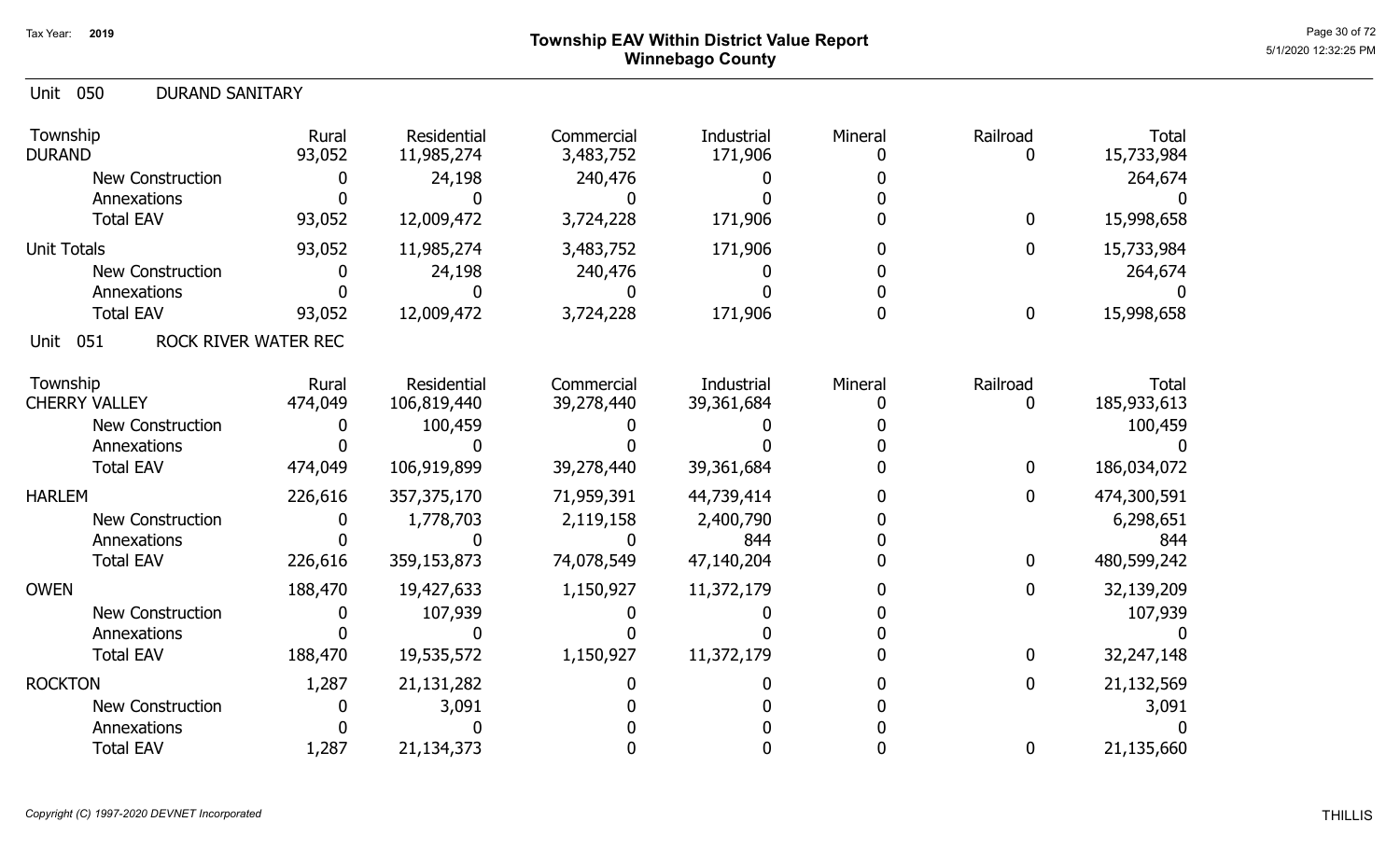# Township EAV Within District Value Report
## Winnebago County

Tax Year: 2019

### Unit 050 DURAND SANITARY

| Township | Rural | Residential | Commercial | Industrial | Mineral | Railroad | Total |
|---|---|---|---|---|---|---|---|
| DURAND | 93,052 | 11,985,274 | 3,483,752 | 171,906 | 0 | 0 | 15,733,984 |
| New Construction | 0 | 24,198 | 240,476 | 0 | 0 | | 264,674 |
| Annexations | 0 | 0 | 0 | 0 | 0 | | 0 |
| Total EAV | 93,052 | 12,009,472 | 3,724,228 | 171,906 | 0 | 0 | 15,998,658 |
| Unit Totals | 93,052 | 11,985,274 | 3,483,752 | 171,906 | 0 | 0 | 15,733,984 |
| New Construction | 0 | 24,198 | 240,476 | 0 | 0 | | 264,674 |
| Annexations | 0 | 0 | 0 | 0 | 0 | | 0 |
| Total EAV | 93,052 | 12,009,472 | 3,724,228 | 171,906 | 0 | 0 | 15,998,658 |

### Unit 051 ROCK RIVER WATER REC

| Township | Rural | Residential | Commercial | Industrial | Mineral | Railroad | Total |
|---|---|---|---|---|---|---|---|
| CHERRY VALLEY | 474,049 | 106,819,440 | 39,278,440 | 39,361,684 | 0 | 0 | 185,933,613 |
| New Construction | 0 | 100,459 | 0 | 0 | 0 | | 100,459 |
| Annexations | 0 | 0 | 0 | 0 | 0 | | 0 |
| Total EAV | 474,049 | 106,919,899 | 39,278,440 | 39,361,684 | 0 | 0 | 186,034,072 |
| HARLEM | 226,616 | 357,375,170 | 71,959,391 | 44,739,414 | 0 | 0 | 474,300,591 |
| New Construction | 0 | 1,778,703 | 2,119,158 | 2,400,790 | 0 | | 6,298,651 |
| Annexations | 0 | 0 | 0 | 844 | 0 | | 844 |
| Total EAV | 226,616 | 359,153,873 | 74,078,549 | 47,140,204 | 0 | 0 | 480,599,242 |
| OWEN | 188,470 | 19,427,633 | 1,150,927 | 11,372,179 | 0 | 0 | 32,139,209 |
| New Construction | 0 | 107,939 | 0 | 0 | 0 | | 107,939 |
| Annexations | 0 | 0 | 0 | 0 | 0 | | 0 |
| Total EAV | 188,470 | 19,535,572 | 1,150,927 | 11,372,179 | 0 | 0 | 32,247,148 |
| ROCKTON | 1,287 | 21,131,282 | 0 | 0 | 0 | 0 | 21,132,569 |
| New Construction | 0 | 3,091 | 0 | 0 | 0 | | 3,091 |
| Annexations | 0 | 0 | 0 | 0 | 0 | | 0 |
| Total EAV | 1,287 | 21,134,373 | 0 | 0 | 0 | 0 | 21,135,660 |

*Copyright (C) 1997-2020 DEVNET Incorporated*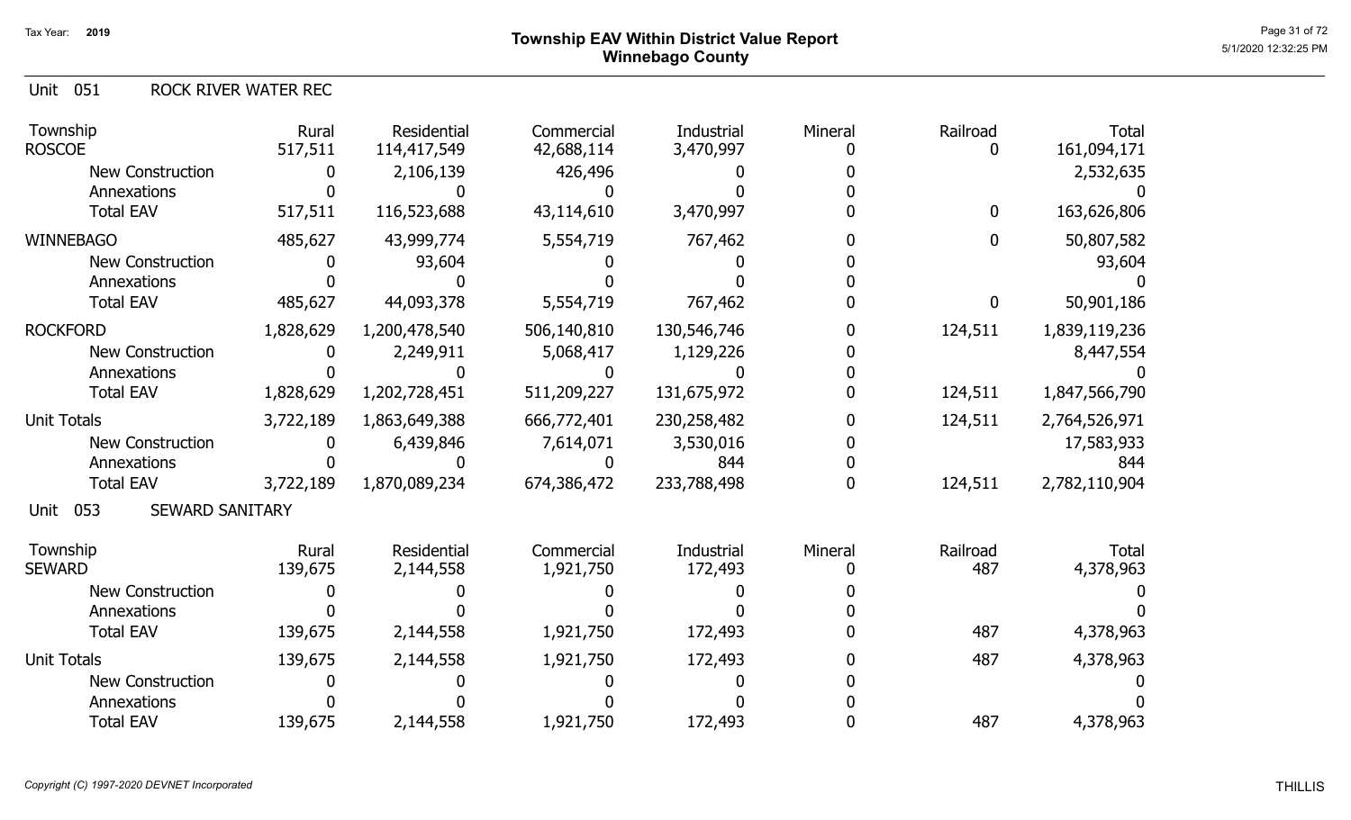## Township EAV Within District Value Report
## Winnebago County

Tax Year: 2019

### Unit 051 ROCK RIVER WATER REC

| Township | Rural | Residential | Commercial | Industrial | Mineral | Railroad | Total |
|---|---|---|---|---|---|---|---|
| ROSCOE | 517,511 | 114,417,549 | 42,688,114 | 3,470,997 | 0 | 0 | 161,094,171 |
| New Construction | 0 | 2,106,139 | 426,496 | 0 | 0 | | 2,532,635 |
| Annexations | 0 | 0 | 0 | 0 | 0 | | 0 |
| Total EAV | 517,511 | 116,523,688 | 43,114,610 | 3,470,997 | 0 | 0 | 163,626,806 |
| WINNEBAGO | 485,627 | 43,999,774 | 5,554,719 | 767,462 | 0 | 0 | 50,807,582 |
| New Construction | 0 | 93,604 | 0 | 0 | 0 | | 93,604 |
| Annexations | 0 | 0 | 0 | 0 | 0 | | 0 |
| Total EAV | 485,627 | 44,093,378 | 5,554,719 | 767,462 | 0 | 0 | 50,901,186 |
| ROCKFORD | 1,828,629 | 1,200,478,540 | 506,140,810 | 130,546,746 | 0 | 124,511 | 1,839,119,236 |
| New Construction | 0 | 2,249,911 | 5,068,417 | 1,129,226 | 0 | | 8,447,554 |
| Annexations | 0 | 0 | 0 | 0 | 0 | | 0 |
| Total EAV | 1,828,629 | 1,202,728,451 | 511,209,227 | 131,675,972 | 0 | 124,511 | 1,847,566,790 |
| Unit Totals | 3,722,189 | 1,863,649,388 | 666,772,401 | 230,258,482 | 0 | 124,511 | 2,764,526,971 |
| New Construction | 0 | 6,439,846 | 7,614,071 | 3,530,016 | 0 | | 17,583,933 |
| Annexations | 0 | 0 | 0 | 844 | 0 | | 844 |
| Total EAV | 3,722,189 | 1,870,089,234 | 674,386,472 | 233,788,498 | 0 | 124,511 | 2,782,110,904 |

### Unit 053 SEWARD SANITARY

| Township | Rural | Residential | Commercial | Industrial | Mineral | Railroad | Total |
|---|---|---|---|---|---|---|---|
| SEWARD | 139,675 | 2,144,558 | 1,921,750 | 172,493 | 0 | 487 | 4,378,963 |
| New Construction | 0 | 0 | 0 | 0 | 0 | | 0 |
| Annexations | 0 | 0 | 0 | 0 | 0 | | 0 |
| Total EAV | 139,675 | 2,144,558 | 1,921,750 | 172,493 | 0 | 487 | 4,378,963 |
| Unit Totals | 139,675 | 2,144,558 | 1,921,750 | 172,493 | 0 | 487 | 4,378,963 |
| New Construction | 0 | 0 | 0 | 0 | 0 | | 0 |
| Annexations | 0 | 0 | 0 | 0 | 0 | | 0 |
| Total EAV | 139,675 | 2,144,558 | 1,921,750 | 172,493 | 0 | 487 | 4,378,963 |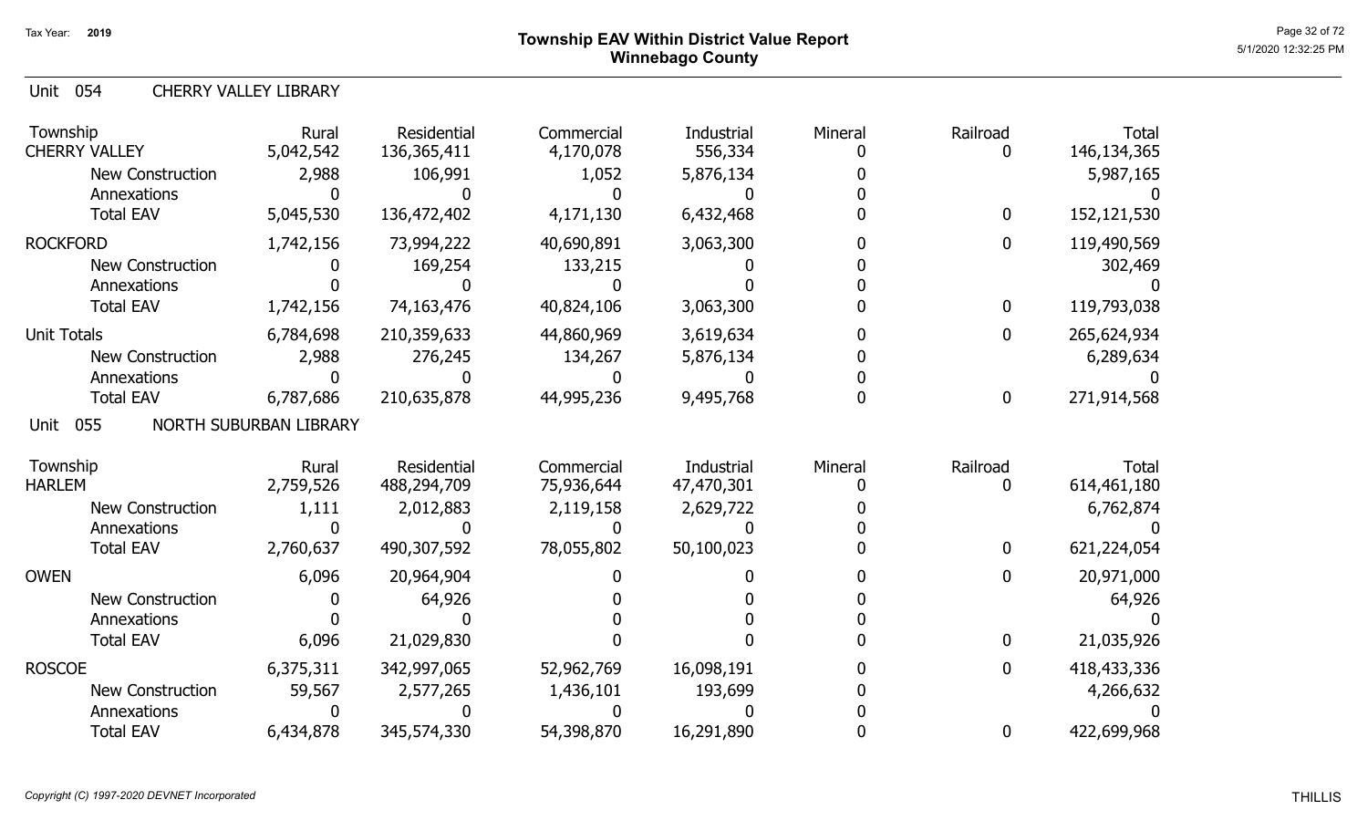# Township EAV Within District Value Report
## Winnebago County

Tax Year: 2019

### Unit 054 CHERRY VALLEY LIBRARY

| Township | Rural | Residential | Commercial | Industrial | Mineral | Railroad | Total |
|---|---|---|---|---|---|---|---|
| CHERRY VALLEY | 5,042,542 | 136,365,411 | 4,170,078 | 556,334 | 0 | 0 | 146,134,365 |
| New Construction | 2,988 | 106,991 | 1,052 | 5,876,134 | 0 | | 5,987,165 |
| Annexations | 0 | 0 | 0 | 0 | 0 | | 0 |
| Total EAV | 5,045,530 | 136,472,402 | 4,171,130 | 6,432,468 | 0 | 0 | 152,121,530 |
| ROCKFORD | 1,742,156 | 73,994,222 | 40,690,891 | 3,063,300 | 0 | 0 | 119,490,569 |
| New Construction | 0 | 169,254 | 133,215 | 0 | 0 | | 302,469 |
| Annexations | 0 | 0 | 0 | 0 | 0 | | 0 |
| Total EAV | 1,742,156 | 74,163,476 | 40,824,106 | 3,063,300 | 0 | 0 | 119,793,038 |
| Unit Totals | 6,784,698 | 210,359,633 | 44,860,969 | 3,619,634 | 0 | 0 | 265,624,934 |
| New Construction | 2,988 | 276,245 | 134,267 | 5,876,134 | 0 | | 6,289,634 |
| Annexations | 0 | 0 | 0 | 0 | 0 | | 0 |
| Total EAV | 6,787,686 | 210,635,878 | 44,995,236 | 9,495,768 | 0 | 0 | 271,914,568 |

### Unit 055 NORTH SUBURBAN LIBRARY

| Township | Rural | Residential | Commercial | Industrial | Mineral | Railroad | Total |
|---|---|---|---|---|---|---|---|
| HARLEM | 2,759,526 | 488,294,709 | 75,936,644 | 47,470,301 | 0 | 0 | 614,461,180 |
| New Construction | 1,111 | 2,012,883 | 2,119,158 | 2,629,722 | 0 | | 6,762,874 |
| Annexations | 0 | 0 | 0 | 0 | 0 | | 0 |
| Total EAV | 2,760,637 | 490,307,592 | 78,055,802 | 50,100,023 | 0 | 0 | 621,224,054 |
| OWEN | 6,096 | 20,964,904 | 0 | 0 | 0 | 0 | 20,971,000 |
| New Construction | 0 | 64,926 | 0 | 0 | 0 | | 64,926 |
| Annexations | 0 | 0 | 0 | 0 | 0 | | 0 |
| Total EAV | 6,096 | 21,029,830 | 0 | 0 | 0 | 0 | 21,035,926 |
| ROSCOE | 6,375,311 | 342,997,065 | 52,962,769 | 16,098,191 | 0 | 0 | 418,433,336 |
| New Construction | 59,567 | 2,577,265 | 1,436,101 | 193,699 | 0 | | 4,266,632 |
| Annexations | 0 | 0 | 0 | 0 | 0 | | 0 |
| Total EAV | 6,434,878 | 345,574,330 | 54,398,870 | 16,291,890 | 0 | 0 | 422,699,968 |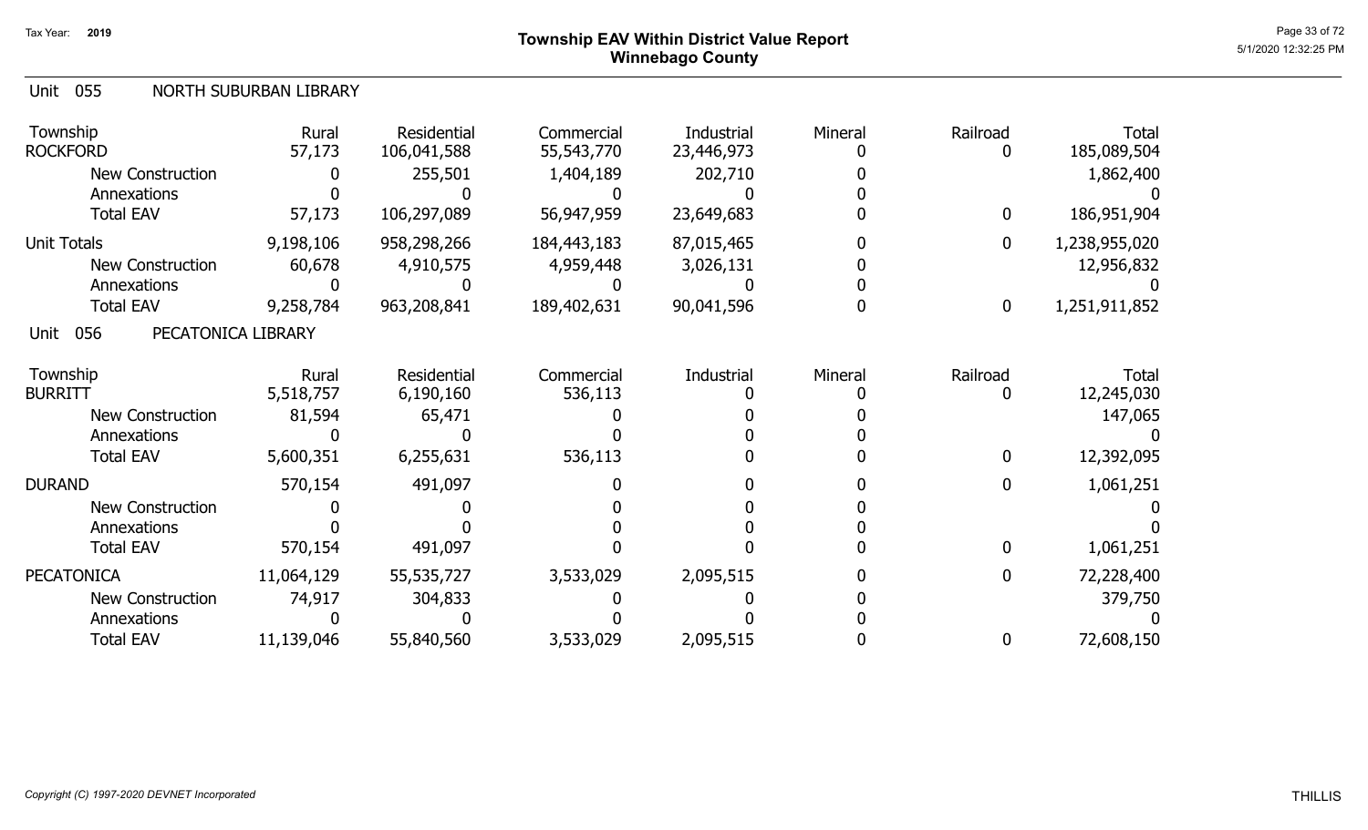# Township EAV Within District Value Report
## Winnebago County

Tax Year: 2019

### Unit 055 NORTH SUBURBAN LIBRARY

| Township | Rural | Residential | Commercial | Industrial | Mineral | Railroad | Total |
|---|---|---|---|---|---|---|---|
| ROCKFORD | 57,173 | 106,041,588 | 55,543,770 | 23,446,973 | 0 | 0 | 185,089,504 |
| New Construction | 0 | 255,501 | 1,404,189 | 202,710 | 0 | | 1,862,400 |
| Annexations | 0 | 0 | 0 | 0 | 0 | | 0 |
| Total EAV | 57,173 | 106,297,089 | 56,947,959 | 23,649,683 | 0 | 0 | 186,951,904 |
| Unit Totals | 9,198,106 | 958,298,266 | 184,443,183 | 87,015,465 | 0 | 0 | 1,238,955,020 |
| New Construction | 60,678 | 4,910,575 | 4,959,448 | 3,026,131 | 0 | | 12,956,832 |
| Annexations | 0 | 0 | 0 | 0 | 0 | | 0 |
| Total EAV | 9,258,784 | 963,208,841 | 189,402,631 | 90,041,596 | 0 | 0 | 1,251,911,852 |

### Unit 056 PECATONICA LIBRARY

| Township | Rural | Residential | Commercial | Industrial | Mineral | Railroad | Total |
|---|---|---|---|---|---|---|---|
| BURRITT | 5,518,757 | 6,190,160 | 536,113 | 0 | 0 | 0 | 12,245,030 |
| New Construction | 81,594 | 65,471 | 0 | 0 | 0 | | 147,065 |
| Annexations | 0 | 0 | 0 | 0 | 0 | | 0 |
| Total EAV | 5,600,351 | 6,255,631 | 536,113 | 0 | 0 | 0 | 12,392,095 |
| DURAND | 570,154 | 491,097 | 0 | 0 | 0 | 0 | 1,061,251 |
| New Construction | 0 | 0 | 0 | 0 | 0 | | 0 |
| Annexations | 0 | 0 | 0 | 0 | 0 | | 0 |
| Total EAV | 570,154 | 491,097 | 0 | 0 | 0 | 0 | 1,061,251 |
| PECATONICA | 11,064,129 | 55,535,727 | 3,533,029 | 2,095,515 | 0 | 0 | 72,228,400 |
| New Construction | 74,917 | 304,833 | 0 | 0 | 0 | | 379,750 |
| Annexations | 0 | 0 | 0 | 0 | 0 | | 0 |
| Total EAV | 11,139,046 | 55,840,560 | 3,533,029 | 2,095,515 | 0 | 0 | 72,608,150 |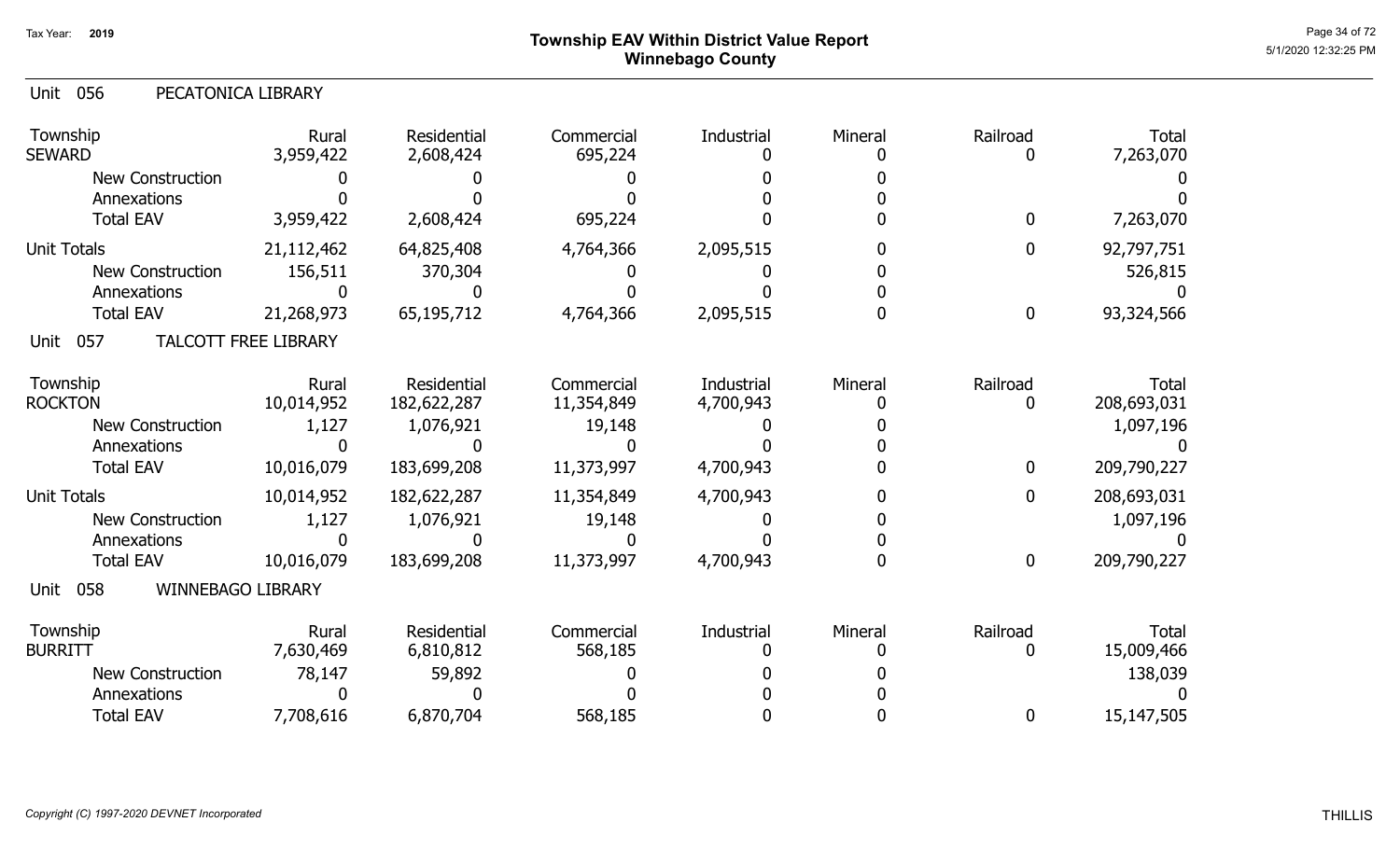# Township EAV Within District Value Report
## Winnebago County

Tax Year: 2019

### Unit 056 PECATONICA LIBRARY

| Township | Rural | Residential | Commercial | Industrial | Mineral | Railroad | Total |
|---|---|---|---|---|---|---|---|
| SEWARD | 3,959,422 | 2,608,424 | 695,224 | 0 | 0 | 0 | 7,263,070 |
| New Construction | 0 | 0 | 0 | 0 | 0 | | 0 |
| Annexations | 0 | 0 | 0 | 0 | 0 | | 0 |
| Total EAV | 3,959,422 | 2,608,424 | 695,224 | 0 | 0 | 0 | 7,263,070 |
| Unit Totals | 21,112,462 | 64,825,408 | 4,764,366 | 2,095,515 | 0 | 0 | 92,797,751 |
| New Construction | 156,511 | 370,304 | 0 | 0 | 0 | | 526,815 |
| Annexations | 0 | 0 | 0 | 0 | 0 | | 0 |
| Total EAV | 21,268,973 | 65,195,712 | 4,764,366 | 2,095,515 | 0 | 0 | 93,324,566 |

### Unit 057 TALCOTT FREE LIBRARY

| Township | Rural | Residential | Commercial | Industrial | Mineral | Railroad | Total |
|---|---|---|---|---|---|---|---|
| ROCKTON | 10,014,952 | 182,622,287 | 11,354,849 | 4,700,943 | 0 | 0 | 208,693,031 |
| New Construction | 1,127 | 1,076,921 | 19,148 | 0 | 0 | | 1,097,196 |
| Annexations | 0 | 0 | 0 | 0 | 0 | | 0 |
| Total EAV | 10,016,079 | 183,699,208 | 11,373,997 | 4,700,943 | 0 | 0 | 209,790,227 |
| Unit Totals | 10,014,952 | 182,622,287 | 11,354,849 | 4,700,943 | 0 | 0 | 208,693,031 |
| New Construction | 1,127 | 1,076,921 | 19,148 | 0 | 0 | | 1,097,196 |
| Annexations | 0 | 0 | 0 | 0 | 0 | | 0 |
| Total EAV | 10,016,079 | 183,699,208 | 11,373,997 | 4,700,943 | 0 | 0 | 209,790,227 |

### Unit 058 WINNEBAGO LIBRARY

| Township | Rural | Residential | Commercial | Industrial | Mineral | Railroad | Total |
|---|---|---|---|---|---|---|---|
| BURRITT | 7,630,469 | 6,810,812 | 568,185 | 0 | 0 | 0 | 15,009,466 |
| New Construction | 78,147 | 59,892 | 0 | 0 | 0 | | 138,039 |
| Annexations | 0 | 0 | 0 | 0 | 0 | | 0 |
| Total EAV | 7,708,616 | 6,870,704 | 568,185 | 0 | 0 | 0 | 15,147,505 |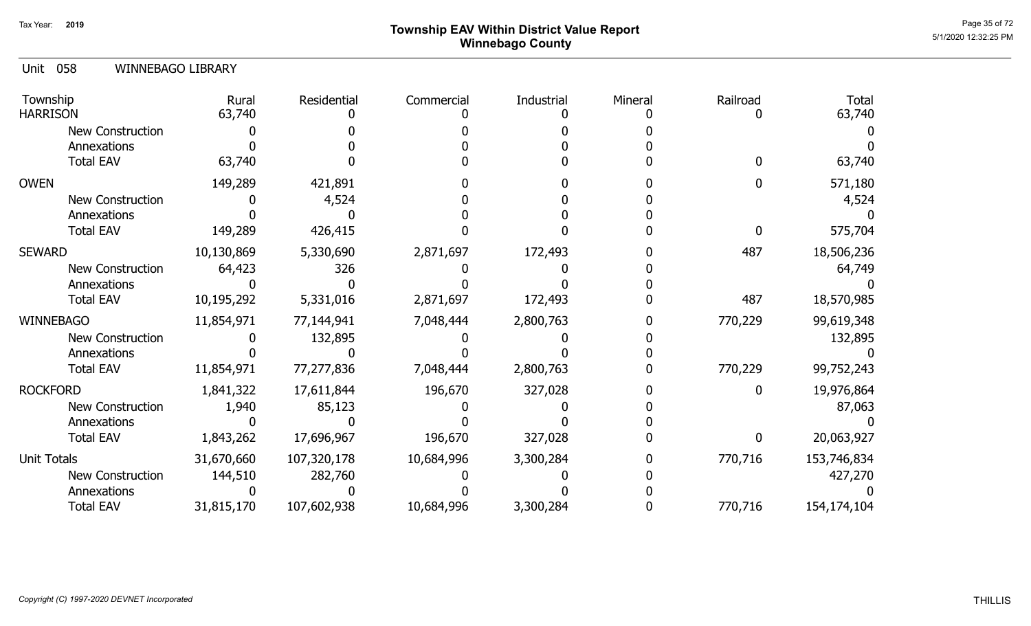Tax Year: **2019**

# Township EAV Within District Value Report
## Winnebago County

Unit 058 WINNEBAGO LIBRARY

| Township | Rural | Residential | Commercial | Industrial | Mineral | Railroad | Total |
|---|---|---|---|---|---|---|---|
| HARRISON | 63,740 | 0 | 0 | 0 | 0 | 0 | 63,740 |
| New Construction | 0 | 0 | 0 | 0 | 0 | | 0 |
| Annexations | 0 | 0 | 0 | 0 | 0 | | 0 |
| Total EAV | 63,740 | 0 | 0 | 0 | 0 | 0 | 63,740 |
| OWEN | 149,289 | 421,891 | 0 | 0 | 0 | 0 | 571,180 |
| New Construction | 0 | 4,524 | 0 | 0 | 0 | | 4,524 |
| Annexations | 0 | 0 | 0 | 0 | 0 | | 0 |
| Total EAV | 149,289 | 426,415 | 0 | 0 | 0 | 0 | 575,704 |
| SEWARD | 10,130,869 | 5,330,690 | 2,871,697 | 172,493 | 0 | 487 | 18,506,236 |
| New Construction | 64,423 | 326 | 0 | 0 | 0 | | 64,749 |
| Annexations | 0 | 0 | 0 | 0 | 0 | | 0 |
| Total EAV | 10,195,292 | 5,331,016 | 2,871,697 | 172,493 | 0 | 487 | 18,570,985 |
| WINNEBAGO | 11,854,971 | 77,144,941 | 7,048,444 | 2,800,763 | 0 | 770,229 | 99,619,348 |
| New Construction | 0 | 132,895 | 0 | 0 | 0 | | 132,895 |
| Annexations | 0 | 0 | 0 | 0 | 0 | | 0 |
| Total EAV | 11,854,971 | 77,277,836 | 7,048,444 | 2,800,763 | 0 | 770,229 | 99,752,243 |
| ROCKFORD | 1,841,322 | 17,611,844 | 196,670 | 327,028 | 0 | 0 | 19,976,864 |
| New Construction | 1,940 | 85,123 | 0 | 0 | 0 | | 87,063 |
| Annexations | 0 | 0 | 0 | 0 | 0 | | 0 |
| Total EAV | 1,843,262 | 17,696,967 | 196,670 | 327,028 | 0 | 0 | 20,063,927 |
| Unit Totals | 31,670,660 | 107,320,178 | 10,684,996 | 3,300,284 | 0 | 770,716 | 153,746,834 |
| New Construction | 144,510 | 282,760 | 0 | 0 | 0 | | 427,270 |
| Annexations | 0 | 0 | 0 | 0 | 0 | | 0 |
| Total EAV | 31,815,170 | 107,602,938 | 10,684,996 | 3,300,284 | 0 | 770,716 | 154,174,104 |

*Copyright (C) 1997-2020 DEVNET Incorporated*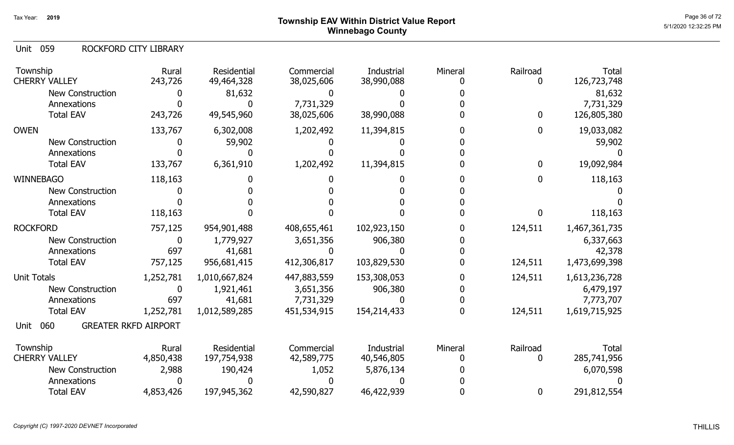Tax Year: 2019

# Township EAV Within District Value Report
## Winnebago County

### Unit 059 ROCKFORD CITY LIBRARY

| Township | Rural | Residential | Commercial | Industrial | Mineral | Railroad | Total |
|---|---|---|---|---|---|---|---|
| CHERRY VALLEY | 243,726 | 49,464,328 | 38,025,606 | 38,990,088 | 0 | 0 | 126,723,748 |
| New Construction | 0 | 81,632 | 0 | 0 | 0 | | 81,632 |
| Annexations | 0 | 0 | 7,731,329 | 0 | 0 | | 7,731,329 |
| Total EAV | 243,726 | 49,545,960 | 38,025,606 | 38,990,088 | 0 | 0 | 126,805,380 |
| OWEN | 133,767 | 6,302,008 | 1,202,492 | 11,394,815 | 0 | 0 | 19,033,082 |
| New Construction | 0 | 59,902 | 0 | 0 | 0 | | 59,902 |
| Annexations | 0 | 0 | 0 | 0 | 0 | | 0 |
| Total EAV | 133,767 | 6,361,910 | 1,202,492 | 11,394,815 | 0 | 0 | 19,092,984 |
| WINNEBAGO | 118,163 | 0 | 0 | 0 | 0 | 0 | 118,163 |
| New Construction | 0 | 0 | 0 | 0 | 0 | | 0 |
| Annexations | 0 | 0 | 0 | 0 | 0 | | 0 |
| Total EAV | 118,163 | 0 | 0 | 0 | 0 | 0 | 118,163 |
| ROCKFORD | 757,125 | 954,901,488 | 408,655,461 | 102,923,150 | 0 | 124,511 | 1,467,361,735 |
| New Construction | 0 | 1,779,927 | 3,651,356 | 906,380 | 0 | | 6,337,663 |
| Annexations | 697 | 41,681 | 0 | 0 | 0 | | 42,378 |
| Total EAV | 757,125 | 956,681,415 | 412,306,817 | 103,829,530 | 0 | 124,511 | 1,473,699,398 |
| Unit Totals | 1,252,781 | 1,010,667,824 | 447,883,559 | 153,308,053 | 0 | 124,511 | 1,613,236,728 |
| New Construction | 0 | 1,921,461 | 3,651,356 | 906,380 | 0 | | 6,479,197 |
| Annexations | 697 | 41,681 | 7,731,329 | 0 | 0 | | 7,773,707 |
| Total EAV | 1,252,781 | 1,012,589,285 | 451,534,915 | 154,214,433 | 0 | 124,511 | 1,619,715,925 |

### Unit 060 GREATER RKFD AIRPORT

| Township | Rural | Residential | Commercial | Industrial | Mineral | Railroad | Total |
|---|---|---|---|---|---|---|---|
| CHERRY VALLEY | 4,850,438 | 197,754,938 | 42,589,775 | 40,546,805 | 0 | 0 | 285,741,956 |
| New Construction | 2,988 | 190,424 | 1,052 | 5,876,134 | 0 | | 6,070,598 |
| Annexations | 0 | 0 | 0 | 0 | 0 | | 0 |
| Total EAV | 4,853,426 | 197,945,362 | 42,590,827 | 46,422,939 | 0 | 0 | 291,812,554 |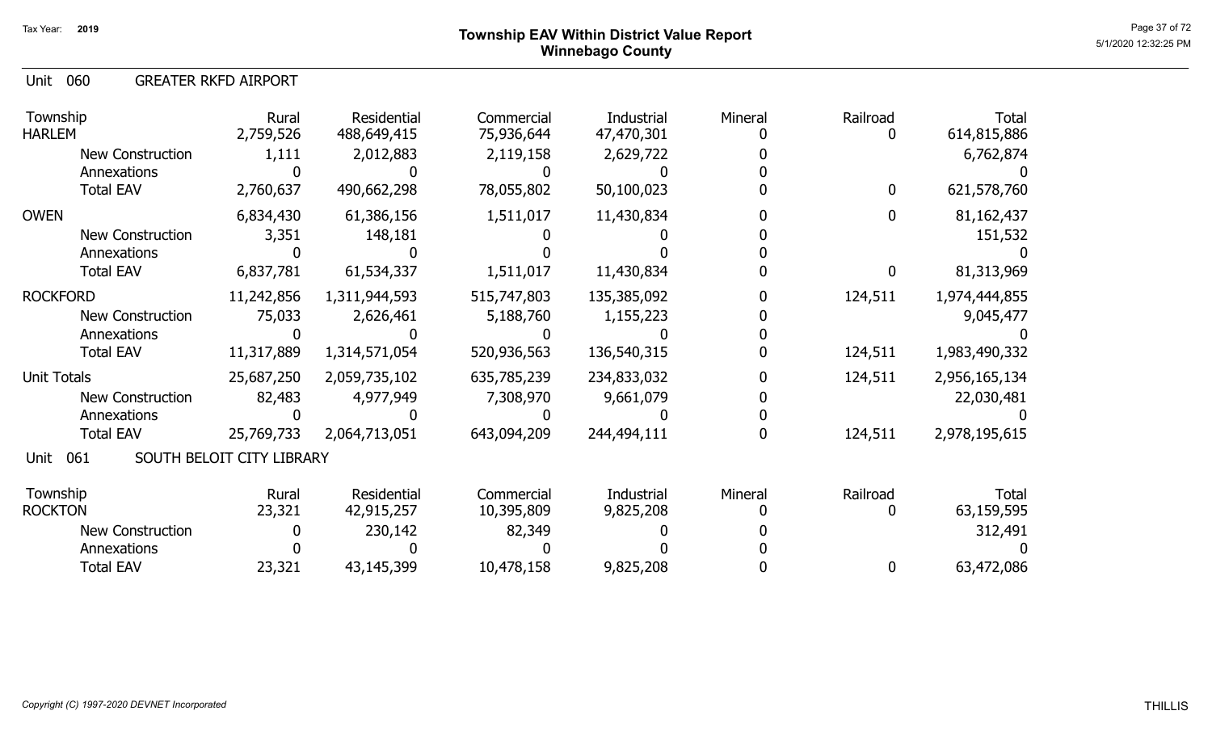# Township EAV Within District Value Report
## Winnebago County

Tax Year: 2019

### Unit 060 GREATER RKFD AIRPORT

| Township | Rural | Residential | Commercial | Industrial | Mineral | Railroad | Total |
|---|---|---|---|---|---|---|---|
| HARLEM | 2,759,526 | 488,649,415 | 75,936,644 | 47,470,301 | 0 | 0 | 614,815,886 |
| New Construction | 1,111 | 2,012,883 | 2,119,158 | 2,629,722 | 0 | | 6,762,874 |
| Annexations | 0 | 0 | 0 | 0 | 0 | | 0 |
| Total EAV | 2,760,637 | 490,662,298 | 78,055,802 | 50,100,023 | 0 | 0 | 621,578,760 |
| OWEN | 6,834,430 | 61,386,156 | 1,511,017 | 11,430,834 | 0 | 0 | 81,162,437 |
| New Construction | 3,351 | 148,181 | 0 | 0 | 0 | | 151,532 |
| Annexations | 0 | 0 | 0 | 0 | 0 | | 0 |
| Total EAV | 6,837,781 | 61,534,337 | 1,511,017 | 11,430,834 | 0 | 0 | 81,313,969 |
| ROCKFORD | 11,242,856 | 1,311,944,593 | 515,747,803 | 135,385,092 | 0 | 124,511 | 1,974,444,855 |
| New Construction | 75,033 | 2,626,461 | 5,188,760 | 1,155,223 | 0 | | 9,045,477 |
| Annexations | 0 | 0 | 0 | 0 | 0 | | 0 |
| Total EAV | 11,317,889 | 1,314,571,054 | 520,936,563 | 136,540,315 | 0 | 124,511 | 1,983,490,332 |
| Unit Totals | 25,687,250 | 2,059,735,102 | 635,785,239 | 234,833,032 | 0 | 124,511 | 2,956,165,134 |
| New Construction | 82,483 | 4,977,949 | 7,308,970 | 9,661,079 | 0 | | 22,030,481 |
| Annexations | 0 | 0 | 0 | 0 | 0 | | 0 |
| Total EAV | 25,769,733 | 2,064,713,051 | 643,094,209 | 244,494,111 | 0 | 124,511 | 2,978,195,615 |

### Unit 061 SOUTH BELOIT CITY LIBRARY

| Township | Rural | Residential | Commercial | Industrial | Mineral | Railroad | Total |
|---|---|---|---|---|---|---|---|
| ROCKTON | 23,321 | 42,915,257 | 10,395,809 | 9,825,208 | 0 | 0 | 63,159,595 |
| New Construction | 0 | 230,142 | 82,349 | 0 | 0 | | 312,491 |
| Annexations | 0 | 0 | 0 | 0 | 0 | | 0 |
| Total EAV | 23,321 | 43,145,399 | 10,478,158 | 9,825,208 | 0 | 0 | 63,472,086 |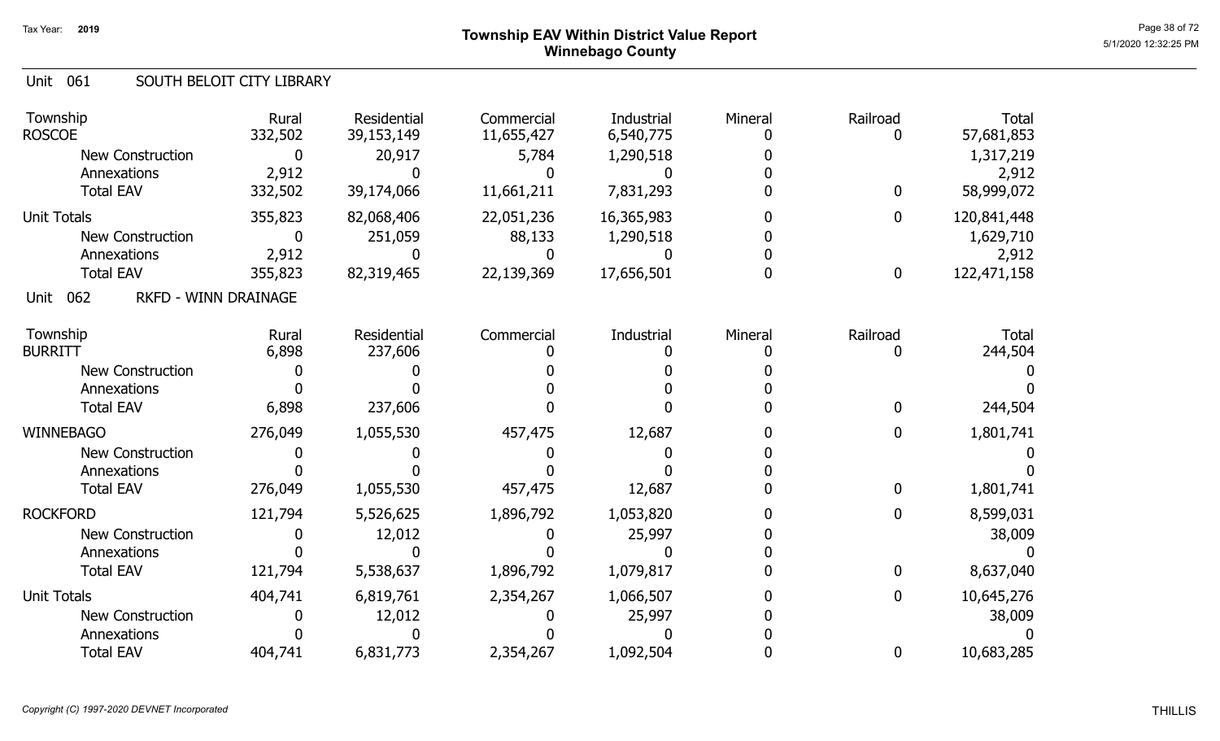# Township EAV Within District Value Report
## Winnebago County

Tax Year: 2019

### Unit 061 SOUTH BELOIT CITY LIBRARY

| Township | Rural | Residential | Commercial | Industrial | Mineral | Railroad | Total |
|---|---|---|---|---|---|---|---|
| ROSCOE | 332,502 | 39,153,149 | 11,655,427 | 6,540,775 | 0 | 0 | 57,681,853 |
| New Construction | 0 | 20,917 | 5,784 | 1,290,518 | 0 | | 1,317,219 |
| Annexations | 2,912 | 0 | 0 | 0 | 0 | | 2,912 |
| Total EAV | 332,502 | 39,174,066 | 11,661,211 | 7,831,293 | 0 | 0 | 58,999,072 |
| Unit Totals | 355,823 | 82,068,406 | 22,051,236 | 16,365,983 | 0 | 0 | 120,841,448 |
| New Construction | 0 | 251,059 | 88,133 | 1,290,518 | 0 | | 1,629,710 |
| Annexations | 2,912 | 0 | 0 | 0 | 0 | | 2,912 |
| Total EAV | 355,823 | 82,319,465 | 22,139,369 | 17,656,501 | 0 | 0 | 122,471,158 |

### Unit 062 RKFD - WINN DRAINAGE

| Township | Rural | Residential | Commercial | Industrial | Mineral | Railroad | Total |
|---|---|---|---|---|---|---|---|
| BURRITT | 6,898 | 237,606 | 0 | 0 | 0 | 0 | 244,504 |
| New Construction | 0 | 0 | 0 | 0 | 0 | | 0 |
| Annexations | 0 | 0 | 0 | 0 | 0 | | 0 |
| Total EAV | 6,898 | 237,606 | 0 | 0 | 0 | 0 | 244,504 |
| WINNEBAGO | 276,049 | 1,055,530 | 457,475 | 12,687 | 0 | 0 | 1,801,741 |
| New Construction | 0 | 0 | 0 | 0 | 0 | | 0 |
| Annexations | 0 | 0 | 0 | 0 | 0 | | 0 |
| Total EAV | 276,049 | 1,055,530 | 457,475 | 12,687 | 0 | 0 | 1,801,741 |
| ROCKFORD | 121,794 | 5,526,625 | 1,896,792 | 1,053,820 | 0 | 0 | 8,599,031 |
| New Construction | 0 | 12,012 | 0 | 25,997 | 0 | | 38,009 |
| Annexations | 0 | 0 | 0 | 0 | 0 | | 0 |
| Total EAV | 121,794 | 5,538,637 | 1,896,792 | 1,079,817 | 0 | 0 | 8,637,040 |
| Unit Totals | 404,741 | 6,819,761 | 2,354,267 | 1,066,507 | 0 | 0 | 10,645,276 |
| New Construction | 0 | 12,012 | 0 | 25,997 | 0 | | 38,009 |
| Annexations | 0 | 0 | 0 | 0 | 0 | | 0 |
| Total EAV | 404,741 | 6,831,773 | 2,354,267 | 1,092,504 | 0 | 0 | 10,683,285 |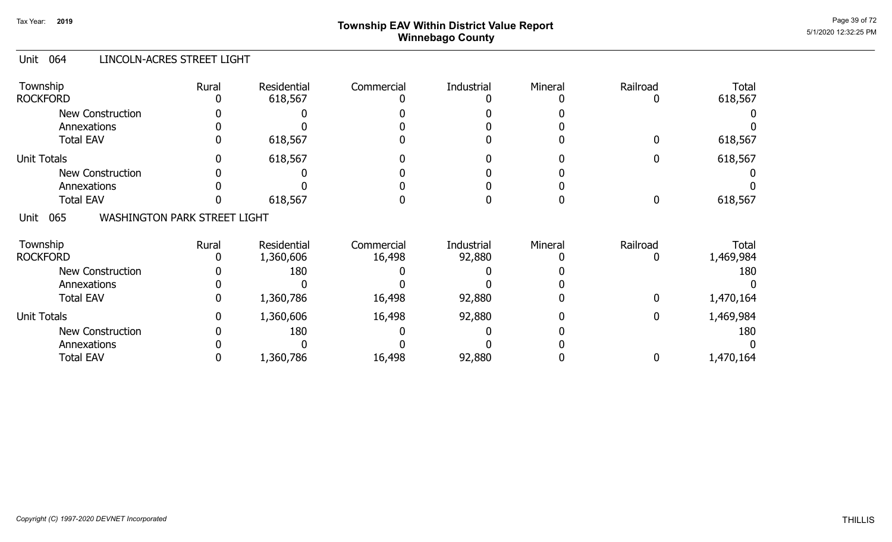# Township EAV Within District Value Report
## Winnebago County

Tax Year: 2019

### Unit 064 LINCOLN-ACRES STREET LIGHT

| Township | Rural | Residential | Commercial | Industrial | Mineral | Railroad | Total |
|---|---|---|---|---|---|---|---|
| ROCKFORD | 0 | 618,567 | 0 | 0 | 0 | 0 | 618,567 |
| New Construction | 0 | 0 | 0 | 0 | 0 | | 0 |
| Annexations | 0 | 0 | 0 | 0 | 0 | | 0 |
| Total EAV | 0 | 618,567 | 0 | 0 | 0 | 0 | 618,567 |
| Unit Totals | 0 | 618,567 | 0 | 0 | 0 | 0 | 618,567 |
| New Construction | 0 | 0 | 0 | 0 | 0 | | 0 |
| Annexations | 0 | 0 | 0 | 0 | 0 | | 0 |
| Total EAV | 0 | 618,567 | 0 | 0 | 0 | 0 | 618,567 |

### Unit 065 WASHINGTON PARK STREET LIGHT

| Township | Rural | Residential | Commercial | Industrial | Mineral | Railroad | Total |
|---|---|---|---|---|---|---|---|
| ROCKFORD | 0 | 1,360,606 | 16,498 | 92,880 | 0 | 0 | 1,469,984 |
| New Construction | 0 | 180 | 0 | 0 | 0 | | 180 |
| Annexations | 0 | 0 | 0 | 0 | 0 | | 0 |
| Total EAV | 0 | 1,360,786 | 16,498 | 92,880 | 0 | 0 | 1,470,164 |
| Unit Totals | 0 | 1,360,606 | 16,498 | 92,880 | 0 | 0 | 1,469,984 |
| New Construction | 0 | 180 | 0 | 0 | 0 | | 180 |
| Annexations | 0 | 0 | 0 | 0 | 0 | | 0 |
| Total EAV | 0 | 1,360,786 | 16,498 | 92,880 | 0 | 0 | 1,470,164 |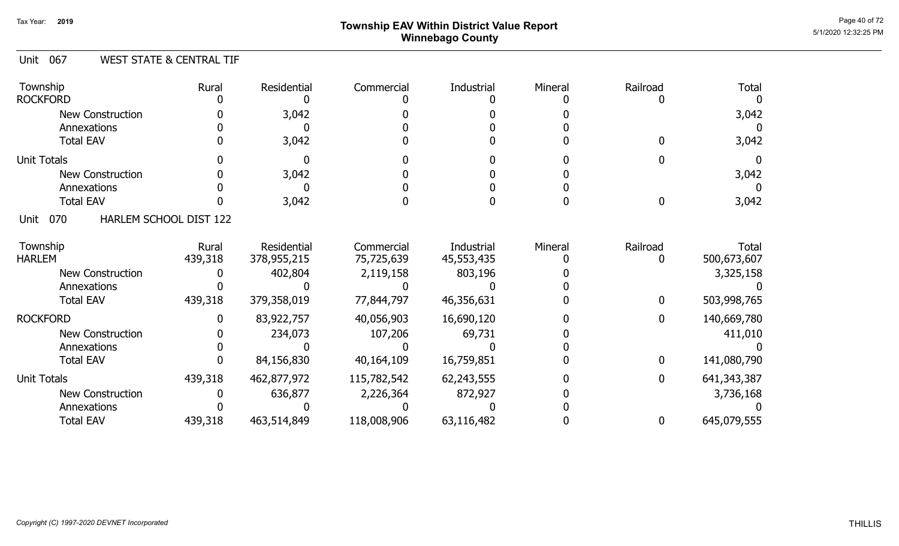# Township EAV Within District Value Report
## Winnebago County

Tax Year: 2019

5/1/2020 12:32:25 PM

### Unit 067 WEST STATE & CENTRAL TIF

| Township | Rural | Residential | Commercial | Industrial | Mineral | Railroad | Total |
|---|---|---|---|---|---|---|---|
| ROCKFORD | 0 | 0 | 0 | 0 | 0 | 0 | 0 |
| New Construction | 0 | 3,042 | 0 | 0 | 0 | | 3,042 |
| Annexations | 0 | 0 | 0 | 0 | 0 | | 0 |
| Total EAV | 0 | 3,042 | 0 | 0 | 0 | 0 | 3,042 |
| Unit Totals | 0 | 0 | 0 | 0 | 0 | 0 | 0 |
| New Construction | 0 | 3,042 | 0 | 0 | 0 | | 3,042 |
| Annexations | 0 | 0 | 0 | 0 | 0 | | 0 |
| Total EAV | 0 | 3,042 | 0 | 0 | 0 | 0 | 3,042 |

### Unit 070 HARLEM SCHOOL DIST 122

| Township | Rural | Residential | Commercial | Industrial | Mineral | Railroad | Total |
|---|---|---|---|---|---|---|---|
| HARLEM | 439,318 | 378,955,215 | 75,725,639 | 45,553,435 | 0 | 0 | 500,673,607 |
| New Construction | 0 | 402,804 | 2,119,158 | 803,196 | 0 | | 3,325,158 |
| Annexations | 0 | 0 | 0 | 0 | 0 | | 0 |
| Total EAV | 439,318 | 379,358,019 | 77,844,797 | 46,356,631 | 0 | 0 | 503,998,765 |
| ROCKFORD | 0 | 83,922,757 | 40,056,903 | 16,690,120 | 0 | 0 | 140,669,780 |
| New Construction | 0 | 234,073 | 107,206 | 69,731 | 0 | | 411,010 |
| Annexations | 0 | 0 | 0 | 0 | 0 | | 0 |
| Total EAV | 0 | 84,156,830 | 40,164,109 | 16,759,851 | 0 | 0 | 141,080,790 |
| Unit Totals | 439,318 | 462,877,972 | 115,782,542 | 62,243,555 | 0 | 0 | 641,343,387 |
| New Construction | 0 | 636,877 | 2,226,364 | 872,927 | 0 | | 3,736,168 |
| Annexations | 0 | 0 | 0 | 0 | 0 | | 0 |
| Total EAV | 439,318 | 463,514,849 | 118,008,906 | 63,116,482 | 0 | 0 | 645,079,555 |

*Copyright (C) 1997-2020 DEVNET Incorporated*

THILLIS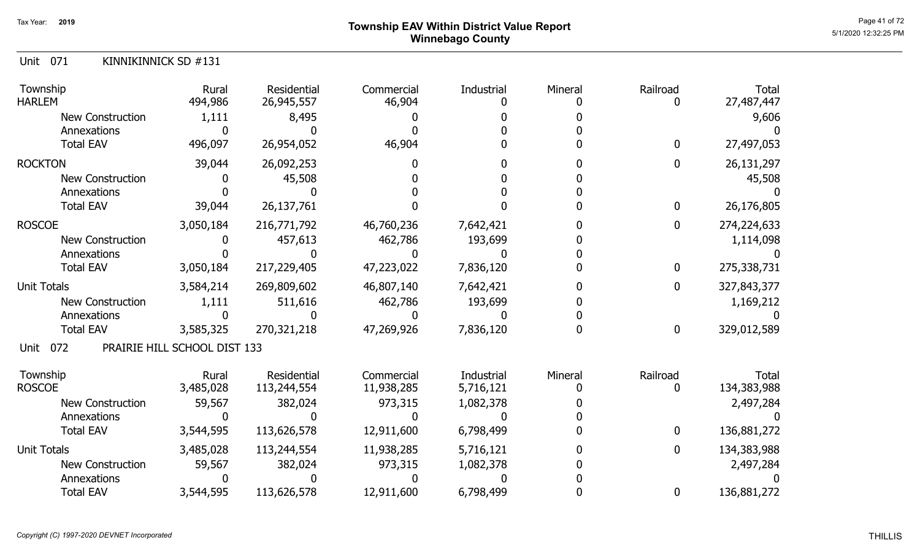# Township EAV Within District Value Report
## Winnebago County

Tax Year: 2019

### Unit 071 KINNIKINNICK SD #131

| Township | Rural | Residential | Commercial | Industrial | Mineral | Railroad | Total |
|---|---|---|---|---|---|---|---|
| HARLEM | 494,986 | 26,945,557 | 46,904 | 0 | 0 | 0 | 27,487,447 |
| New Construction | 1,111 | 8,495 | 0 | 0 | 0 | | 9,606 |
| Annexations | 0 | 0 | 0 | 0 | 0 | | 0 |
| Total EAV | 496,097 | 26,954,052 | 46,904 | 0 | 0 | 0 | 27,497,053 |
| ROCKTON | 39,044 | 26,092,253 | 0 | 0 | 0 | 0 | 26,131,297 |
| New Construction | 0 | 45,508 | 0 | 0 | 0 | | 45,508 |
| Annexations | 0 | 0 | 0 | 0 | 0 | | 0 |
| Total EAV | 39,044 | 26,137,761 | 0 | 0 | 0 | 0 | 26,176,805 |
| ROSCOE | 3,050,184 | 216,771,792 | 46,760,236 | 7,642,421 | 0 | 0 | 274,224,633 |
| New Construction | 0 | 457,613 | 462,786 | 193,699 | 0 | | 1,114,098 |
| Annexations | 0 | 0 | 0 | 0 | 0 | | 0 |
| Total EAV | 3,050,184 | 217,229,405 | 47,223,022 | 7,836,120 | 0 | 0 | 275,338,731 |
| Unit Totals | 3,584,214 | 269,809,602 | 46,807,140 | 7,642,421 | 0 | 0 | 327,843,377 |
| New Construction | 1,111 | 511,616 | 462,786 | 193,699 | 0 | | 1,169,212 |
| Annexations | 0 | 0 | 0 | 0 | 0 | | 0 |
| Total EAV | 3,585,325 | 270,321,218 | 47,269,926 | 7,836,120 | 0 | 0 | 329,012,589 |

### Unit 072 PRAIRIE HILL SCHOOL DIST 133

| Township | Rural | Residential | Commercial | Industrial | Mineral | Railroad | Total |
|---|---|---|---|---|---|---|---|
| ROSCOE | 3,485,028 | 113,244,554 | 11,938,285 | 5,716,121 | 0 | 0 | 134,383,988 |
| New Construction | 59,567 | 382,024 | 973,315 | 1,082,378 | 0 | | 2,497,284 |
| Annexations | 0 | 0 | 0 | 0 | 0 | | 0 |
| Total EAV | 3,544,595 | 113,626,578 | 12,911,600 | 6,798,499 | 0 | 0 | 136,881,272 |
| Unit Totals | 3,485,028 | 113,244,554 | 11,938,285 | 5,716,121 | 0 | 0 | 134,383,988 |
| New Construction | 59,567 | 382,024 | 973,315 | 1,082,378 | 0 | | 2,497,284 |
| Annexations | 0 | 0 | 0 | 0 | 0 | | 0 |
| Total EAV | 3,544,595 | 113,626,578 | 12,911,600 | 6,798,499 | 0 | 0 | 136,881,272 |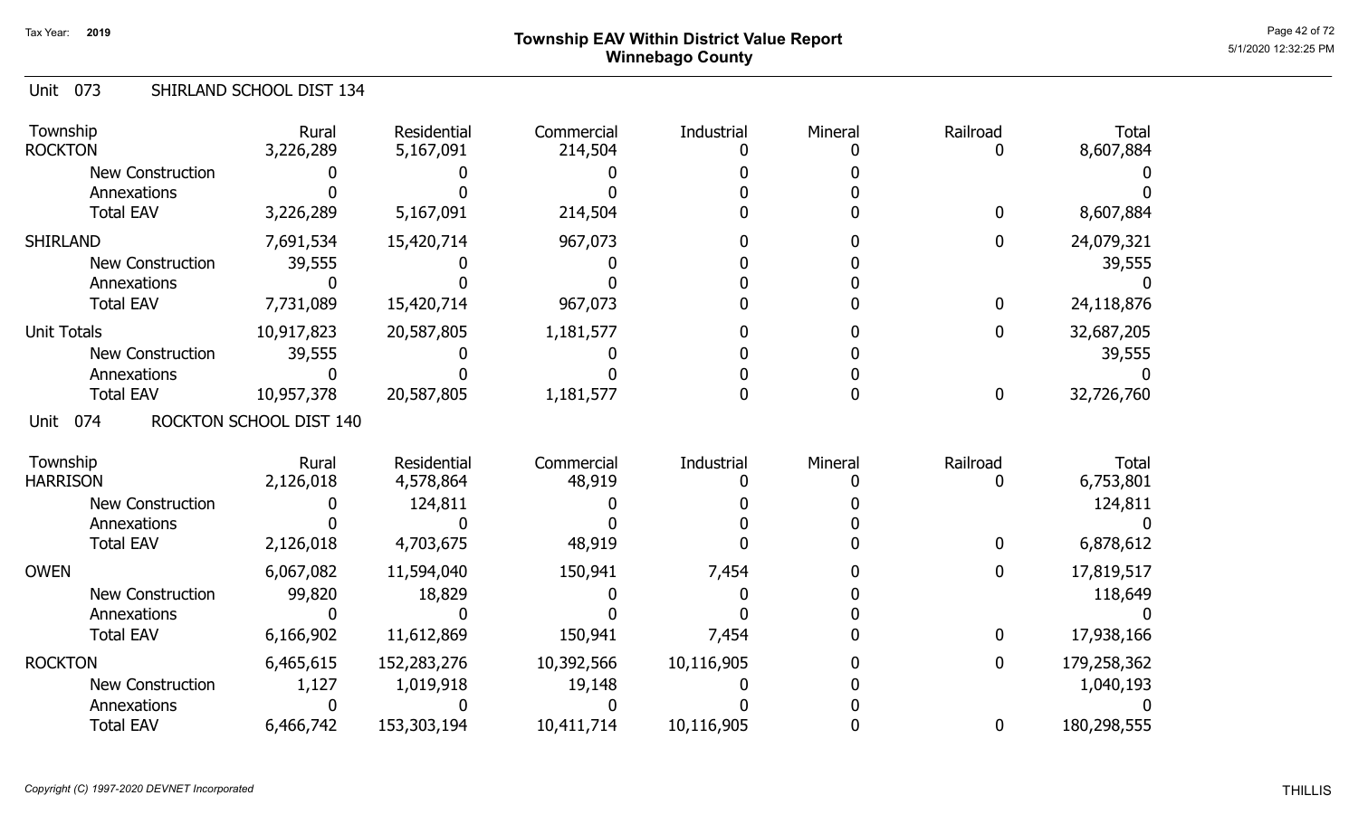# Township EAV Within District Value Report
## Winnebago County

Tax Year: 2019

### Unit 073 SHIRLAND SCHOOL DIST 134

| Township | Rural | Residential | Commercial | Industrial | Mineral | Railroad | Total |
|---|---|---|---|---|---|---|---|
| ROCKTON | 3,226,289 | 5,167,091 | 214,504 | 0 | 0 | 0 | 8,607,884 |
| New Construction | 0 | 0 | 0 | 0 | 0 | | 0 |
| Annexations | 0 | 0 | 0 | 0 | 0 | | 0 |
| Total EAV | 3,226,289 | 5,167,091 | 214,504 | 0 | 0 | 0 | 8,607,884 |
| SHIRLAND | 7,691,534 | 15,420,714 | 967,073 | 0 | 0 | 0 | 24,079,321 |
| New Construction | 39,555 | 0 | 0 | 0 | 0 | | 39,555 |
| Annexations | 0 | 0 | 0 | 0 | 0 | | 0 |
| Total EAV | 7,731,089 | 15,420,714 | 967,073 | 0 | 0 | 0 | 24,118,876 |
| Unit Totals | 10,917,823 | 20,587,805 | 1,181,577 | 0 | 0 | 0 | 32,687,205 |
| New Construction | 39,555 | 0 | 0 | 0 | 0 | | 39,555 |
| Annexations | 0 | 0 | 0 | 0 | 0 | | 0 |
| Total EAV | 10,957,378 | 20,587,805 | 1,181,577 | 0 | 0 | 0 | 32,726,760 |

### Unit 074 ROCKTON SCHOOL DIST 140

| Township | Rural | Residential | Commercial | Industrial | Mineral | Railroad | Total |
|---|---|---|---|---|---|---|---|
| HARRISON | 2,126,018 | 4,578,864 | 48,919 | 0 | 0 | 0 | 6,753,801 |
| New Construction | 0 | 124,811 | 0 | 0 | 0 | | 124,811 |
| Annexations | 0 | 0 | 0 | 0 | 0 | | 0 |
| Total EAV | 2,126,018 | 4,703,675 | 48,919 | 0 | 0 | 0 | 6,878,612 |
| OWEN | 6,067,082 | 11,594,040 | 150,941 | 7,454 | 0 | 0 | 17,819,517 |
| New Construction | 99,820 | 18,829 | 0 | 0 | 0 | | 118,649 |
| Annexations | 0 | 0 | 0 | 0 | 0 | | 0 |
| Total EAV | 6,166,902 | 11,612,869 | 150,941 | 7,454 | 0 | 0 | 17,938,166 |
| ROCKTON | 6,465,615 | 152,283,276 | 10,392,566 | 10,116,905 | 0 | 0 | 179,258,362 |
| New Construction | 1,127 | 1,019,918 | 19,148 | 0 | 0 | | 1,040,193 |
| Annexations | 0 | 0 | 0 | 0 | 0 | | 0 |
| Total EAV | 6,466,742 | 153,303,194 | 10,411,714 | 10,116,905 | 0 | 0 | 180,298,555 |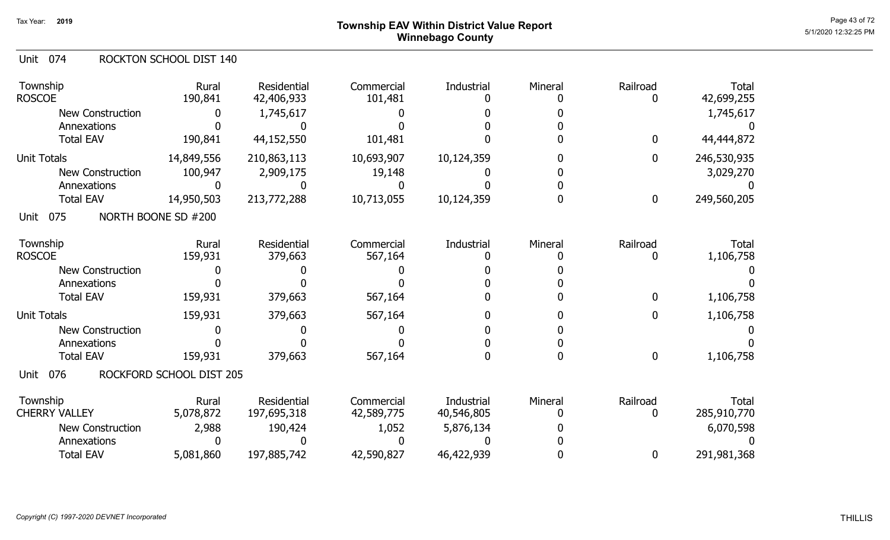## Township EAV Within District Value Report
## Winnebago County

Tax Year: 2019

### Unit 074 ROCKTON SCHOOL DIST 140

| Township | Rural | Residential | Commercial | Industrial | Mineral | Railroad | Total |
|---|---|---|---|---|---|---|---|
| ROSCOE | 190,841 | 42,406,933 | 101,481 | 0 | 0 | 0 | 42,699,255 |
| New Construction | 0 | 1,745,617 | 0 | 0 | 0 | | 1,745,617 |
| Annexations | 0 | 0 | 0 | 0 | 0 | | 0 |
| Total EAV | 190,841 | 44,152,550 | 101,481 | 0 | 0 | 0 | 44,444,872 |
| Unit Totals | 14,849,556 | 210,863,113 | 10,693,907 | 10,124,359 | 0 | 0 | 246,530,935 |
| New Construction | 100,947 | 2,909,175 | 19,148 | 0 | 0 | | 3,029,270 |
| Annexations | 0 | 0 | 0 | 0 | 0 | | 0 |
| Total EAV | 14,950,503 | 213,772,288 | 10,713,055 | 10,124,359 | 0 | 0 | 249,560,205 |

### Unit 075 NORTH BOONE SD #200

| Township | Rural | Residential | Commercial | Industrial | Mineral | Railroad | Total |
|---|---|---|---|---|---|---|---|
| ROSCOE | 159,931 | 379,663 | 567,164 | 0 | 0 | 0 | 1,106,758 |
| New Construction | 0 | 0 | 0 | 0 | 0 | | 0 |
| Annexations | 0 | 0 | 0 | 0 | 0 | | 0 |
| Total EAV | 159,931 | 379,663 | 567,164 | 0 | 0 | 0 | 1,106,758 |
| Unit Totals | 159,931 | 379,663 | 567,164 | 0 | 0 | 0 | 1,106,758 |
| New Construction | 0 | 0 | 0 | 0 | 0 | | 0 |
| Annexations | 0 | 0 | 0 | 0 | 0 | | 0 |
| Total EAV | 159,931 | 379,663 | 567,164 | 0 | 0 | 0 | 1,106,758 |

### Unit 076 ROCKFORD SCHOOL DIST 205

| Township | Rural | Residential | Commercial | Industrial | Mineral | Railroad | Total |
|---|---|---|---|---|---|---|---|
| CHERRY VALLEY | 5,078,872 | 197,695,318 | 42,589,775 | 40,546,805 | 0 | 0 | 285,910,770 |
| New Construction | 2,988 | 190,424 | 1,052 | 5,876,134 | 0 | | 6,070,598 |
| Annexations | 0 | 0 | 0 | 0 | 0 | | 0 |
| Total EAV | 5,081,860 | 197,885,742 | 42,590,827 | 46,422,939 | 0 | 0 | 291,981,368 |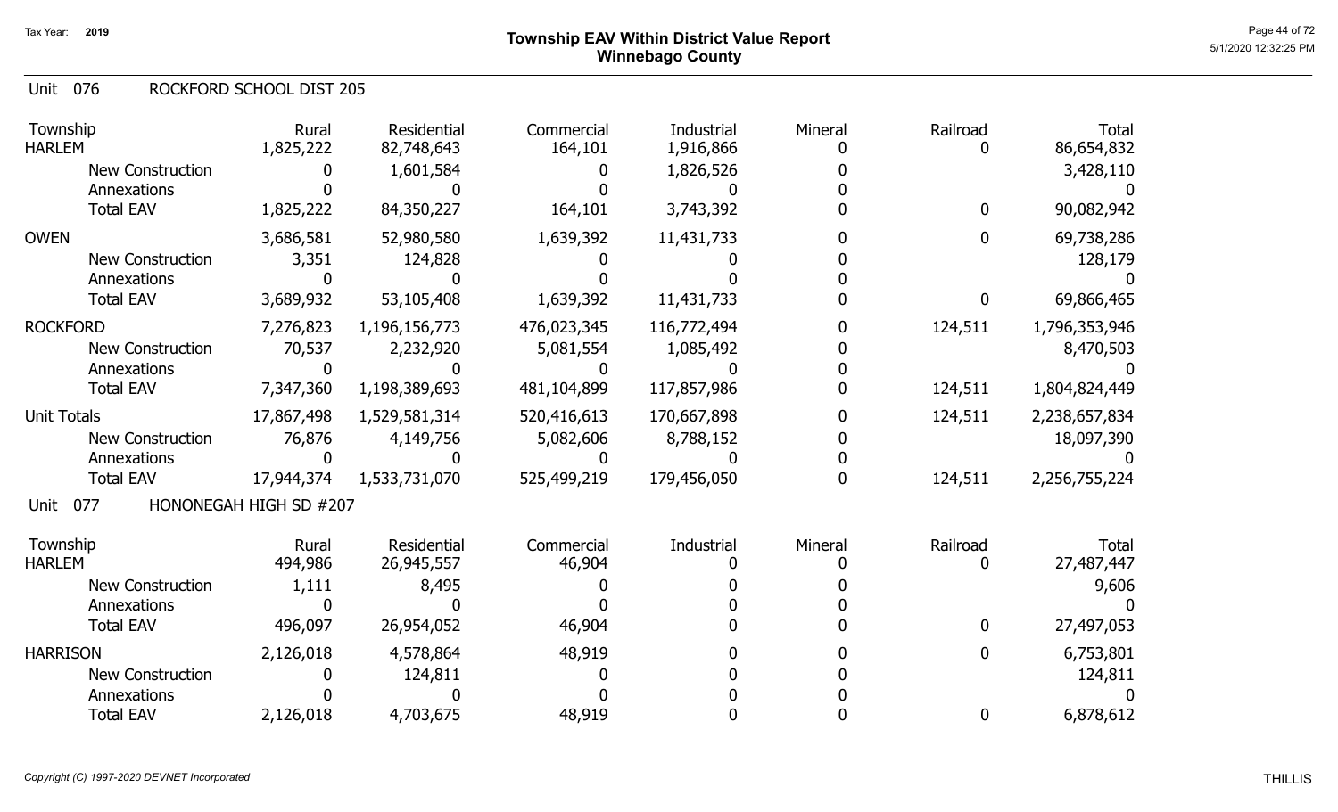# Township EAV Within District Value Report
## Winnebago County

Tax Year: 2019

### Unit 076 ROCKFORD SCHOOL DIST 205

| Township | Rural | Residential | Commercial | Industrial | Mineral | Railroad | Total |
|---|---|---|---|---|---|---|---|
| HARLEM | 1,825,222 | 82,748,643 | 164,101 | 1,916,866 | 0 | 0 | 86,654,832 |
| New Construction | 0 | 1,601,584 | 0 | 1,826,526 | 0 | | 3,428,110 |
| Annexations | 0 | 0 | 0 | 0 | 0 | | 0 |
| Total EAV | 1,825,222 | 84,350,227 | 164,101 | 3,743,392 | 0 | 0 | 90,082,942 |
| OWEN | 3,686,581 | 52,980,580 | 1,639,392 | 11,431,733 | 0 | 0 | 69,738,286 |
| New Construction | 3,351 | 124,828 | 0 | 0 | 0 | | 128,179 |
| Annexations | 0 | 0 | 0 | 0 | 0 | | 0 |
| Total EAV | 3,689,932 | 53,105,408 | 1,639,392 | 11,431,733 | 0 | 0 | 69,866,465 |
| ROCKFORD | 7,276,823 | 1,196,156,773 | 476,023,345 | 116,772,494 | 0 | 124,511 | 1,796,353,946 |
| New Construction | 70,537 | 2,232,920 | 5,081,554 | 1,085,492 | 0 | | 8,470,503 |
| Annexations | 0 | 0 | 0 | 0 | 0 | | 0 |
| Total EAV | 7,347,360 | 1,198,389,693 | 481,104,899 | 117,857,986 | 0 | 124,511 | 1,804,824,449 |
| Unit Totals | 17,867,498 | 1,529,581,314 | 520,416,613 | 170,667,898 | 0 | 124,511 | 2,238,657,834 |
| New Construction | 76,876 | 4,149,756 | 5,082,606 | 8,788,152 | 0 | | 18,097,390 |
| Annexations | 0 | 0 | 0 | 0 | 0 | | 0 |
| Total EAV | 17,944,374 | 1,533,731,070 | 525,499,219 | 179,456,050 | 0 | 124,511 | 2,256,755,224 |

### Unit 077 HONONEGAH HIGH SD #207

| Township | Rural | Residential | Commercial | Industrial | Mineral | Railroad | Total |
|---|---|---|---|---|---|---|---|
| HARLEM | 494,986 | 26,945,557 | 46,904 | 0 | 0 | 0 | 27,487,447 |
| New Construction | 1,111 | 8,495 | 0 | 0 | 0 | | 9,606 |
| Annexations | 0 | 0 | 0 | 0 | 0 | | 0 |
| Total EAV | 496,097 | 26,954,052 | 46,904 | 0 | 0 | 0 | 27,497,053 |
| HARRISON | 2,126,018 | 4,578,864 | 48,919 | 0 | 0 | 0 | 6,753,801 |
| New Construction | 0 | 124,811 | 0 | 0 | 0 | | 124,811 |
| Annexations | 0 | 0 | 0 | 0 | 0 | | 0 |
| Total EAV | 2,126,018 | 4,703,675 | 48,919 | 0 | 0 | 0 | 6,878,612 |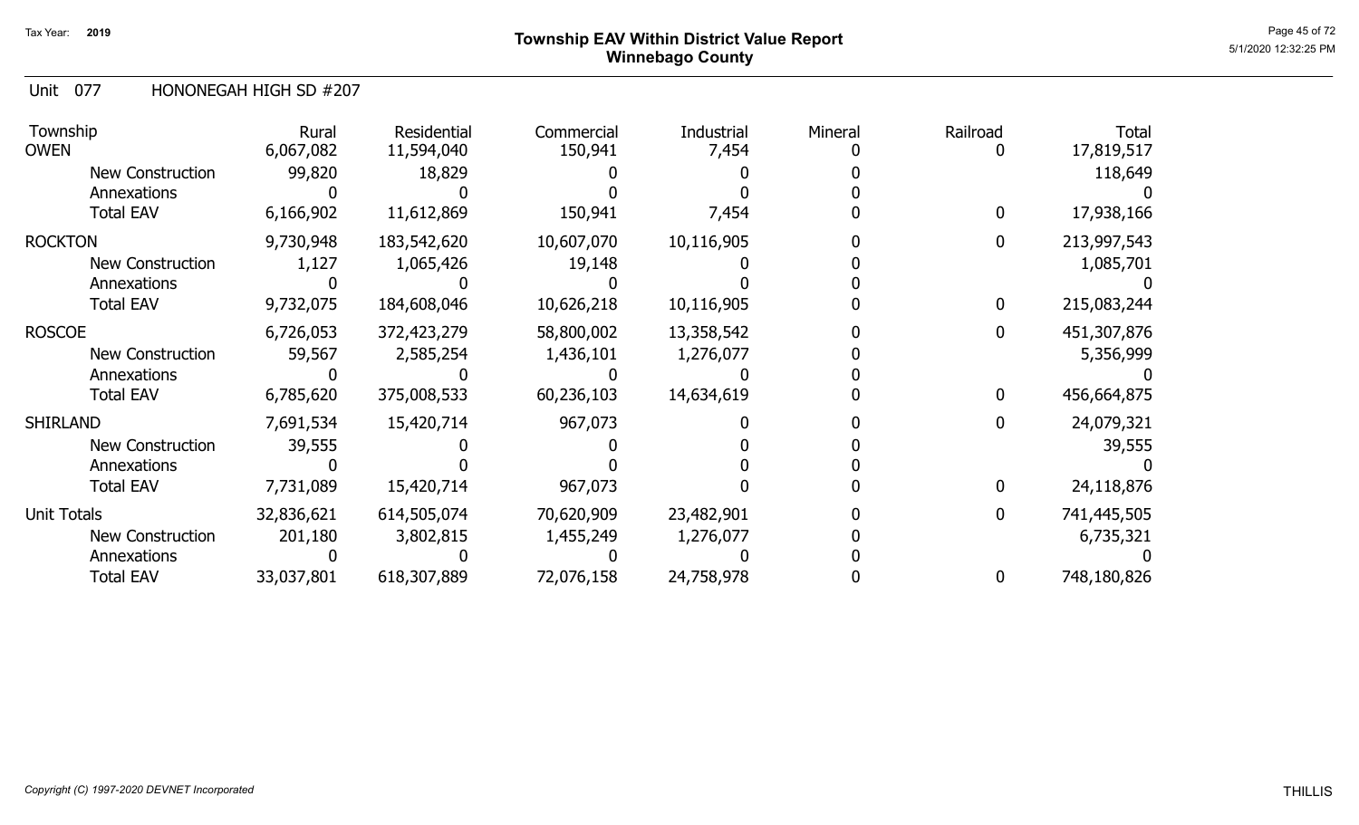# Township EAV Within District Value Report
## Winnebago County

Tax Year: 2019

Unit 077 HONONEGAH HIGH SD #207

| Township | Rural | Residential | Commercial | Industrial | Mineral | Railroad | Total |
|---|---|---|---|---|---|---|---|
| OWEN | 6,067,082 | 11,594,040 | 150,941 | 7,454 | 0 | 0 | 17,819,517 |
| New Construction | 99,820 | 18,829 | 0 | 0 | 0 | | 118,649 |
| Annexations | 0 | 0 | 0 | 0 | 0 | | 0 |
| Total EAV | 6,166,902 | 11,612,869 | 150,941 | 7,454 | 0 | 0 | 17,938,166 |
| ROCKTON | 9,730,948 | 183,542,620 | 10,607,070 | 10,116,905 | 0 | 0 | 213,997,543 |
| New Construction | 1,127 | 1,065,426 | 19,148 | 0 | 0 | | 1,085,701 |
| Annexations | 0 | 0 | 0 | 0 | 0 | | 0 |
| Total EAV | 9,732,075 | 184,608,046 | 10,626,218 | 10,116,905 | 0 | 0 | 215,083,244 |
| ROSCOE | 6,726,053 | 372,423,279 | 58,800,002 | 13,358,542 | 0 | 0 | 451,307,876 |
| New Construction | 59,567 | 2,585,254 | 1,436,101 | 1,276,077 | 0 | | 5,356,999 |
| Annexations | 0 | 0 | 0 | 0 | 0 | | 0 |
| Total EAV | 6,785,620 | 375,008,533 | 60,236,103 | 14,634,619 | 0 | 0 | 456,664,875 |
| SHIRLAND | 7,691,534 | 15,420,714 | 967,073 | 0 | 0 | 0 | 24,079,321 |
| New Construction | 39,555 | 0 | 0 | 0 | 0 | | 39,555 |
| Annexations | 0 | 0 | 0 | 0 | 0 | | 0 |
| Total EAV | 7,731,089 | 15,420,714 | 967,073 | 0 | 0 | 0 | 24,118,876 |
| Unit Totals | 32,836,621 | 614,505,074 | 70,620,909 | 23,482,901 | 0 | 0 | 741,445,505 |
| New Construction | 201,180 | 3,802,815 | 1,455,249 | 1,276,077 | 0 | | 6,735,321 |
| Annexations | 0 | 0 | 0 | 0 | 0 | | 0 |
| Total EAV | 33,037,801 | 618,307,889 | 72,076,158 | 24,758,978 | 0 | 0 | 748,180,826 |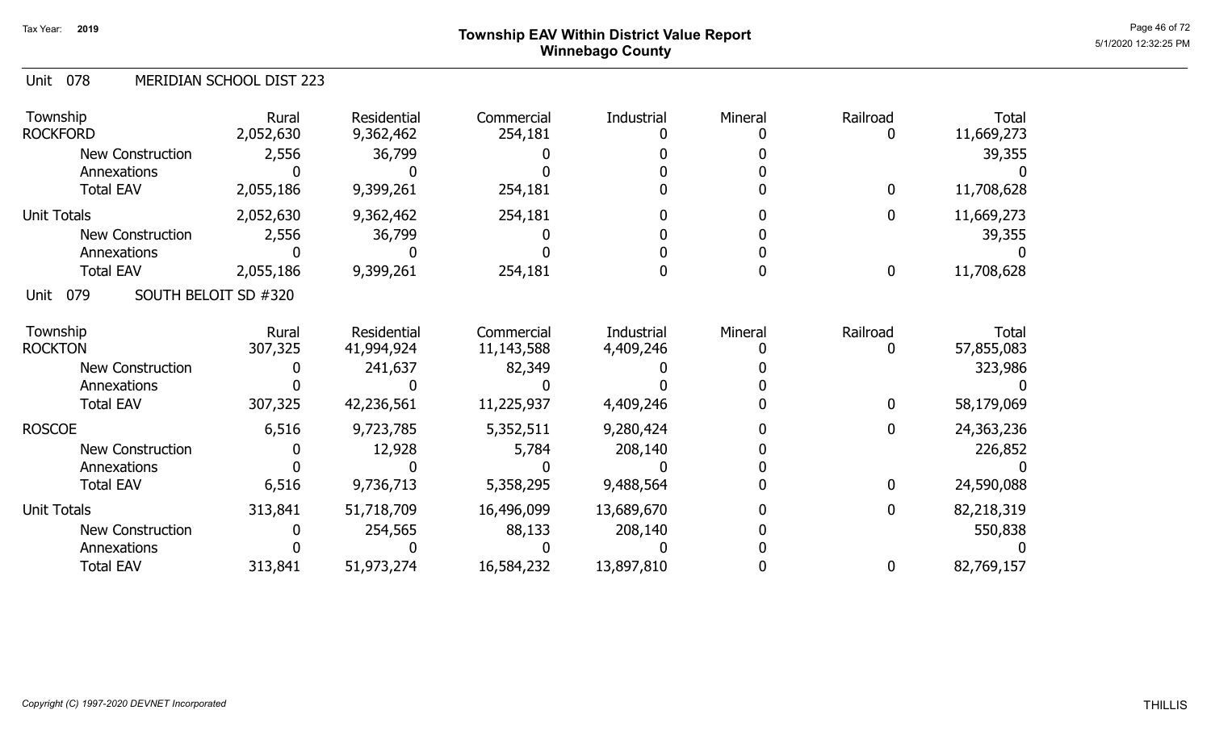Tax Year: **2019**

# Township EAV Within District Value Report
## Winnebago County

### Unit 078 MERIDIAN SCHOOL DIST 223

| Township | Rural | Residential | Commercial | Industrial | Mineral | Railroad | Total |
|---|---|---|---|---|---|---|---|
| ROCKFORD | 2,052,630 | 9,362,462 | 254,181 | 0 | 0 | 0 | 11,669,273 |
| New Construction | 2,556 | 36,799 | 0 | 0 | 0 | | 39,355 |
| Annexations | 0 | 0 | 0 | 0 | 0 | | 0 |
| Total EAV | 2,055,186 | 9,399,261 | 254,181 | 0 | 0 | 0 | 11,708,628 |
| Unit Totals | 2,052,630 | 9,362,462 | 254,181 | 0 | 0 | 0 | 11,669,273 |
| New Construction | 2,556 | 36,799 | 0 | 0 | 0 | | 39,355 |
| Annexations | 0 | 0 | 0 | 0 | 0 | | 0 |
| Total EAV | 2,055,186 | 9,399,261 | 254,181 | 0 | 0 | 0 | 11,708,628 |

### Unit 079 SOUTH BELOIT SD #320

| Township | Rural | Residential | Commercial | Industrial | Mineral | Railroad | Total |
|---|---|---|---|---|---|---|---|
| ROCKTON | 307,325 | 41,994,924 | 11,143,588 | 4,409,246 | 0 | 0 | 57,855,083 |
| New Construction | 0 | 241,637 | 82,349 | 0 | 0 | | 323,986 |
| Annexations | 0 | 0 | 0 | 0 | 0 | | 0 |
| Total EAV | 307,325 | 42,236,561 | 11,225,937 | 4,409,246 | 0 | 0 | 58,179,069 |
| ROSCOE | 6,516 | 9,723,785 | 5,352,511 | 9,280,424 | 0 | 0 | 24,363,236 |
| New Construction | 0 | 12,928 | 5,784 | 208,140 | 0 | | 226,852 |
| Annexations | 0 | 0 | 0 | 0 | 0 | | 0 |
| Total EAV | 6,516 | 9,736,713 | 5,358,295 | 9,488,564 | 0 | 0 | 24,590,088 |
| Unit Totals | 313,841 | 51,718,709 | 16,496,099 | 13,689,670 | 0 | 0 | 82,218,319 |
| New Construction | 0 | 254,565 | 88,133 | 208,140 | 0 | | 550,838 |
| Annexations | 0 | 0 | 0 | 0 | 0 | | 0 |
| Total EAV | 313,841 | 51,973,274 | 16,584,232 | 13,897,810 | 0 | 0 | 82,769,157 |

*Copyright (C) 1997-2020 DEVNET Incorporated*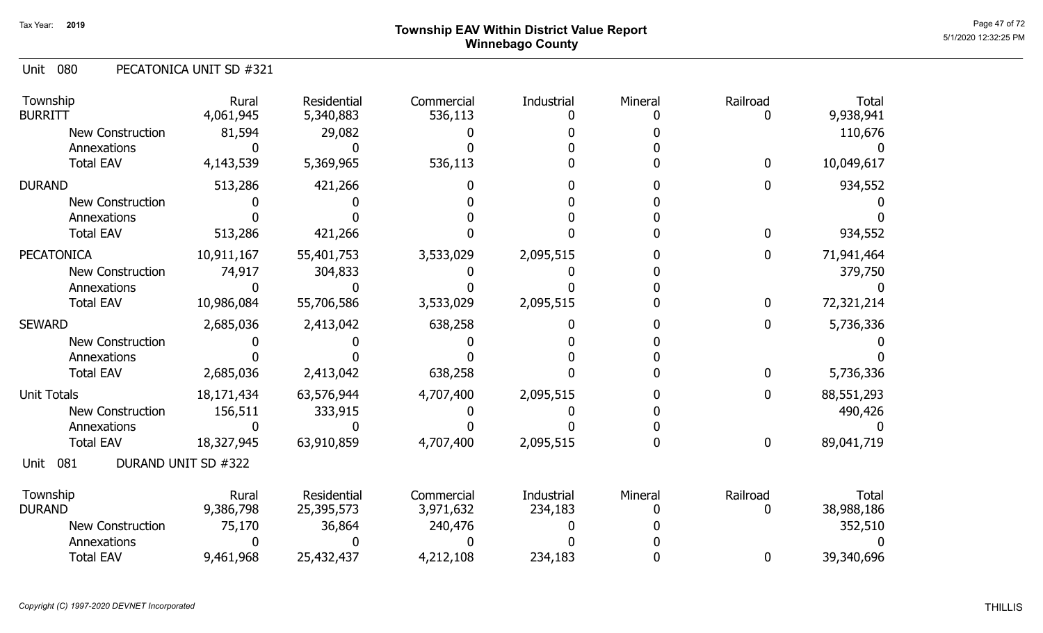# Township EAV Within District Value Report
## Winnebago County

Tax Year: 2019

Unit 080 PECATONICA UNIT SD #321

| Township | Rural | Residential | Commercial | Industrial | Mineral | Railroad | Total |
|---|---|---|---|---|---|---|---|
| BURRITT | 4,061,945 | 5,340,883 | 536,113 | 0 | 0 | 0 | 9,938,941 |
| New Construction | 81,594 | 29,082 | 0 | 0 | 0 | | 110,676 |
| Annexations | 0 | 0 | 0 | 0 | 0 | | 0 |
| Total EAV | 4,143,539 | 5,369,965 | 536,113 | 0 | 0 | 0 | 10,049,617 |
| DURAND | 513,286 | 421,266 | 0 | 0 | 0 | 0 | 934,552 |
| New Construction | 0 | 0 | 0 | 0 | 0 | | 0 |
| Annexations | 0 | 0 | 0 | 0 | 0 | | 0 |
| Total EAV | 513,286 | 421,266 | 0 | 0 | 0 | 0 | 934,552 |
| PECATONICA | 10,911,167 | 55,401,753 | 3,533,029 | 2,095,515 | 0 | 0 | 71,941,464 |
| New Construction | 74,917 | 304,833 | 0 | 0 | 0 | | 379,750 |
| Annexations | 0 | 0 | 0 | 0 | 0 | | 0 |
| Total EAV | 10,986,084 | 55,706,586 | 3,533,029 | 2,095,515 | 0 | 0 | 72,321,214 |
| SEWARD | 2,685,036 | 2,413,042 | 638,258 | 0 | 0 | 0 | 5,736,336 |
| New Construction | 0 | 0 | 0 | 0 | 0 | | 0 |
| Annexations | 0 | 0 | 0 | 0 | 0 | | 0 |
| Total EAV | 2,685,036 | 2,413,042 | 638,258 | 0 | 0 | 0 | 5,736,336 |
| Unit Totals | 18,171,434 | 63,576,944 | 4,707,400 | 2,095,515 | 0 | 0 | 88,551,293 |
| New Construction | 156,511 | 333,915 | 0 | 0 | 0 | | 490,426 |
| Annexations | 0 | 0 | 0 | 0 | 0 | | 0 |
| Total EAV | 18,327,945 | 63,910,859 | 4,707,400 | 2,095,515 | 0 | 0 | 89,041,719 |

Unit 081 DURAND UNIT SD #322

| Township | Rural | Residential | Commercial | Industrial | Mineral | Railroad | Total |
|---|---|---|---|---|---|---|---|
| DURAND | 9,386,798 | 25,395,573 | 3,971,632 | 234,183 | 0 | 0 | 38,988,186 |
| New Construction | 75,170 | 36,864 | 240,476 | 0 | 0 | | 352,510 |
| Annexations | 0 | 0 | 0 | 0 | 0 | | 0 |
| Total EAV | 9,461,968 | 25,432,437 | 4,212,108 | 234,183 | 0 | 0 | 39,340,696 |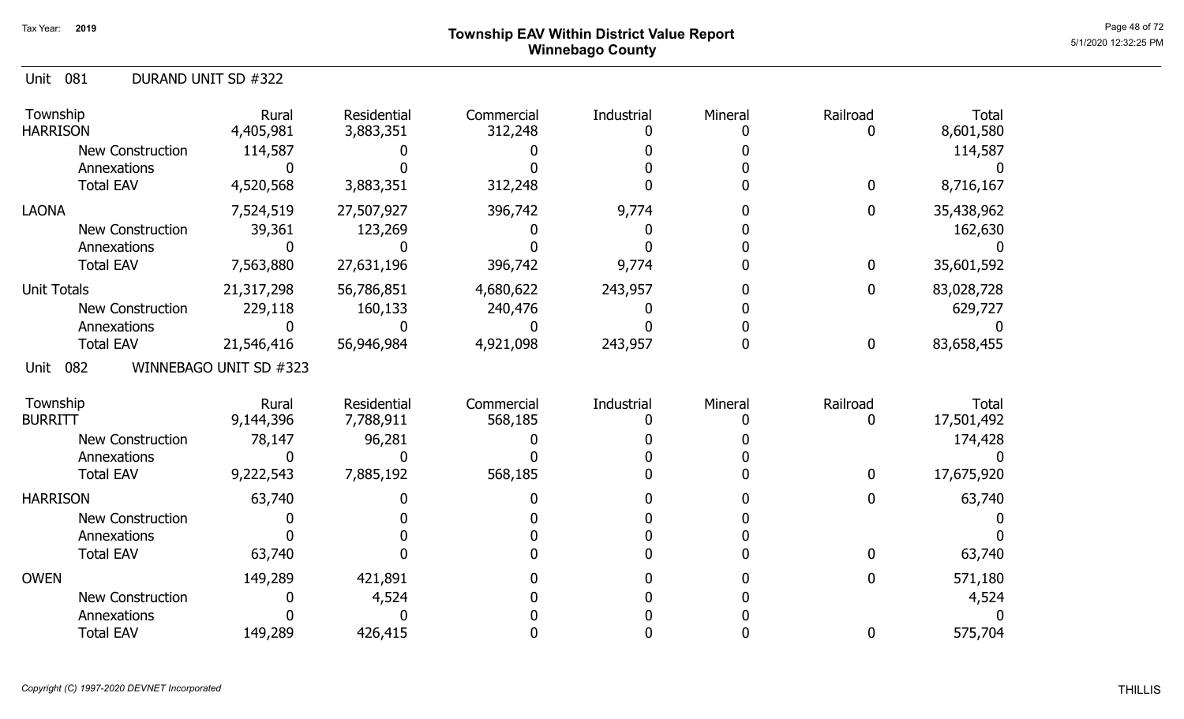Tax Year: 2019

# Township EAV Within District Value Report
## Winnebago County

### Unit 081 DURAND UNIT SD #322

| Township | Rural | Residential | Commercial | Industrial | Mineral | Railroad | Total |
|---|---|---|---|---|---|---|---|
| HARRISON | 4,405,981 | 3,883,351 | 312,248 | 0 | 0 | 0 | 8,601,580 |
| New Construction | 114,587 | 0 | 0 | 0 | 0 | | 114,587 |
| Annexations | 0 | 0 | 0 | 0 | 0 | | 0 |
| Total EAV | 4,520,568 | 3,883,351 | 312,248 | 0 | 0 | 0 | 8,716,167 |
| LAONA | 7,524,519 | 27,507,927 | 396,742 | 9,774 | 0 | 0 | 35,438,962 |
| New Construction | 39,361 | 123,269 | 0 | 0 | 0 | | 162,630 |
| Annexations | 0 | 0 | 0 | 0 | 0 | | 0 |
| Total EAV | 7,563,880 | 27,631,196 | 396,742 | 9,774 | 0 | 0 | 35,601,592 |
| Unit Totals | 21,317,298 | 56,786,851 | 4,680,622 | 243,957 | 0 | 0 | 83,028,728 |
| New Construction | 229,118 | 160,133 | 240,476 | 0 | 0 | | 629,727 |
| Annexations | 0 | 0 | 0 | 0 | 0 | | 0 |
| Total EAV | 21,546,416 | 56,946,984 | 4,921,098 | 243,957 | 0 | 0 | 83,658,455 |

### Unit 082 WINNEBAGO UNIT SD #323

| Township | Rural | Residential | Commercial | Industrial | Mineral | Railroad | Total |
|---|---|---|---|---|---|---|---|
| BURRITT | 9,144,396 | 7,788,911 | 568,185 | 0 | 0 | 0 | 17,501,492 |
| New Construction | 78,147 | 96,281 | 0 | 0 | 0 | | 174,428 |
| Annexations | 0 | 0 | 0 | 0 | 0 | | 0 |
| Total EAV | 9,222,543 | 7,885,192 | 568,185 | 0 | 0 | 0 | 17,675,920 |
| HARRISON | 63,740 | 0 | 0 | 0 | 0 | 0 | 63,740 |
| New Construction | 0 | 0 | 0 | 0 | 0 | | 0 |
| Annexations | 0 | 0 | 0 | 0 | 0 | | 0 |
| Total EAV | 63,740 | 0 | 0 | 0 | 0 | 0 | 63,740 |
| OWEN | 149,289 | 421,891 | 0 | 0 | 0 | 0 | 571,180 |
| New Construction | 0 | 4,524 | 0 | 0 | 0 | | 4,524 |
| Annexations | 0 | 0 | 0 | 0 | 0 | | 0 |
| Total EAV | 149,289 | 426,415 | 0 | 0 | 0 | 0 | 575,704 |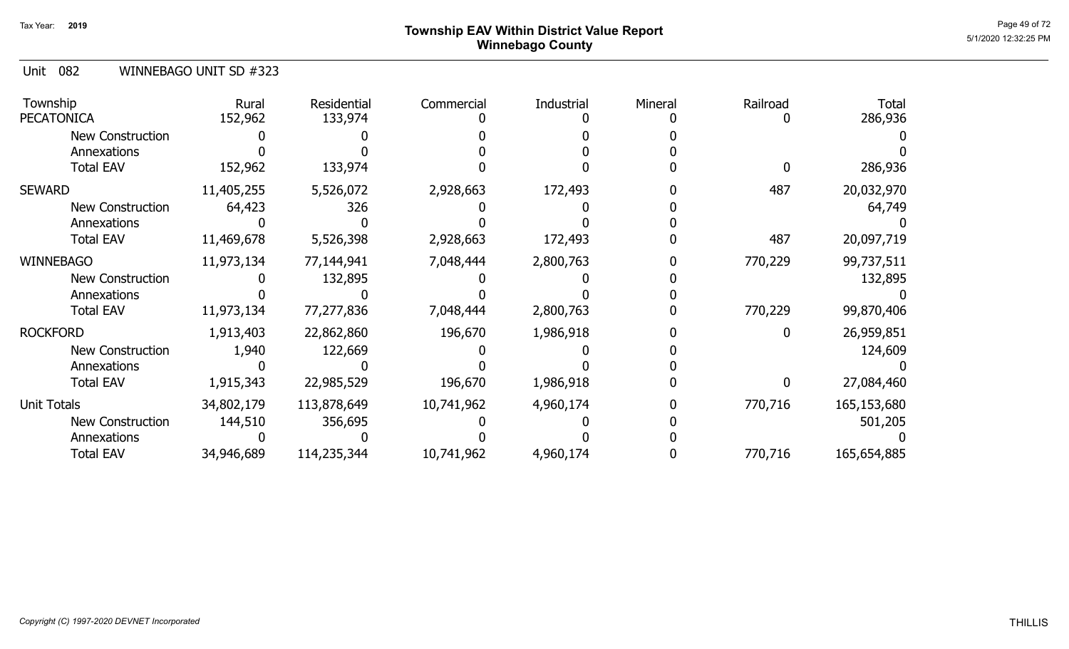Tax Year: 2019

# Township EAV Within District Value Report
## Winnebago County

Unit 082 WINNEBAGO UNIT SD #323

| Township | Rural | Residential | Commercial | Industrial | Mineral | Railroad | Total |
|---|---|---|---|---|---|---|---|
| PECATONICA | 152,962 | 133,974 | 0 | 0 | 0 | 0 | 286,936 |
| New Construction | 0 | 0 | 0 | 0 | 0 | | 0 |
| Annexations | 0 | 0 | 0 | 0 | 0 | | 0 |
| Total EAV | 152,962 | 133,974 | 0 | 0 | 0 | 0 | 286,936 |
| SEWARD | 11,405,255 | 5,526,072 | 2,928,663 | 172,493 | 0 | 487 | 20,032,970 |
| New Construction | 64,423 | 326 | 0 | 0 | 0 | | 64,749 |
| Annexations | 0 | 0 | 0 | 0 | 0 | | 0 |
| Total EAV | 11,469,678 | 5,526,398 | 2,928,663 | 172,493 | 0 | 487 | 20,097,719 |
| WINNEBAGO | 11,973,134 | 77,144,941 | 7,048,444 | 2,800,763 | 0 | 770,229 | 99,737,511 |
| New Construction | 0 | 132,895 | 0 | 0 | 0 | | 132,895 |
| Annexations | 0 | 0 | 0 | 0 | 0 | | 0 |
| Total EAV | 11,973,134 | 77,277,836 | 7,048,444 | 2,800,763 | 0 | 770,229 | 99,870,406 |
| ROCKFORD | 1,913,403 | 22,862,860 | 196,670 | 1,986,918 | 0 | 0 | 26,959,851 |
| New Construction | 1,940 | 122,669 | 0 | 0 | 0 | | 124,609 |
| Annexations | 0 | 0 | 0 | 0 | 0 | | 0 |
| Total EAV | 1,915,343 | 22,985,529 | 196,670 | 1,986,918 | 0 | 0 | 27,084,460 |
| Unit Totals | 34,802,179 | 113,878,649 | 10,741,962 | 4,960,174 | 0 | 770,716 | 165,153,680 |
| New Construction | 144,510 | 356,695 | 0 | 0 | 0 | | 501,205 |
| Annexations | 0 | 0 | 0 | 0 | 0 | | 0 |
| Total EAV | 34,946,689 | 114,235,344 | 10,741,962 | 4,960,174 | 0 | 770,716 | 165,654,885 |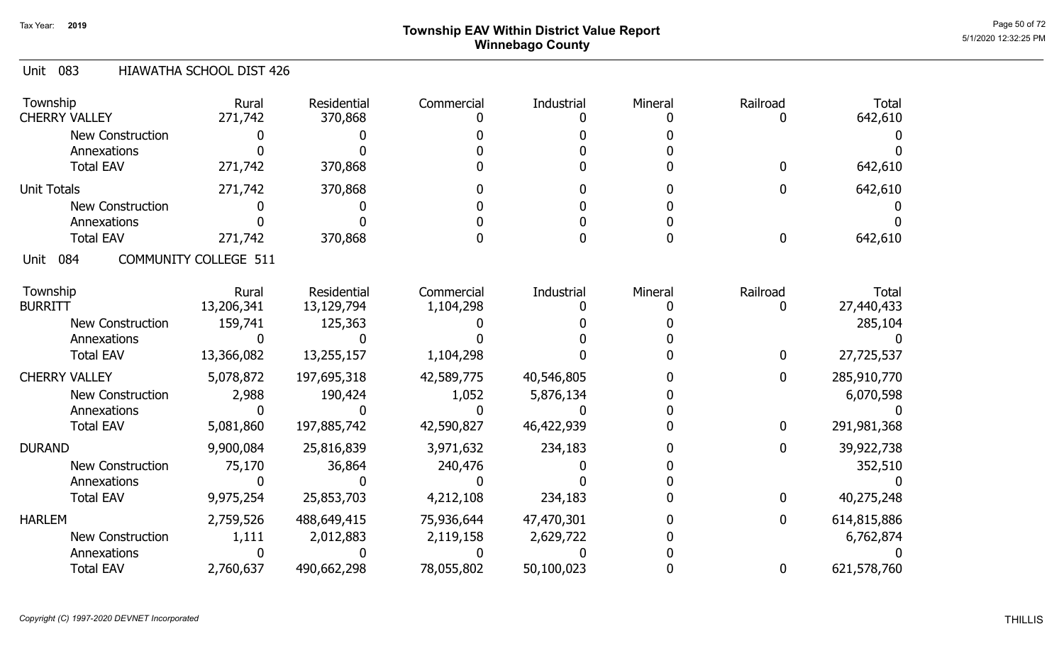## Township EAV Within District Value Report
## Winnebago County

Tax Year: 2019

### Unit 083 HIAWATHA SCHOOL DIST 426

| Township | Rural | Residential | Commercial | Industrial | Mineral | Railroad | Total |
|---|---|---|---|---|---|---|---|
| CHERRY VALLEY | 271,742 | 370,868 | 0 | 0 | 0 | 0 | 642,610 |
| New Construction | 0 | 0 | 0 | 0 | 0 | | 0 |
| Annexations | 0 | 0 | 0 | 0 | 0 | | 0 |
| Total EAV | 271,742 | 370,868 | 0 | 0 | 0 | 0 | 642,610 |
| Unit Totals | 271,742 | 370,868 | 0 | 0 | 0 | 0 | 642,610 |
| New Construction | 0 | 0 | 0 | 0 | 0 | | 0 |
| Annexations | 0 | 0 | 0 | 0 | 0 | | 0 |
| Total EAV | 271,742 | 370,868 | 0 | 0 | 0 | 0 | 642,610 |

### Unit 084 COMMUNITY COLLEGE 511

| Township | Rural | Residential | Commercial | Industrial | Mineral | Railroad | Total |
|---|---|---|---|---|---|---|---|
| BURRITT | 13,206,341 | 13,129,794 | 1,104,298 | 0 | 0 | 0 | 27,440,433 |
| New Construction | 159,741 | 125,363 | 0 | 0 | 0 | | 285,104 |
| Annexations | 0 | 0 | 0 | 0 | 0 | | 0 |
| Total EAV | 13,366,082 | 13,255,157 | 1,104,298 | 0 | 0 | 0 | 27,725,537 |
| CHERRY VALLEY | 5,078,872 | 197,695,318 | 42,589,775 | 40,546,805 | 0 | 0 | 285,910,770 |
| New Construction | 2,988 | 190,424 | 1,052 | 5,876,134 | 0 | | 6,070,598 |
| Annexations | 0 | 0 | 0 | 0 | 0 | | 0 |
| Total EAV | 5,081,860 | 197,885,742 | 42,590,827 | 46,422,939 | 0 | 0 | 291,981,368 |
| DURAND | 9,900,084 | 25,816,839 | 3,971,632 | 234,183 | 0 | 0 | 39,922,738 |
| New Construction | 75,170 | 36,864 | 240,476 | 0 | 0 | | 352,510 |
| Annexations | 0 | 0 | 0 | 0 | 0 | | 0 |
| Total EAV | 9,975,254 | 25,853,703 | 4,212,108 | 234,183 | 0 | 0 | 40,275,248 |
| HARLEM | 2,759,526 | 488,649,415 | 75,936,644 | 47,470,301 | 0 | 0 | 614,815,886 |
| New Construction | 1,111 | 2,012,883 | 2,119,158 | 2,629,722 | 0 | | 6,762,874 |
| Annexations | 0 | 0 | 0 | 0 | 0 | | 0 |
| Total EAV | 2,760,637 | 490,662,298 | 78,055,802 | 50,100,023 | 0 | 0 | 621,578,760 |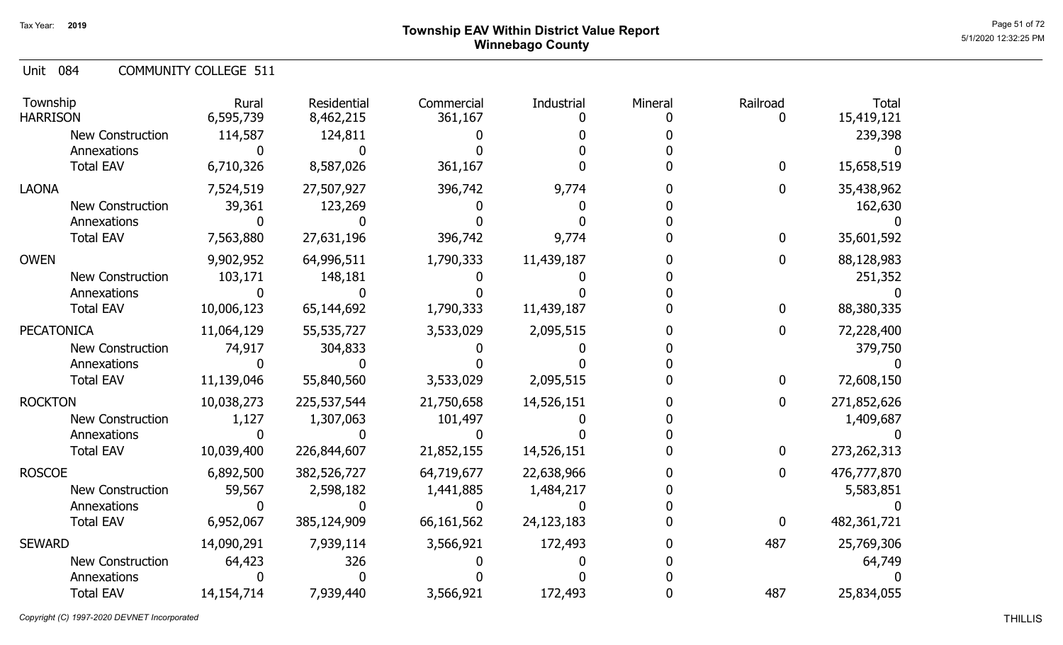Tax Year: **2019**

# Township EAV Within District Value Report
## Winnebago County

Unit 084 COMMUNITY COLLEGE 511

| Township | Rural | Residential | Commercial | Industrial | Mineral | Railroad | Total |
|---|---|---|---|---|---|---|---|
| HARRISON | 6,595,739 | 8,462,215 | 361,167 | 0 | 0 | 0 | 15,419,121 |
| New Construction | 114,587 | 124,811 | 0 | 0 | 0 | | 239,398 |
| Annexations | 0 | 0 | 0 | 0 | 0 | | 0 |
| Total EAV | 6,710,326 | 8,587,026 | 361,167 | 0 | 0 | 0 | 15,658,519 |
| LAONA | 7,524,519 | 27,507,927 | 396,742 | 9,774 | 0 | 0 | 35,438,962 |
| New Construction | 39,361 | 123,269 | 0 | 0 | 0 | | 162,630 |
| Annexations | 0 | 0 | 0 | 0 | 0 | | 0 |
| Total EAV | 7,563,880 | 27,631,196 | 396,742 | 9,774 | 0 | 0 | 35,601,592 |
| OWEN | 9,902,952 | 64,996,511 | 1,790,333 | 11,439,187 | 0 | 0 | 88,128,983 |
| New Construction | 103,171 | 148,181 | 0 | 0 | 0 | | 251,352 |
| Annexations | 0 | 0 | 0 | 0 | 0 | | 0 |
| Total EAV | 10,006,123 | 65,144,692 | 1,790,333 | 11,439,187 | 0 | 0 | 88,380,335 |
| PECATONICA | 11,064,129 | 55,535,727 | 3,533,029 | 2,095,515 | 0 | 0 | 72,228,400 |
| New Construction | 74,917 | 304,833 | 0 | 0 | 0 | | 379,750 |
| Annexations | 0 | 0 | 0 | 0 | 0 | | 0 |
| Total EAV | 11,139,046 | 55,840,560 | 3,533,029 | 2,095,515 | 0 | 0 | 72,608,150 |
| ROCKTON | 10,038,273 | 225,537,544 | 21,750,658 | 14,526,151 | 0 | 0 | 271,852,626 |
| New Construction | 1,127 | 1,307,063 | 101,497 | 0 | 0 | | 1,409,687 |
| Annexations | 0 | 0 | 0 | 0 | 0 | | 0 |
| Total EAV | 10,039,400 | 226,844,607 | 21,852,155 | 14,526,151 | 0 | 0 | 273,262,313 |
| ROSCOE | 6,892,500 | 382,526,727 | 64,719,677 | 22,638,966 | 0 | 0 | 476,777,870 |
| New Construction | 59,567 | 2,598,182 | 1,441,885 | 1,484,217 | 0 | | 5,583,851 |
| Annexations | 0 | 0 | 0 | 0 | 0 | | 0 |
| Total EAV | 6,952,067 | 385,124,909 | 66,161,562 | 24,123,183 | 0 | 0 | 482,361,721 |
| SEWARD | 14,090,291 | 7,939,114 | 3,566,921 | 172,493 | 0 | 487 | 25,769,306 |
| New Construction | 64,423 | 326 | 0 | 0 | 0 | | 64,749 |
| Annexations | 0 | 0 | 0 | 0 | 0 | | 0 |
| Total EAV | 14,154,714 | 7,939,440 | 3,566,921 | 172,493 | 0 | 487 | 25,834,055 |

*Copyright (C) 1997-2020 DEVNET Incorporated*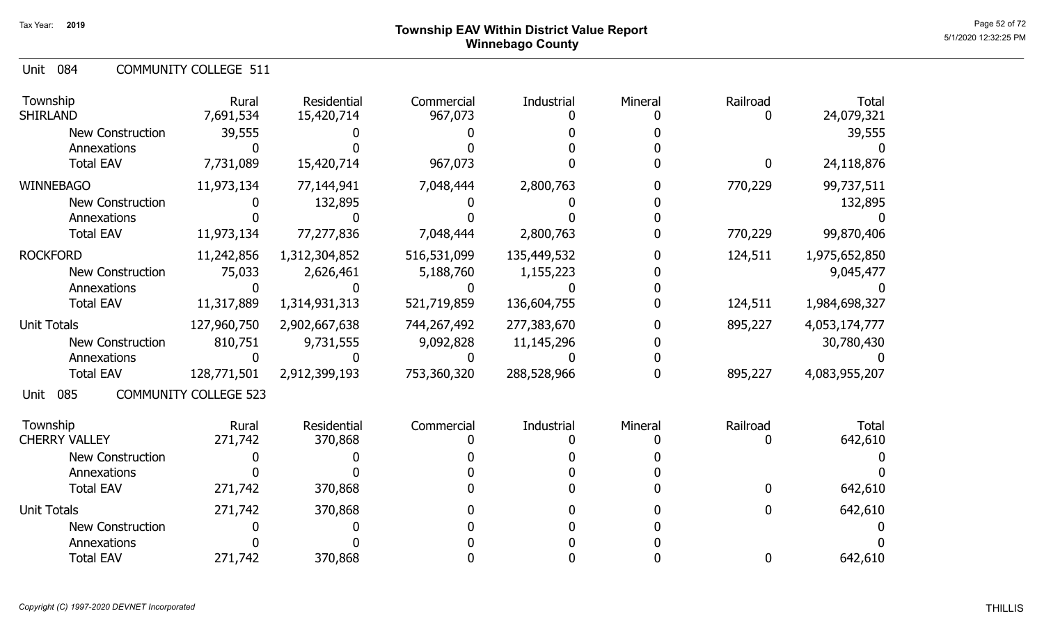# Township EAV Within District Value Report
## Winnebago County

Tax Year: 2019

### Unit 084 COMMUNITY COLLEGE 511

| Township | Rural | Residential | Commercial | Industrial | Mineral | Railroad | Total |
|---|---|---|---|---|---|---|---|
| SHIRLAND | 7,691,534 | 15,420,714 | 967,073 | 0 | 0 | 0 | 24,079,321 |
| New Construction | 39,555 | 0 | 0 | 0 | 0 | | 39,555 |
| Annexations | 0 | 0 | 0 | 0 | 0 | | 0 |
| Total EAV | 7,731,089 | 15,420,714 | 967,073 | 0 | 0 | 0 | 24,118,876 |
| WINNEBAGO | 11,973,134 | 77,144,941 | 7,048,444 | 2,800,763 | 0 | 770,229 | 99,737,511 |
| New Construction | 0 | 132,895 | 0 | 0 | 0 | | 132,895 |
| Annexations | 0 | 0 | 0 | 0 | 0 | | 0 |
| Total EAV | 11,973,134 | 77,277,836 | 7,048,444 | 2,800,763 | 0 | 770,229 | 99,870,406 |
| ROCKFORD | 11,242,856 | 1,312,304,852 | 516,531,099 | 135,449,532 | 0 | 124,511 | 1,975,652,850 |
| New Construction | 75,033 | 2,626,461 | 5,188,760 | 1,155,223 | 0 | | 9,045,477 |
| Annexations | 0 | 0 | 0 | 0 | 0 | | 0 |
| Total EAV | 11,317,889 | 1,314,931,313 | 521,719,859 | 136,604,755 | 0 | 124,511 | 1,984,698,327 |
| Unit Totals | 127,960,750 | 2,902,667,638 | 744,267,492 | 277,383,670 | 0 | 895,227 | 4,053,174,777 |
| New Construction | 810,751 | 9,731,555 | 9,092,828 | 11,145,296 | 0 | | 30,780,430 |
| Annexations | 0 | 0 | 0 | 0 | 0 | | 0 |
| Total EAV | 128,771,501 | 2,912,399,193 | 753,360,320 | 288,528,966 | 0 | 895,227 | 4,083,955,207 |

### Unit 085 COMMUNITY COLLEGE 523

| Township | Rural | Residential | Commercial | Industrial | Mineral | Railroad | Total |
|---|---|---|---|---|---|---|---|
| CHERRY VALLEY | 271,742 | 370,868 | 0 | 0 | 0 | 0 | 642,610 |
| New Construction | 0 | 0 | 0 | 0 | 0 | | 0 |
| Annexations | 0 | 0 | 0 | 0 | 0 | | 0 |
| Total EAV | 271,742 | 370,868 | 0 | 0 | 0 | 0 | 642,610 |
| Unit Totals | 271,742 | 370,868 | 0 | 0 | 0 | 0 | 642,610 |
| New Construction | 0 | 0 | 0 | 0 | 0 | | 0 |
| Annexations | 0 | 0 | 0 | 0 | 0 | | 0 |
| Total EAV | 271,742 | 370,868 | 0 | 0 | 0 | 0 | 642,610 |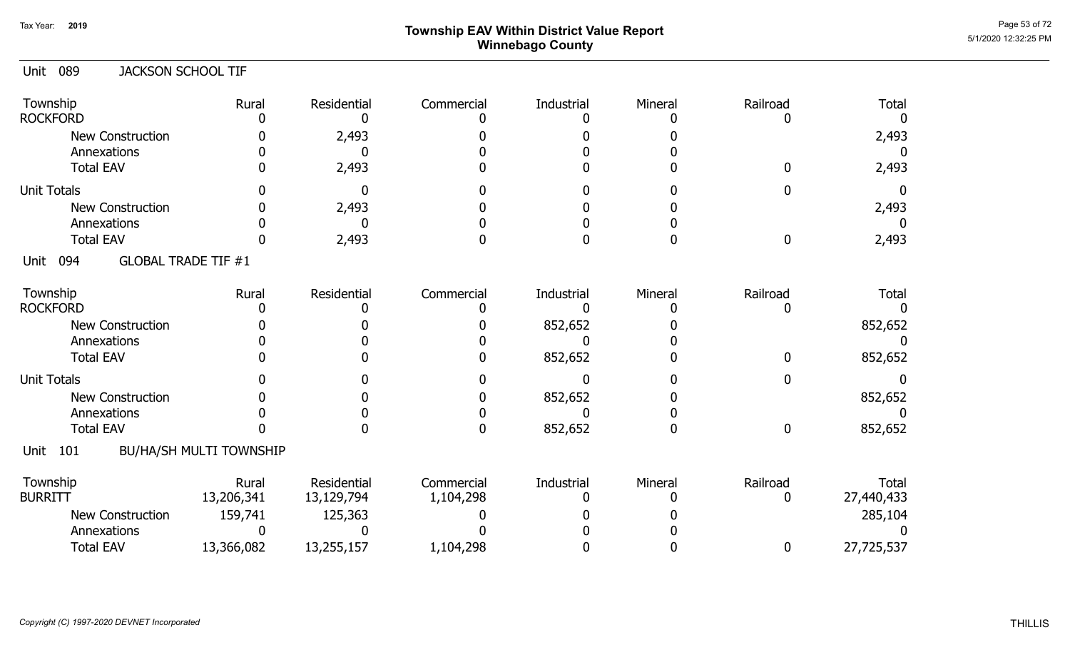Tax Year: **2019**

# Township EAV Within District Value Report
## Winnebago County

Unit 089 JACKSON SCHOOL TIF

| Township | Rural | Residential | Commercial | Industrial | Mineral | Railroad | Total |
|---|---|---|---|---|---|---|---|
| ROCKFORD | 0 | 0 | 0 | 0 | 0 | 0 | 0 |
| New Construction | 0 | 2,493 | 0 | 0 | 0 | | 2,493 |
| Annexations | 0 | 0 | 0 | 0 | 0 | | 0 |
| Total EAV | 0 | 2,493 | 0 | 0 | 0 | 0 | 2,493 |
| Unit Totals | 0 | 0 | 0 | 0 | 0 | 0 | 0 |
| New Construction | 0 | 2,493 | 0 | 0 | 0 | | 2,493 |
| Annexations | 0 | 0 | 0 | 0 | 0 | | 0 |
| Total EAV | 0 | 2,493 | 0 | 0 | 0 | 0 | 2,493 |

Unit 094 GLOBAL TRADE TIF #1

| Township | Rural | Residential | Commercial | Industrial | Mineral | Railroad | Total |
|---|---|---|---|---|---|---|---|
| ROCKFORD | 0 | 0 | 0 | 0 | 0 | 0 | 0 |
| New Construction | 0 | 0 | 0 | 852,652 | 0 | | 852,652 |
| Annexations | 0 | 0 | 0 | 0 | 0 | | 0 |
| Total EAV | 0 | 0 | 0 | 852,652 | 0 | 0 | 852,652 |
| Unit Totals | 0 | 0 | 0 | 0 | 0 | 0 | 0 |
| New Construction | 0 | 0 | 0 | 852,652 | 0 | | 852,652 |
| Annexations | 0 | 0 | 0 | 0 | 0 | | 0 |
| Total EAV | 0 | 0 | 0 | 852,652 | 0 | 0 | 852,652 |

Unit 101 BU/HA/SH MULTI TOWNSHIP

| Township | Rural | Residential | Commercial | Industrial | Mineral | Railroad | Total |
|---|---|---|---|---|---|---|---|
| BURRITT | 13,206,341 | 13,129,794 | 1,104,298 | 0 | 0 | 0 | 27,440,433 |
| New Construction | 159,741 | 125,363 | 0 | 0 | 0 | | 285,104 |
| Annexations | 0 | 0 | 0 | 0 | 0 | | 0 |
| Total EAV | 13,366,082 | 13,255,157 | 1,104,298 | 0 | 0 | 0 | 27,725,537 |

*Copyright (C) 1997-2020 DEVNET Incorporated*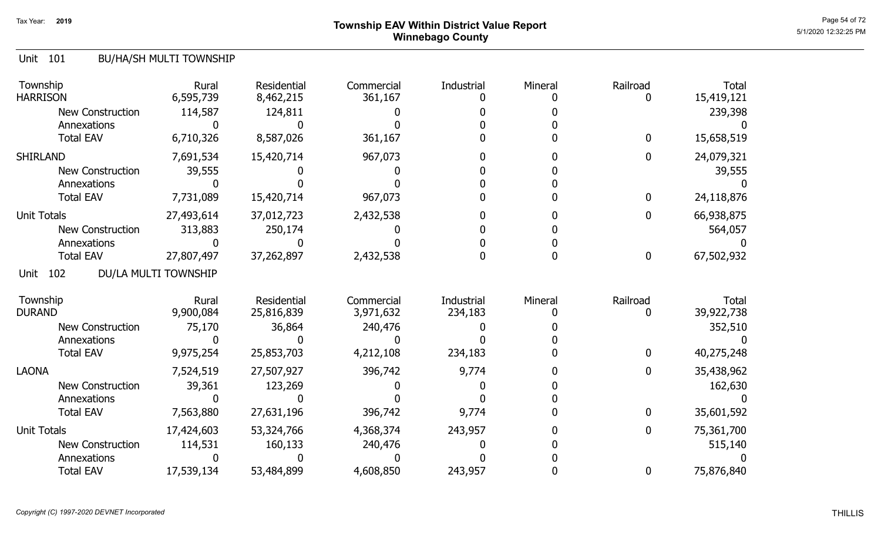Tax Year: 2019

# Township EAV Within District Value Report
## Winnebago County

5/1/2020 12:32:25 PM

### Unit 101 BU/HA/SH MULTI TOWNSHIP

| Township | Rural | Residential | Commercial | Industrial | Mineral | Railroad | Total |
|---|---|---|---|---|---|---|---|
| HARRISON | 6,595,739 | 8,462,215 | 361,167 | 0 | 0 | 0 | 15,419,121 |
| New Construction | 114,587 | 124,811 | 0 | 0 | 0 | | 239,398 |
| Annexations | 0 | 0 | 0 | 0 | 0 | | 0 |
| Total EAV | 6,710,326 | 8,587,026 | 361,167 | 0 | 0 | 0 | 15,658,519 |
| SHIRLAND | 7,691,534 | 15,420,714 | 967,073 | 0 | 0 | 0 | 24,079,321 |
| New Construction | 39,555 | 0 | 0 | 0 | 0 | | 39,555 |
| Annexations | 0 | 0 | 0 | 0 | 0 | | 0 |
| Total EAV | 7,731,089 | 15,420,714 | 967,073 | 0 | 0 | 0 | 24,118,876 |
| Unit Totals | 27,493,614 | 37,012,723 | 2,432,538 | 0 | 0 | 0 | 66,938,875 |
| New Construction | 313,883 | 250,174 | 0 | 0 | 0 | | 564,057 |
| Annexations | 0 | 0 | 0 | 0 | 0 | | 0 |
| Total EAV | 27,807,497 | 37,262,897 | 2,432,538 | 0 | 0 | 0 | 67,502,932 |

### Unit 102 DU/LA MULTI TOWNSHIP

| Township | Rural | Residential | Commercial | Industrial | Mineral | Railroad | Total |
|---|---|---|---|---|---|---|---|
| DURAND | 9,900,084 | 25,816,839 | 3,971,632 | 234,183 | 0 | 0 | 39,922,738 |
| New Construction | 75,170 | 36,864 | 240,476 | 0 | 0 | | 352,510 |
| Annexations | 0 | 0 | 0 | 0 | 0 | | 0 |
| Total EAV | 9,975,254 | 25,853,703 | 4,212,108 | 234,183 | 0 | 0 | 40,275,248 |
| LAONA | 7,524,519 | 27,507,927 | 396,742 | 9,774 | 0 | 0 | 35,438,962 |
| New Construction | 39,361 | 123,269 | 0 | 0 | 0 | | 162,630 |
| Annexations | 0 | 0 | 0 | 0 | 0 | | 0 |
| Total EAV | 7,563,880 | 27,631,196 | 396,742 | 9,774 | 0 | 0 | 35,601,592 |
| Unit Totals | 17,424,603 | 53,324,766 | 4,368,374 | 243,957 | 0 | 0 | 75,361,700 |
| New Construction | 114,531 | 160,133 | 240,476 | 0 | 0 | | 515,140 |
| Annexations | 0 | 0 | 0 | 0 | 0 | | 0 |
| Total EAV | 17,539,134 | 53,484,899 | 4,608,850 | 243,957 | 0 | 0 | 75,876,840 |

*Copyright (C) 1997-2020 DEVNET Incorporated*

THILLIS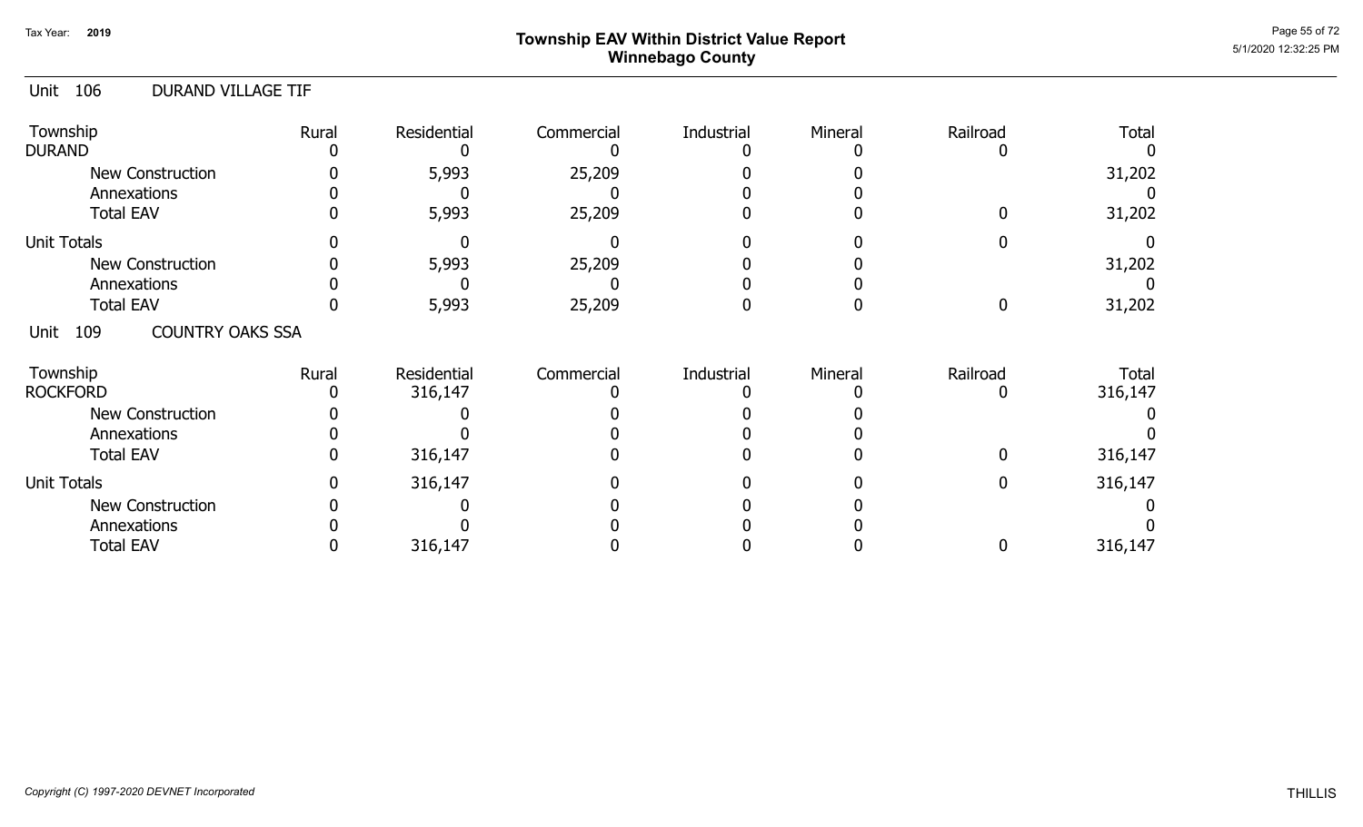# Township EAV Within District Value Report
## Winnebago County

Tax Year: 2019

## Unit 106 DURAND VILLAGE TIF

| Township | Rural | Residential | Commercial | Industrial | Mineral | Railroad | Total |
|---|---|---|---|---|---|---|---|
| DURAND | 0 | 0 | 0 | 0 | 0 | 0 | 0 |
| New Construction | 0 | 5,993 | 25,209 | 0 | 0 | | 31,202 |
| Annexations | 0 | 0 | 0 | 0 | 0 | | 0 |
| Total EAV | 0 | 5,993 | 25,209 | 0 | 0 | 0 | 31,202 |
| Unit Totals | 0 | 0 | 0 | 0 | 0 | 0 | 0 |
| New Construction | 0 | 5,993 | 25,209 | 0 | 0 | | 31,202 |
| Annexations | 0 | 0 | 0 | 0 | 0 | | 0 |
| Total EAV | 0 | 5,993 | 25,209 | 0 | 0 | 0 | 31,202 |

## Unit 109 COUNTRY OAKS SSA

| Township | Rural | Residential | Commercial | Industrial | Mineral | Railroad | Total |
|---|---|---|---|---|---|---|---|
| ROCKFORD | 0 | 316,147 | 0 | 0 | 0 | 0 | 316,147 |
| New Construction | 0 | 0 | 0 | 0 | 0 | | 0 |
| Annexations | 0 | 0 | 0 | 0 | 0 | | 0 |
| Total EAV | 0 | 316,147 | 0 | 0 | 0 | 0 | 316,147 |
| Unit Totals | 0 | 316,147 | 0 | 0 | 0 | 0 | 316,147 |
| New Construction | 0 | 0 | 0 | 0 | 0 | | 0 |
| Annexations | 0 | 0 | 0 | 0 | 0 | | 0 |
| Total EAV | 0 | 316,147 | 0 | 0 | 0 | 0 | 316,147 |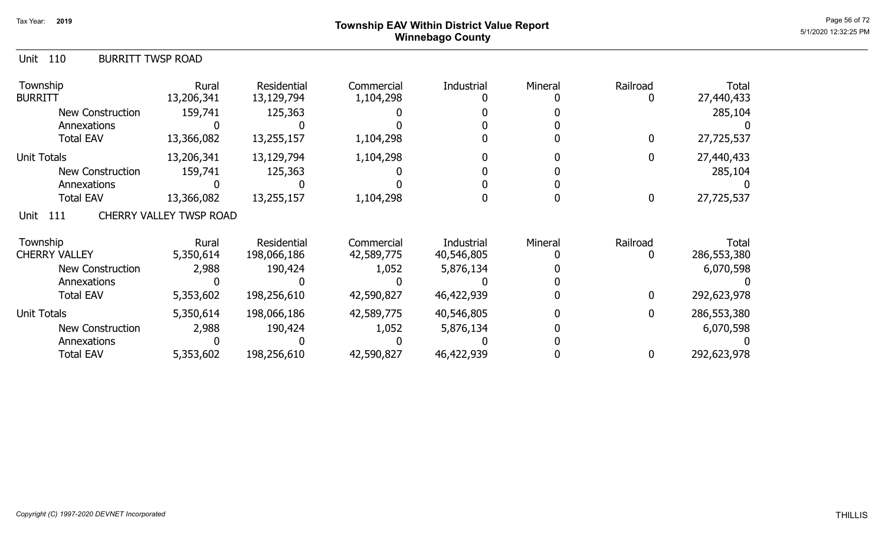# Township EAV Within District Value Report
## Winnebago County

Tax Year: 2019

5/1/2020 12:32:25 PM

### Unit 110 BURRITT TWSP ROAD

| Township | Rural | Residential | Commercial | Industrial | Mineral | Railroad | Total |
|---|---|---|---|---|---|---|---|
| BURRITT | 13,206,341 | 13,129,794 | 1,104,298 | 0 | 0 | 0 | 27,440,433 |
| New Construction | 159,741 | 125,363 | 0 | 0 | 0 | | 285,104 |
| Annexations | 0 | 0 | 0 | 0 | 0 | | 0 |
| Total EAV | 13,366,082 | 13,255,157 | 1,104,298 | 0 | 0 | 0 | 27,725,537 |
| Unit Totals | 13,206,341 | 13,129,794 | 1,104,298 | 0 | 0 | 0 | 27,440,433 |
| New Construction | 159,741 | 125,363 | 0 | 0 | 0 | | 285,104 |
| Annexations | 0 | 0 | 0 | 0 | 0 | | 0 |
| Total EAV | 13,366,082 | 13,255,157 | 1,104,298 | 0 | 0 | 0 | 27,725,537 |

### Unit 111 CHERRY VALLEY TWSP ROAD

| Township | Rural | Residential | Commercial | Industrial | Mineral | Railroad | Total |
|---|---|---|---|---|---|---|---|
| CHERRY VALLEY | 5,350,614 | 198,066,186 | 42,589,775 | 40,546,805 | 0 | 0 | 286,553,380 |
| New Construction | 2,988 | 190,424 | 1,052 | 5,876,134 | 0 | | 6,070,598 |
| Annexations | 0 | 0 | 0 | 0 | 0 | | 0 |
| Total EAV | 5,353,602 | 198,256,610 | 42,590,827 | 46,422,939 | 0 | 0 | 292,623,978 |
| Unit Totals | 5,350,614 | 198,066,186 | 42,589,775 | 40,546,805 | 0 | 0 | 286,553,380 |
| New Construction | 2,988 | 190,424 | 1,052 | 5,876,134 | 0 | | 6,070,598 |
| Annexations | 0 | 0 | 0 | 0 | 0 | | 0 |
| Total EAV | 5,353,602 | 198,256,610 | 42,590,827 | 46,422,939 | 0 | 0 | 292,623,978 |

*Copyright (C) 1997-2020 DEVNET Incorporated* THILLIS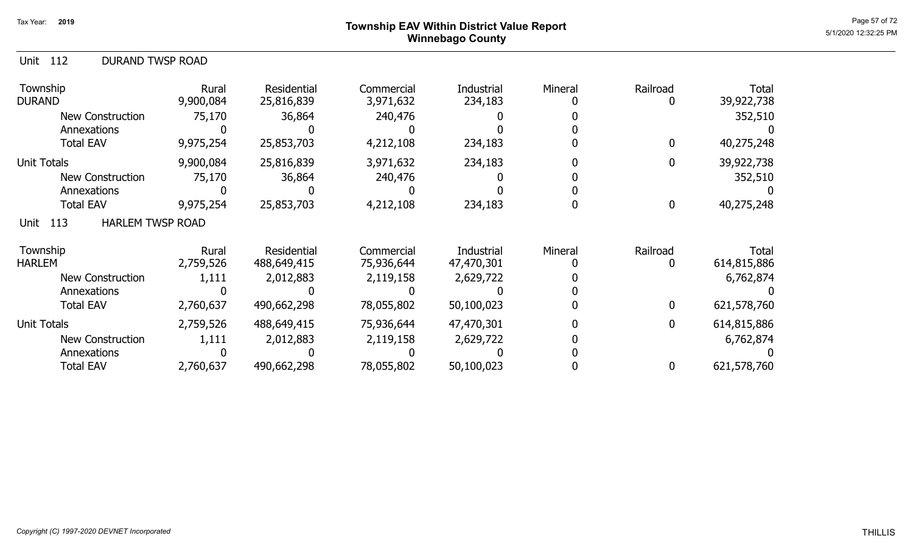Tax Year: 2019

# Township EAV Within District Value Report
## Winnebago County

### Unit 112 DURAND TWSP ROAD

| Township | Rural | Residential | Commercial | Industrial | Mineral | Railroad | Total |
|---|---|---|---|---|---|---|---|
| DURAND | 9,900,084 | 25,816,839 | 3,971,632 | 234,183 | 0 | 0 | 39,922,738 |
| New Construction | 75,170 | 36,864 | 240,476 | 0 | 0 | | 352,510 |
| Annexations | 0 | 0 | 0 | 0 | 0 | | 0 |
| Total EAV | 9,975,254 | 25,853,703 | 4,212,108 | 234,183 | 0 | 0 | 40,275,248 |
| Unit Totals | 9,900,084 | 25,816,839 | 3,971,632 | 234,183 | 0 | 0 | 39,922,738 |
| New Construction | 75,170 | 36,864 | 240,476 | 0 | 0 | | 352,510 |
| Annexations | 0 | 0 | 0 | 0 | 0 | | 0 |
| Total EAV | 9,975,254 | 25,853,703 | 4,212,108 | 234,183 | 0 | 0 | 40,275,248 |

### Unit 113 HARLEM TWSP ROAD

| Township | Rural | Residential | Commercial | Industrial | Mineral | Railroad | Total |
|---|---|---|---|---|---|---|---|
| HARLEM | 2,759,526 | 488,649,415 | 75,936,644 | 47,470,301 | 0 | 0 | 614,815,886 |
| New Construction | 1,111 | 2,012,883 | 2,119,158 | 2,629,722 | 0 | | 6,762,874 |
| Annexations | 0 | 0 | 0 | 0 | 0 | | 0 |
| Total EAV | 2,760,637 | 490,662,298 | 78,055,802 | 50,100,023 | 0 | 0 | 621,578,760 |
| Unit Totals | 2,759,526 | 488,649,415 | 75,936,644 | 47,470,301 | 0 | 0 | 614,815,886 |
| New Construction | 1,111 | 2,012,883 | 2,119,158 | 2,629,722 | 0 | | 6,762,874 |
| Annexations | 0 | 0 | 0 | 0 | 0 | | 0 |
| Total EAV | 2,760,637 | 490,662,298 | 78,055,802 | 50,100,023 | 0 | 0 | 621,578,760 |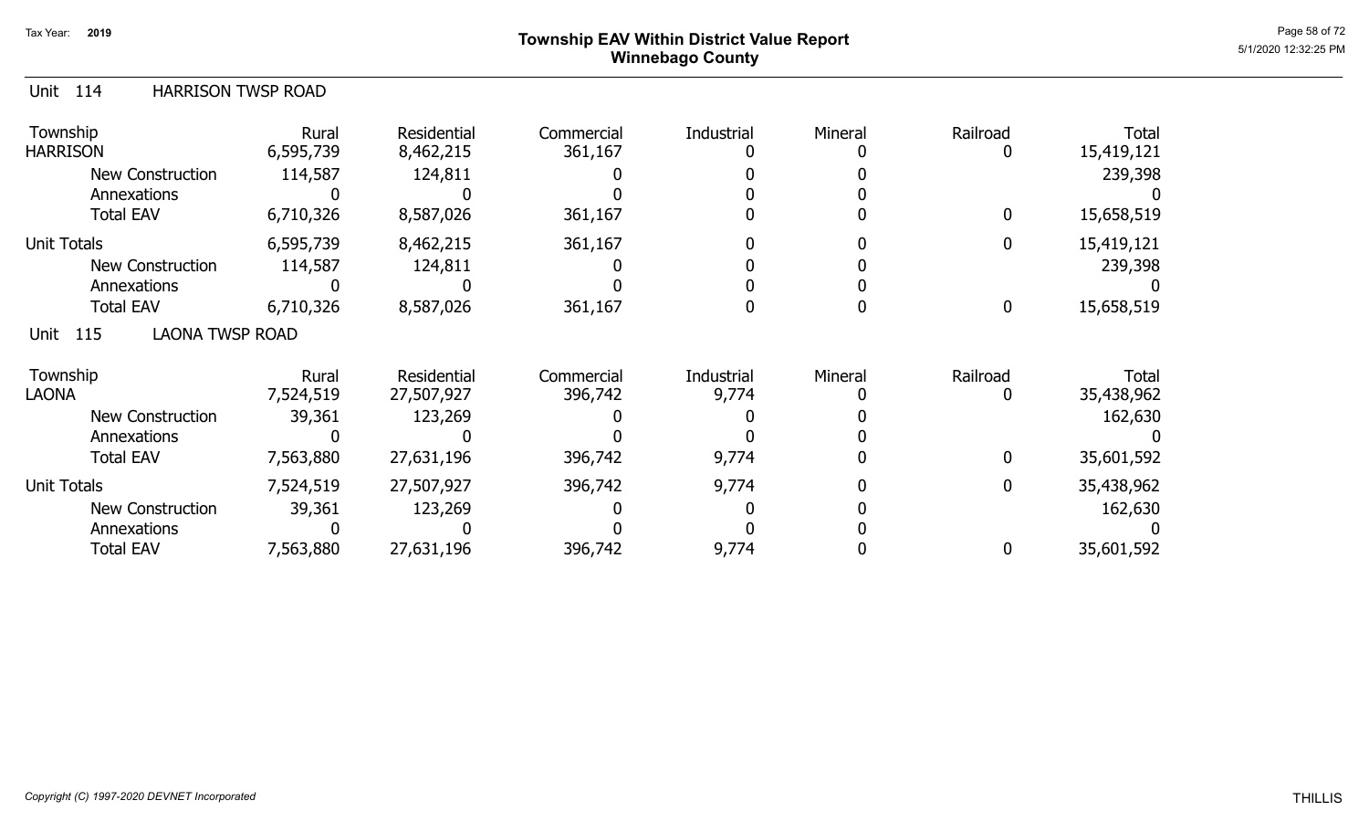# Township EAV Within District Value Report
## Winnebago County

Tax Year: 2019

### Unit 114 HARRISON TWSP ROAD

| Township | Rural | Residential | Commercial | Industrial | Mineral | Railroad | Total |
|---|---|---|---|---|---|---|---|
| HARRISON | 6,595,739 | 8,462,215 | 361,167 | 0 | 0 | 0 | 15,419,121 |
| New Construction | 114,587 | 124,811 | 0 | 0 | 0 | | 239,398 |
| Annexations | 0 | 0 | 0 | 0 | 0 | | 0 |
| Total EAV | 6,710,326 | 8,587,026 | 361,167 | 0 | 0 | 0 | 15,658,519 |
| Unit Totals | 6,595,739 | 8,462,215 | 361,167 | 0 | 0 | 0 | 15,419,121 |
| New Construction | 114,587 | 124,811 | 0 | 0 | 0 | | 239,398 |
| Annexations | 0 | 0 | 0 | 0 | 0 | | 0 |
| Total EAV | 6,710,326 | 8,587,026 | 361,167 | 0 | 0 | 0 | 15,658,519 |

### Unit 115 LAONA TWSP ROAD

| Township | Rural | Residential | Commercial | Industrial | Mineral | Railroad | Total |
|---|---|---|---|---|---|---|---|
| LAONA | 7,524,519 | 27,507,927 | 396,742 | 9,774 | 0 | 0 | 35,438,962 |
| New Construction | 39,361 | 123,269 | 0 | 0 | 0 | | 162,630 |
| Annexations | 0 | 0 | 0 | 0 | 0 | | 0 |
| Total EAV | 7,563,880 | 27,631,196 | 396,742 | 9,774 | 0 | 0 | 35,601,592 |
| Unit Totals | 7,524,519 | 27,507,927 | 396,742 | 9,774 | 0 | 0 | 35,438,962 |
| New Construction | 39,361 | 123,269 | 0 | 0 | 0 | | 162,630 |
| Annexations | 0 | 0 | 0 | 0 | 0 | | 0 |
| Total EAV | 7,563,880 | 27,631,196 | 396,742 | 9,774 | 0 | 0 | 35,601,592 |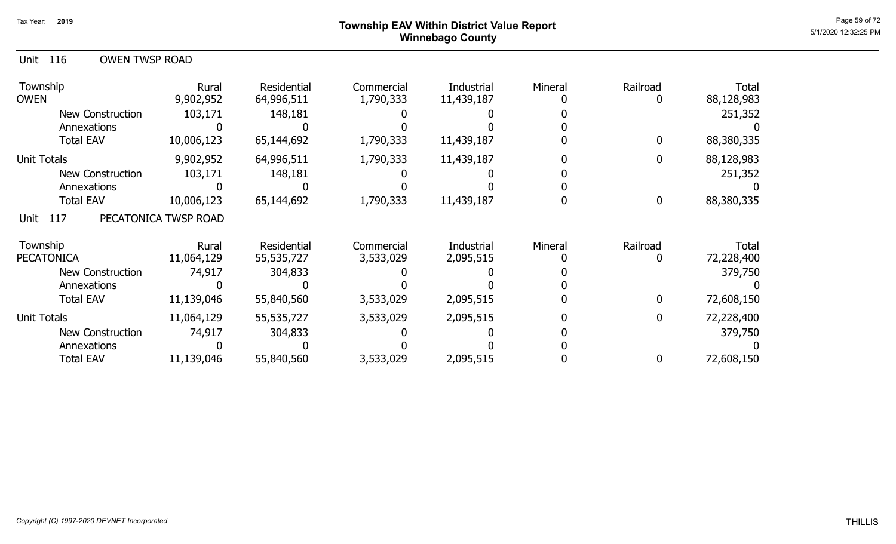## Township EAV Within District Value Report
## Winnebago County

Tax Year: 2019

### Unit 116 OWEN TWSP ROAD

| Township | Rural | Residential | Commercial | Industrial | Mineral | Railroad | Total |
|---|---|---|---|---|---|---|---|
| OWEN | 9,902,952 | 64,996,511 | 1,790,333 | 11,439,187 | 0 | 0 | 88,128,983 |
| New Construction | 103,171 | 148,181 | 0 | 0 | 0 | | 251,352 |
| Annexations | 0 | 0 | 0 | 0 | 0 | | 0 |
| Total EAV | 10,006,123 | 65,144,692 | 1,790,333 | 11,439,187 | 0 | 0 | 88,380,335 |
| Unit Totals | 9,902,952 | 64,996,511 | 1,790,333 | 11,439,187 | 0 | 0 | 88,128,983 |
| New Construction | 103,171 | 148,181 | 0 | 0 | 0 | | 251,352 |
| Annexations | 0 | 0 | 0 | 0 | 0 | | 0 |
| Total EAV | 10,006,123 | 65,144,692 | 1,790,333 | 11,439,187 | 0 | 0 | 88,380,335 |

### Unit 117 PECATONICA TWSP ROAD

| Township | Rural | Residential | Commercial | Industrial | Mineral | Railroad | Total |
|---|---|---|---|---|---|---|---|
| PECATONICA | 11,064,129 | 55,535,727 | 3,533,029 | 2,095,515 | 0 | 0 | 72,228,400 |
| New Construction | 74,917 | 304,833 | 0 | 0 | 0 | | 379,750 |
| Annexations | 0 | 0 | 0 | 0 | 0 | | 0 |
| Total EAV | 11,139,046 | 55,840,560 | 3,533,029 | 2,095,515 | 0 | 0 | 72,608,150 |
| Unit Totals | 11,064,129 | 55,535,727 | 3,533,029 | 2,095,515 | 0 | 0 | 72,228,400 |
| New Construction | 74,917 | 304,833 | 0 | 0 | 0 | | 379,750 |
| Annexations | 0 | 0 | 0 | 0 | 0 | | 0 |
| Total EAV | 11,139,046 | 55,840,560 | 3,533,029 | 2,095,515 | 0 | 0 | 72,608,150 |

*Copyright (C) 1997-2020 DEVNET Incorporated*

THILLIS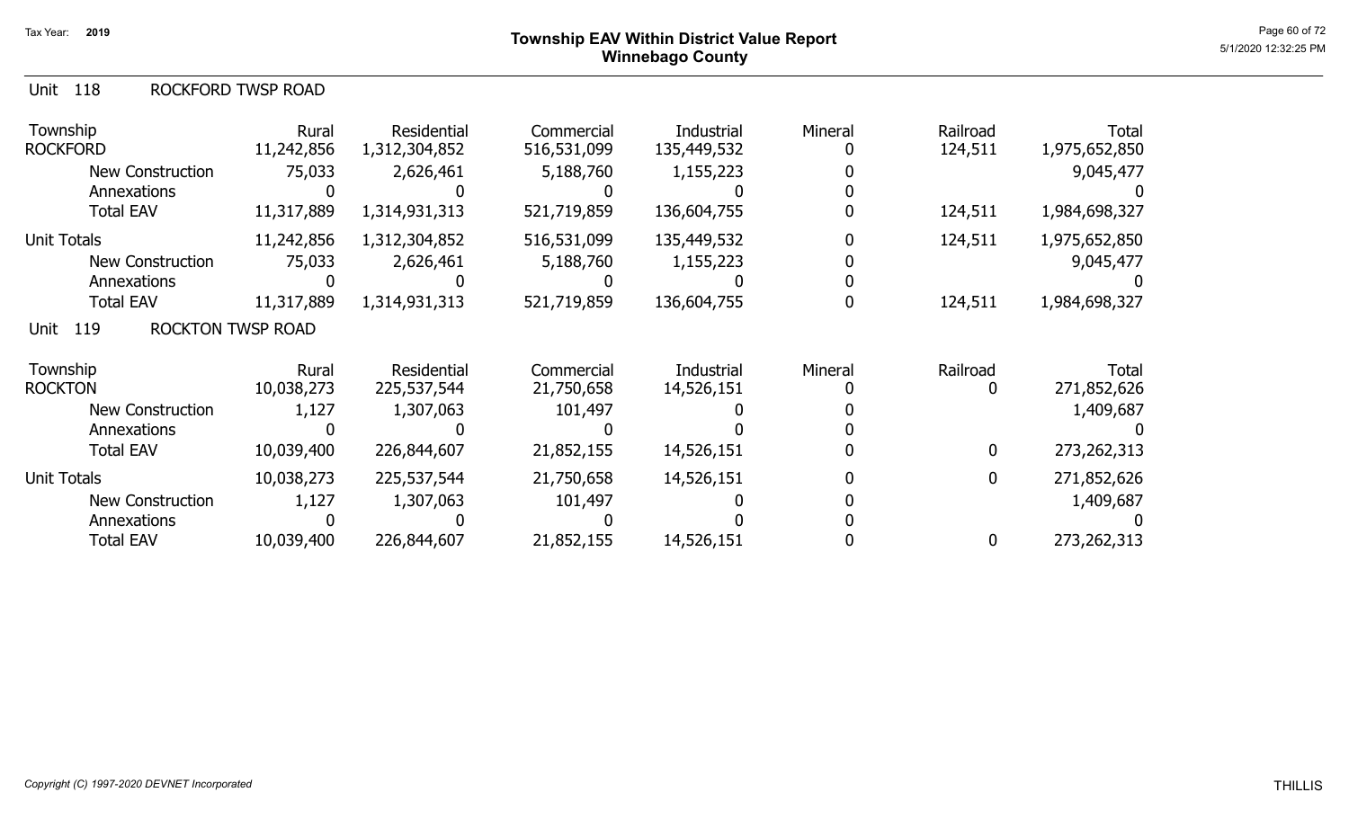# Township EAV Within District Value Report
## Winnebago County

Tax Year: 2019

### Unit 118 ROCKFORD TWSP ROAD

| Township | Rural | Residential | Commercial | Industrial | Mineral | Railroad | Total |
|---|---|---|---|---|---|---|---|
| ROCKFORD | 11,242,856 | 1,312,304,852 | 516,531,099 | 135,449,532 | 0 | 124,511 | 1,975,652,850 |
| New Construction | 75,033 | 2,626,461 | 5,188,760 | 1,155,223 | 0 | | 9,045,477 |
| Annexations | 0 | 0 | 0 | 0 | 0 | | 0 |
| Total EAV | 11,317,889 | 1,314,931,313 | 521,719,859 | 136,604,755 | 0 | 124,511 | 1,984,698,327 |
| Unit Totals | 11,242,856 | 1,312,304,852 | 516,531,099 | 135,449,532 | 0 | 124,511 | 1,975,652,850 |
| New Construction | 75,033 | 2,626,461 | 5,188,760 | 1,155,223 | 0 | | 9,045,477 |
| Annexations | 0 | 0 | 0 | 0 | 0 | | 0 |
| Total EAV | 11,317,889 | 1,314,931,313 | 521,719,859 | 136,604,755 | 0 | 124,511 | 1,984,698,327 |

### Unit 119 ROCKTON TWSP ROAD

| Township | Rural | Residential | Commercial | Industrial | Mineral | Railroad | Total |
|---|---|---|---|---|---|---|---|
| ROCKTON | 10,038,273 | 225,537,544 | 21,750,658 | 14,526,151 | 0 | 0 | 271,852,626 |
| New Construction | 1,127 | 1,307,063 | 101,497 | 0 | 0 | | 1,409,687 |
| Annexations | 0 | 0 | 0 | 0 | 0 | | 0 |
| Total EAV | 10,039,400 | 226,844,607 | 21,852,155 | 14,526,151 | 0 | 0 | 273,262,313 |
| Unit Totals | 10,038,273 | 225,537,544 | 21,750,658 | 14,526,151 | 0 | 0 | 271,852,626 |
| New Construction | 1,127 | 1,307,063 | 101,497 | 0 | 0 | | 1,409,687 |
| Annexations | 0 | 0 | 0 | 0 | 0 | | 0 |
| Total EAV | 10,039,400 | 226,844,607 | 21,852,155 | 14,526,151 | 0 | 0 | 273,262,313 |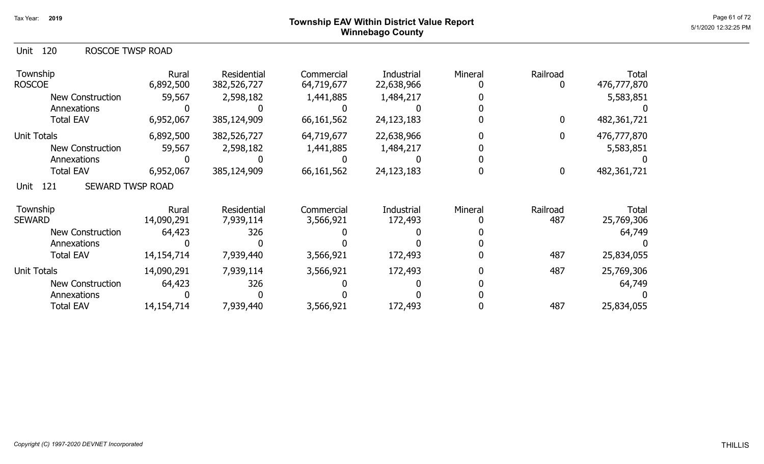# Township EAV Within District Value Report
## Winnebago County

Tax Year: 2019

### Unit 120 ROSCOE TWSP ROAD

| Township | Rural | Residential | Commercial | Industrial | Mineral | Railroad | Total |
|---|---|---|---|---|---|---|---|
| ROSCOE | 6,892,500 | 382,526,727 | 64,719,677 | 22,638,966 | 0 | 0 | 476,777,870 |
| New Construction | 59,567 | 2,598,182 | 1,441,885 | 1,484,217 | 0 | | 5,583,851 |
| Annexations | 0 | 0 | 0 | 0 | 0 | | 0 |
| Total EAV | 6,952,067 | 385,124,909 | 66,161,562 | 24,123,183 | 0 | 0 | 482,361,721 |
| Unit Totals | 6,892,500 | 382,526,727 | 64,719,677 | 22,638,966 | 0 | 0 | 476,777,870 |
| New Construction | 59,567 | 2,598,182 | 1,441,885 | 1,484,217 | 0 | | 5,583,851 |
| Annexations | 0 | 0 | 0 | 0 | 0 | | 0 |
| Total EAV | 6,952,067 | 385,124,909 | 66,161,562 | 24,123,183 | 0 | 0 | 482,361,721 |

### Unit 121 SEWARD TWSP ROAD

| Township | Rural | Residential | Commercial | Industrial | Mineral | Railroad | Total |
|---|---|---|---|---|---|---|---|
| SEWARD | 14,090,291 | 7,939,114 | 3,566,921 | 172,493 | 0 | 487 | 25,769,306 |
| New Construction | 64,423 | 326 | 0 | 0 | 0 | | 64,749 |
| Annexations | 0 | 0 | 0 | 0 | 0 | | 0 |
| Total EAV | 14,154,714 | 7,939,440 | 3,566,921 | 172,493 | 0 | 487 | 25,834,055 |
| Unit Totals | 14,090,291 | 7,939,114 | 3,566,921 | 172,493 | 0 | 487 | 25,769,306 |
| New Construction | 64,423 | 326 | 0 | 0 | 0 | | 64,749 |
| Annexations | 0 | 0 | 0 | 0 | 0 | | 0 |
| Total EAV | 14,154,714 | 7,939,440 | 3,566,921 | 172,493 | 0 | 487 | 25,834,055 |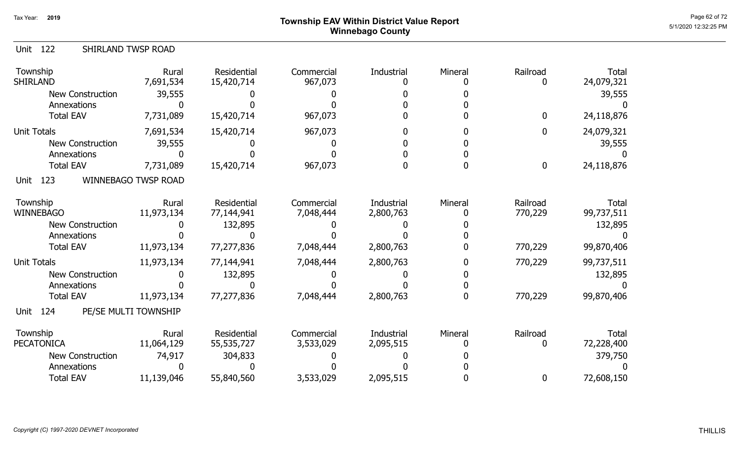Tax Year: 2019

# Township EAV Within District Value Report
## Winnebago County

Unit 122 SHIRLAND TWSP ROAD

| Township | Rural | Residential | Commercial | Industrial | Mineral | Railroad | Total |
|---|---|---|---|---|---|---|---|
| SHIRLAND | 7,691,534 | 15,420,714 | 967,073 | 0 | 0 | 0 | 24,079,321 |
| New Construction | 39,555 | 0 | 0 | 0 | 0 | | 39,555 |
| Annexations | 0 | 0 | 0 | 0 | 0 | | 0 |
| Total EAV | 7,731,089 | 15,420,714 | 967,073 | 0 | 0 | 0 | 24,118,876 |
| Unit Totals | 7,691,534 | 15,420,714 | 967,073 | 0 | 0 | 0 | 24,079,321 |
| New Construction | 39,555 | 0 | 0 | 0 | 0 | | 39,555 |
| Annexations | 0 | 0 | 0 | 0 | 0 | | 0 |
| Total EAV | 7,731,089 | 15,420,714 | 967,073 | 0 | 0 | 0 | 24,118,876 |

Unit 123 WINNEBAGO TWSP ROAD

| Township | Rural | Residential | Commercial | Industrial | Mineral | Railroad | Total |
|---|---|---|---|---|---|---|---|
| WINNEBAGO | 11,973,134 | 77,144,941 | 7,048,444 | 2,800,763 | 0 | 770,229 | 99,737,511 |
| New Construction | 0 | 132,895 | 0 | 0 | 0 | | 132,895 |
| Annexations | 0 | 0 | 0 | 0 | 0 | | 0 |
| Total EAV | 11,973,134 | 77,277,836 | 7,048,444 | 2,800,763 | 0 | 770,229 | 99,870,406 |
| Unit Totals | 11,973,134 | 77,144,941 | 7,048,444 | 2,800,763 | 0 | 770,229 | 99,737,511 |
| New Construction | 0 | 132,895 | 0 | 0 | 0 | | 132,895 |
| Annexations | 0 | 0 | 0 | 0 | 0 | | 0 |
| Total EAV | 11,973,134 | 77,277,836 | 7,048,444 | 2,800,763 | 0 | 770,229 | 99,870,406 |

Unit 124 PE/SE MULTI TOWNSHIP

| Township | Rural | Residential | Commercial | Industrial | Mineral | Railroad | Total |
|---|---|---|---|---|---|---|---|
| PECATONICA | 11,064,129 | 55,535,727 | 3,533,029 | 2,095,515 | 0 | 0 | 72,228,400 |
| New Construction | 74,917 | 304,833 | 0 | 0 | 0 | | 379,750 |
| Annexations | 0 | 0 | 0 | 0 | 0 | | 0 |
| Total EAV | 11,139,046 | 55,840,560 | 3,533,029 | 2,095,515 | 0 | 0 | 72,608,150 |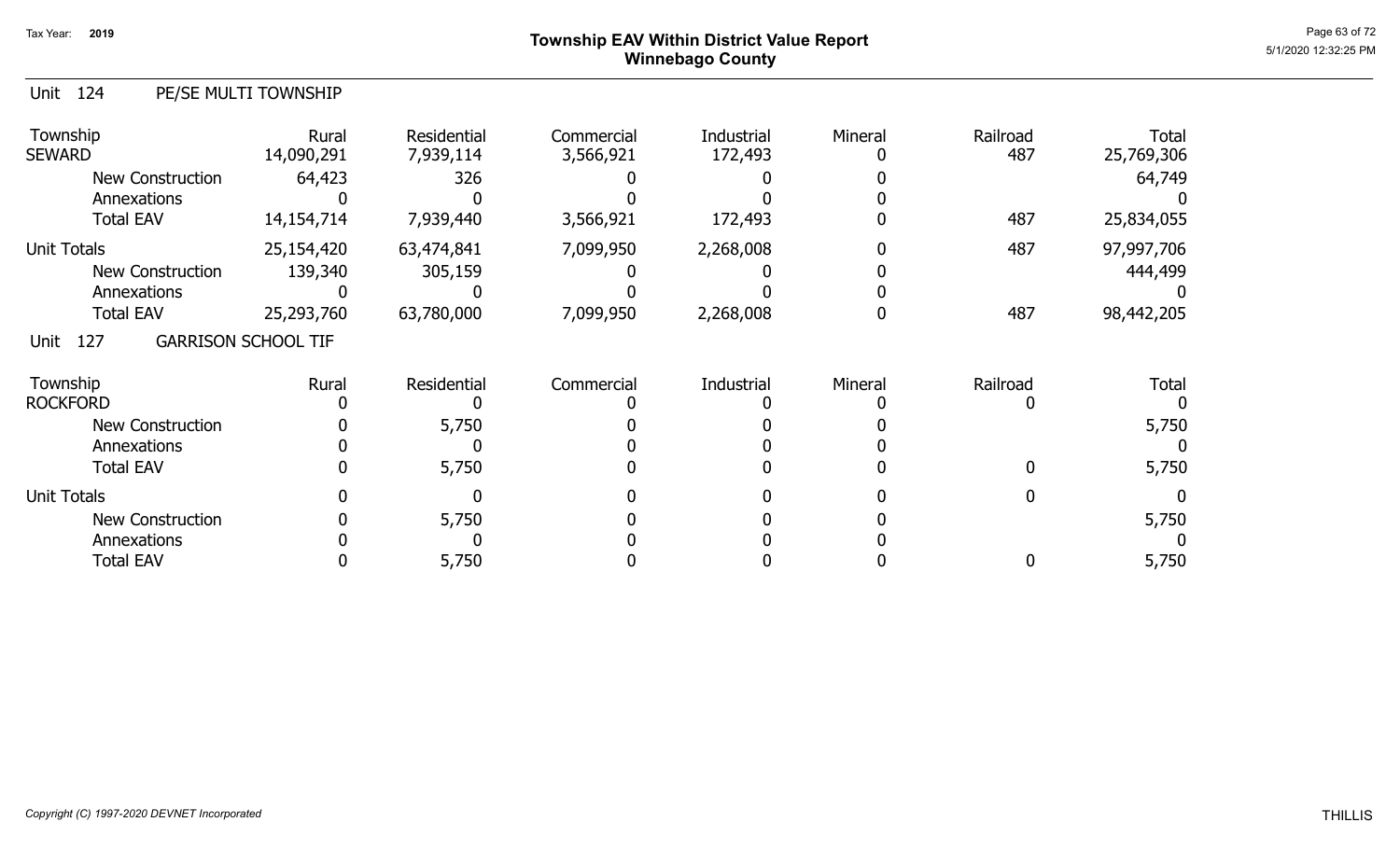# Township EAV Within District Value Report
## Winnebago County

Tax Year: 2019

### Unit 124 PE/SE MULTI TOWNSHIP

| Township | Rural | Residential | Commercial | Industrial | Mineral | Railroad | Total |
|---|---|---|---|---|---|---|---|
| SEWARD | 14,090,291 | 7,939,114 | 3,566,921 | 172,493 | 0 | 487 | 25,769,306 |
| New Construction | 64,423 | 326 | 0 | 0 | 0 | | 64,749 |
| Annexations | 0 | 0 | 0 | 0 | 0 | | 0 |
| Total EAV | 14,154,714 | 7,939,440 | 3,566,921 | 172,493 | 0 | 487 | 25,834,055 |
| Unit Totals | 25,154,420 | 63,474,841 | 7,099,950 | 2,268,008 | 0 | 487 | 97,997,706 |
| New Construction | 139,340 | 305,159 | 0 | 0 | 0 | | 444,499 |
| Annexations | 0 | 0 | 0 | 0 | 0 | | 0 |
| Total EAV | 25,293,760 | 63,780,000 | 7,099,950 | 2,268,008 | 0 | 487 | 98,442,205 |

### Unit 127 GARRISON SCHOOL TIF

| Township | Rural | Residential | Commercial | Industrial | Mineral | Railroad | Total |
|---|---|---|---|---|---|---|---|
| ROCKFORD | 0 | 0 | 0 | 0 | 0 | 0 | 0 |
| New Construction | 0 | 5,750 | 0 | 0 | 0 | | 5,750 |
| Annexations | 0 | 0 | 0 | 0 | 0 | | 0 |
| Total EAV | 0 | 5,750 | 0 | 0 | 0 | 0 | 5,750 |
| Unit Totals | 0 | 0 | 0 | 0 | 0 | 0 | 0 |
| New Construction | 0 | 5,750 | 0 | 0 | 0 | | 5,750 |
| Annexations | 0 | 0 | 0 | 0 | 0 | | 0 |
| Total EAV | 0 | 5,750 | 0 | 0 | 0 | 0 | 5,750 |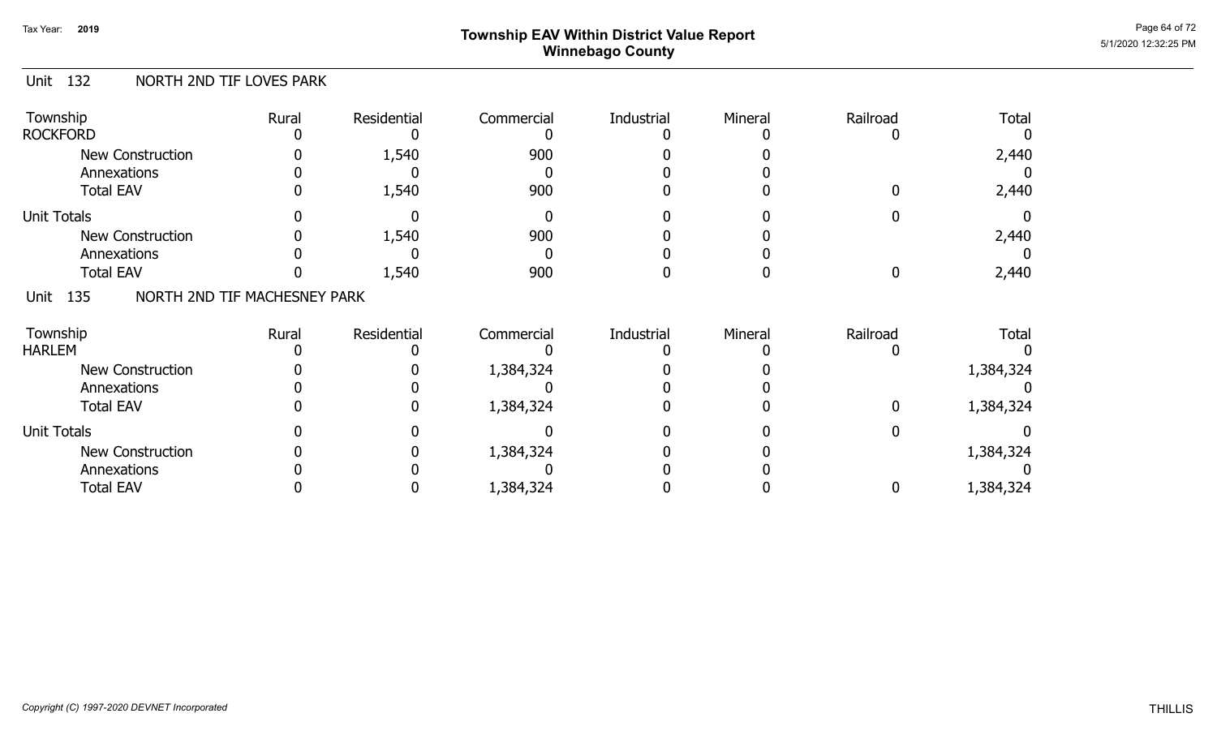# Township EAV Within District Value Report
## Winnebago County

Tax Year: 2019

### Unit 132 NORTH 2ND TIF LOVES PARK

| Township | Rural | Residential | Commercial | Industrial | Mineral | Railroad | Total |
|---|---|---|---|---|---|---|---|
| ROCKFORD | 0 | 0 | 0 | 0 | 0 | 0 | 0 |
| New Construction | 0 | 1,540 | 900 | 0 | 0 | | 2,440 |
| Annexations | 0 | 0 | 0 | 0 | 0 | | 0 |
| Total EAV | 0 | 1,540 | 900 | 0 | 0 | 0 | 2,440 |
| Unit Totals | 0 | 0 | 0 | 0 | 0 | 0 | 0 |
| New Construction | 0 | 1,540 | 900 | 0 | 0 | | 2,440 |
| Annexations | 0 | 0 | 0 | 0 | 0 | | 0 |
| Total EAV | 0 | 1,540 | 900 | 0 | 0 | 0 | 2,440 |

### Unit 135 NORTH 2ND TIF MACHESNEY PARK

| Township | Rural | Residential | Commercial | Industrial | Mineral | Railroad | Total |
|---|---|---|---|---|---|---|---|
| HARLEM | 0 | 0 | 0 | 0 | 0 | 0 | 0 |
| New Construction | 0 | 0 | 1,384,324 | 0 | 0 | | 1,384,324 |
| Annexations | 0 | 0 | 0 | 0 | 0 | | 0 |
| Total EAV | 0 | 0 | 1,384,324 | 0 | 0 | 0 | 1,384,324 |
| Unit Totals | 0 | 0 | 0 | 0 | 0 | 0 | 0 |
| New Construction | 0 | 0 | 1,384,324 | 0 | 0 | | 1,384,324 |
| Annexations | 0 | 0 | 0 | 0 | 0 | | 0 |
| Total EAV | 0 | 0 | 1,384,324 | 0 | 0 | 0 | 1,384,324 |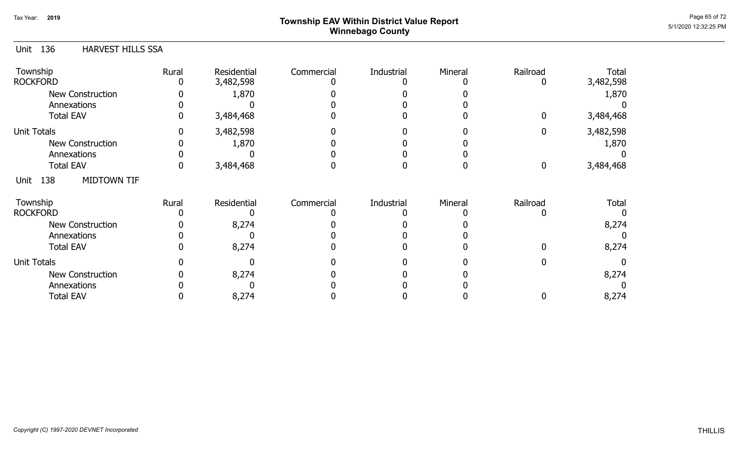# Township EAV Within District Value Report
## Winnebago County

Tax Year: 2019

### Unit 136 HARVEST HILLS SSA

| Township | Rural | Residential | Commercial | Industrial | Mineral | Railroad | Total |
|---|---|---|---|---|---|---|---|
| ROCKFORD | 0 | 3,482,598 | 0 | 0 | 0 | 0 | 3,482,598 |
| New Construction | 0 | 1,870 | 0 | 0 | 0 | | 1,870 |
| Annexations | 0 | 0 | 0 | 0 | 0 | | 0 |
| Total EAV | 0 | 3,484,468 | 0 | 0 | 0 | 0 | 3,484,468 |
| Unit Totals | 0 | 3,482,598 | 0 | 0 | 0 | 0 | 3,482,598 |
| New Construction | 0 | 1,870 | 0 | 0 | 0 | | 1,870 |
| Annexations | 0 | 0 | 0 | 0 | 0 | | 0 |
| Total EAV | 0 | 3,484,468 | 0 | 0 | 0 | 0 | 3,484,468 |

### Unit 138 MIDTOWN TIF

| Township | Rural | Residential | Commercial | Industrial | Mineral | Railroad | Total |
|---|---|---|---|---|---|---|---|
| ROCKFORD | 0 | 0 | 0 | 0 | 0 | 0 | 0 |
| New Construction | 0 | 8,274 | 0 | 0 | 0 | | 8,274 |
| Annexations | 0 | 0 | 0 | 0 | 0 | | 0 |
| Total EAV | 0 | 8,274 | 0 | 0 | 0 | 0 | 8,274 |
| Unit Totals | 0 | 0 | 0 | 0 | 0 | 0 | 0 |
| New Construction | 0 | 8,274 | 0 | 0 | 0 | | 8,274 |
| Annexations | 0 | 0 | 0 | 0 | 0 | | 0 |
| Total EAV | 0 | 8,274 | 0 | 0 | 0 | 0 | 8,274 |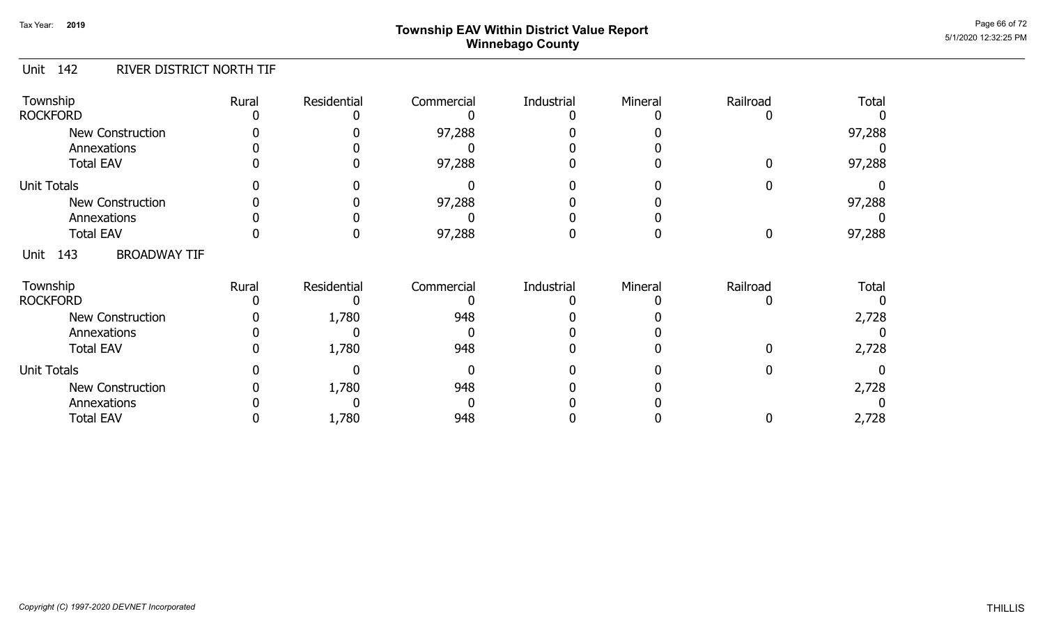# Township EAV Within District Value Report
## Winnebago County

Tax Year: 2019

### Unit 142 RIVER DISTRICT NORTH TIF

| Township | Rural | Residential | Commercial | Industrial | Mineral | Railroad | Total |
|---|---|---|---|---|---|---|---|
| ROCKFORD | 0 | 0 | 0 | 0 | 0 | 0 | 0 |
| New Construction | 0 | 0 | 97,288 | 0 | 0 | | 97,288 |
| Annexations | 0 | 0 | 0 | 0 | 0 | | 0 |
| Total EAV | 0 | 0 | 97,288 | 0 | 0 | 0 | 97,288 |
| Unit Totals | 0 | 0 | 0 | 0 | 0 | 0 | 0 |
| New Construction | 0 | 0 | 97,288 | 0 | 0 | | 97,288 |
| Annexations | 0 | 0 | 0 | 0 | 0 | | 0 |
| Total EAV | 0 | 0 | 97,288 | 0 | 0 | 0 | 97,288 |

### Unit 143 BROADWAY TIF

| Township | Rural | Residential | Commercial | Industrial | Mineral | Railroad | Total |
|---|---|---|---|---|---|---|---|
| ROCKFORD | 0 | 0 | 0 | 0 | 0 | 0 | 0 |
| New Construction | 0 | 1,780 | 948 | 0 | 0 | | 2,728 |
| Annexations | 0 | 0 | 0 | 0 | 0 | | 0 |
| Total EAV | 0 | 1,780 | 948 | 0 | 0 | 0 | 2,728 |
| Unit Totals | 0 | 0 | 0 | 0 | 0 | 0 | 0 |
| New Construction | 0 | 1,780 | 948 | 0 | 0 | | 2,728 |
| Annexations | 0 | 0 | 0 | 0 | 0 | | 0 |
| Total EAV | 0 | 1,780 | 948 | 0 | 0 | 0 | 2,728 |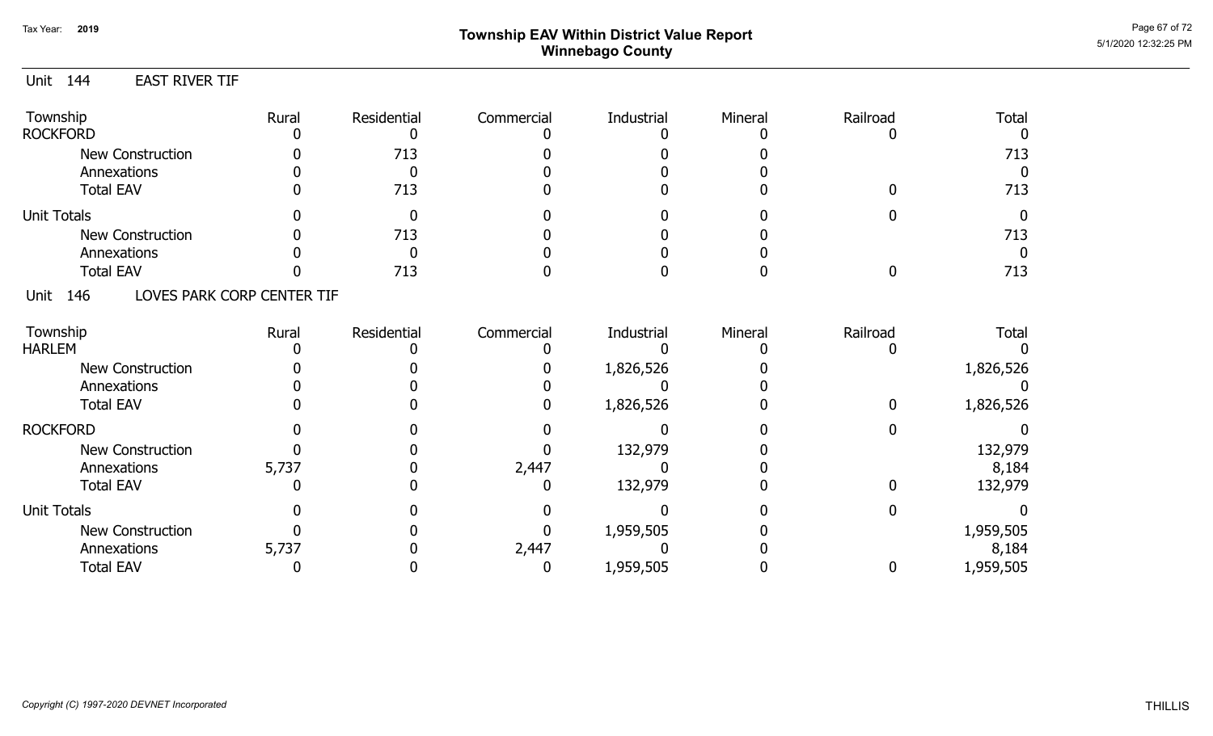# Township EAV Within District Value Report
## Winnebago County

Tax Year: 2019

Unit 144 EAST RIVER TIF

| Township | Rural | Residential | Commercial | Industrial | Mineral | Railroad | Total |
|---|---|---|---|---|---|---|---|
| ROCKFORD | 0 | 0 | 0 | 0 | 0 | 0 | 0 |
| New Construction | 0 | 713 | 0 | 0 | 0 | | 713 |
| Annexations | 0 | 0 | 0 | 0 | 0 | | 0 |
| Total EAV | 0 | 713 | 0 | 0 | 0 | 0 | 713 |
| Unit Totals | 0 | 0 | 0 | 0 | 0 | 0 | 0 |
| New Construction | 0 | 713 | 0 | 0 | 0 | | 713 |
| Annexations | 0 | 0 | 0 | 0 | 0 | | 0 |
| Total EAV | 0 | 713 | 0 | 0 | 0 | 0 | 713 |

Unit 146 LOVES PARK CORP CENTER TIF

| Township | Rural | Residential | Commercial | Industrial | Mineral | Railroad | Total |
|---|---|---|---|---|---|---|---|
| HARLEM | 0 | 0 | 0 | 0 | 0 | 0 | 0 |
| New Construction | 0 | 0 | 0 | 1,826,526 | 0 | | 1,826,526 |
| Annexations | 0 | 0 | 0 | 0 | 0 | | 0 |
| Total EAV | 0 | 0 | 0 | 1,826,526 | 0 | 0 | 1,826,526 |
| ROCKFORD | 0 | 0 | 0 | 0 | 0 | 0 | 0 |
| New Construction | 0 | 0 | 0 | 132,979 | 0 | | 132,979 |
| Annexations | 5,737 | 0 | 2,447 | 0 | 0 | | 8,184 |
| Total EAV | 0 | 0 | 0 | 132,979 | 0 | 0 | 132,979 |
| Unit Totals | 0 | 0 | 0 | 0 | 0 | 0 | 0 |
| New Construction | 0 | 0 | 0 | 1,959,505 | 0 | | 1,959,505 |
| Annexations | 5,737 | 0 | 2,447 | 0 | 0 | | 8,184 |
| Total EAV | 0 | 0 | 0 | 1,959,505 | 0 | 0 | 1,959,505 |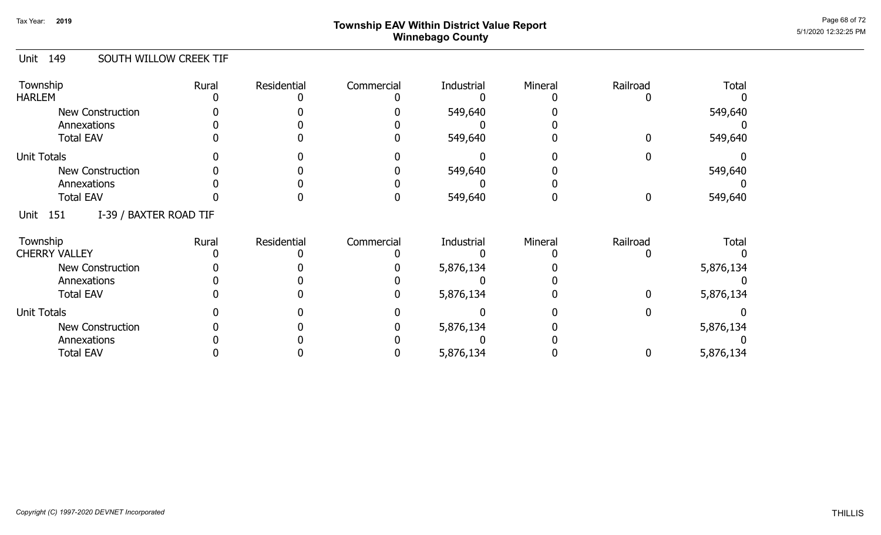## Township EAV Within District Value Report
## Winnebago County

Tax Year: 2019

### Unit 149 SOUTH WILLOW CREEK TIF

| Township | Rural | Residential | Commercial | Industrial | Mineral | Railroad | Total |
|---|---|---|---|---|---|---|---|
| HARLEM | 0 | 0 | 0 | 0 | 0 | 0 | 0 |
| New Construction | 0 | 0 | 0 | 549,640 | 0 | | 549,640 |
| Annexations | 0 | 0 | 0 | 0 | 0 | | 0 |
| Total EAV | 0 | 0 | 0 | 549,640 | 0 | 0 | 549,640 |
| Unit Totals | 0 | 0 | 0 | 0 | 0 | 0 | 0 |
| New Construction | 0 | 0 | 0 | 549,640 | 0 | | 549,640 |
| Annexations | 0 | 0 | 0 | 0 | 0 | | 0 |
| Total EAV | 0 | 0 | 0 | 549,640 | 0 | 0 | 549,640 |

### Unit 151 I-39 / BAXTER ROAD TIF

| Township | Rural | Residential | Commercial | Industrial | Mineral | Railroad | Total |
|---|---|---|---|---|---|---|---|
| CHERRY VALLEY | 0 | 0 | 0 | 0 | 0 | 0 | 0 |
| New Construction | 0 | 0 | 0 | 5,876,134 | 0 | | 5,876,134 |
| Annexations | 0 | 0 | 0 | 0 | 0 | | 0 |
| Total EAV | 0 | 0 | 0 | 5,876,134 | 0 | 0 | 5,876,134 |
| Unit Totals | 0 | 0 | 0 | 0 | 0 | 0 | 0 |
| New Construction | 0 | 0 | 0 | 5,876,134 | 0 | | 5,876,134 |
| Annexations | 0 | 0 | 0 | 0 | 0 | | 0 |
| Total EAV | 0 | 0 | 0 | 5,876,134 | 0 | 0 | 5,876,134 |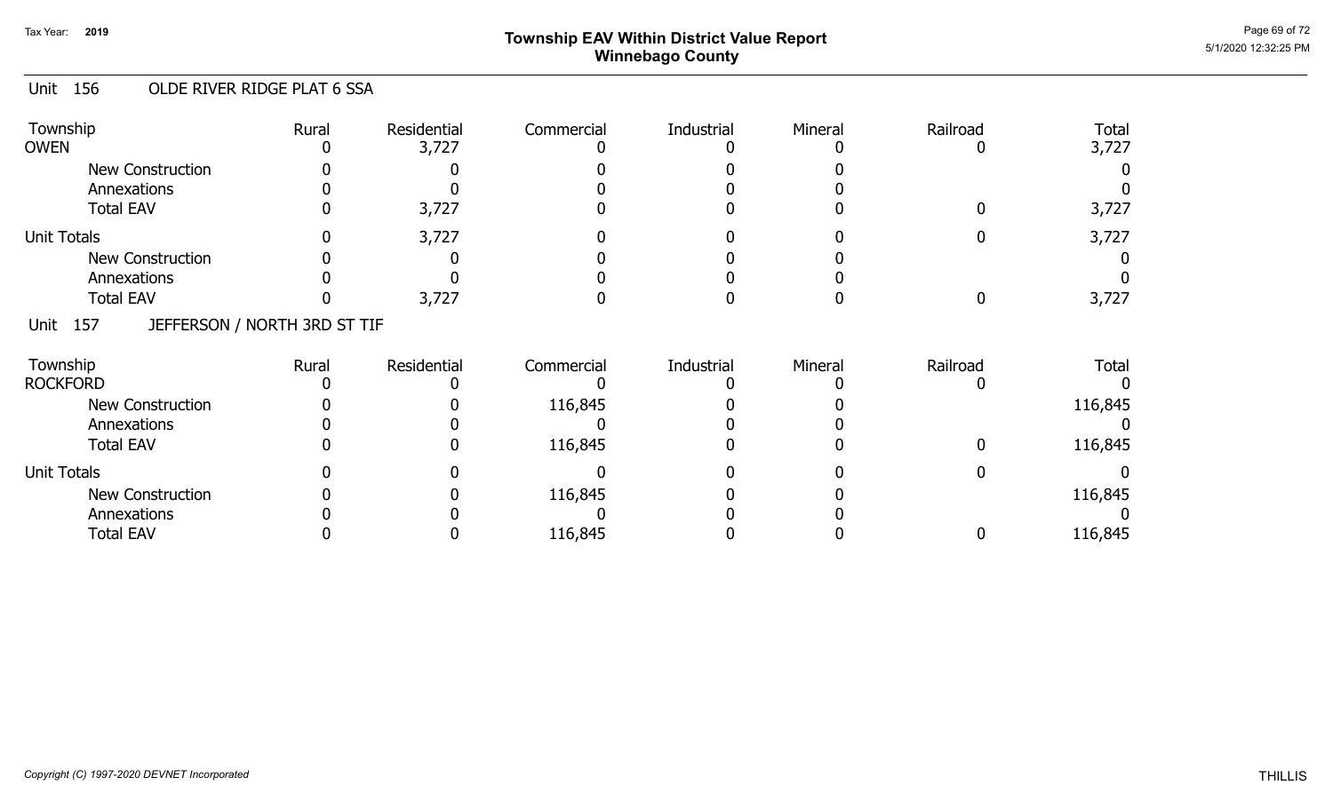# Township EAV Within District Value Report
## Winnebago County

Tax Year: 2019

### Unit 156 OLDE RIVER RIDGE PLAT 6 SSA

| Township | Rural | Residential | Commercial | Industrial | Mineral | Railroad | Total |
|---|---|---|---|---|---|---|---|
| OWEN | 0 | 3,727 | 0 | 0 | 0 | 0 | 3,727 |
| New Construction | 0 | 0 | 0 | 0 | 0 | | 0 |
| Annexations | 0 | 0 | 0 | 0 | 0 | | 0 |
| Total EAV | 0 | 3,727 | 0 | 0 | 0 | 0 | 3,727 |
| Unit Totals | 0 | 3,727 | 0 | 0 | 0 | 0 | 3,727 |
| New Construction | 0 | 0 | 0 | 0 | 0 | | 0 |
| Annexations | 0 | 0 | 0 | 0 | 0 | | 0 |
| Total EAV | 0 | 3,727 | 0 | 0 | 0 | 0 | 3,727 |

### Unit 157 JEFFERSON / NORTH 3RD ST TIF

| Township | Rural | Residential | Commercial | Industrial | Mineral | Railroad | Total |
|---|---|---|---|---|---|---|---|
| ROCKFORD | 0 | 0 | 0 | 0 | 0 | 0 | 0 |
| New Construction | 0 | 0 | 116,845 | 0 | 0 | | 116,845 |
| Annexations | 0 | 0 | 0 | 0 | 0 | | 0 |
| Total EAV | 0 | 0 | 116,845 | 0 | 0 | 0 | 116,845 |
| Unit Totals | 0 | 0 | 0 | 0 | 0 | 0 | 0 |
| New Construction | 0 | 0 | 116,845 | 0 | 0 | | 116,845 |
| Annexations | 0 | 0 | 0 | 0 | 0 | | 0 |
| Total EAV | 0 | 0 | 116,845 | 0 | 0 | 0 | 116,845 |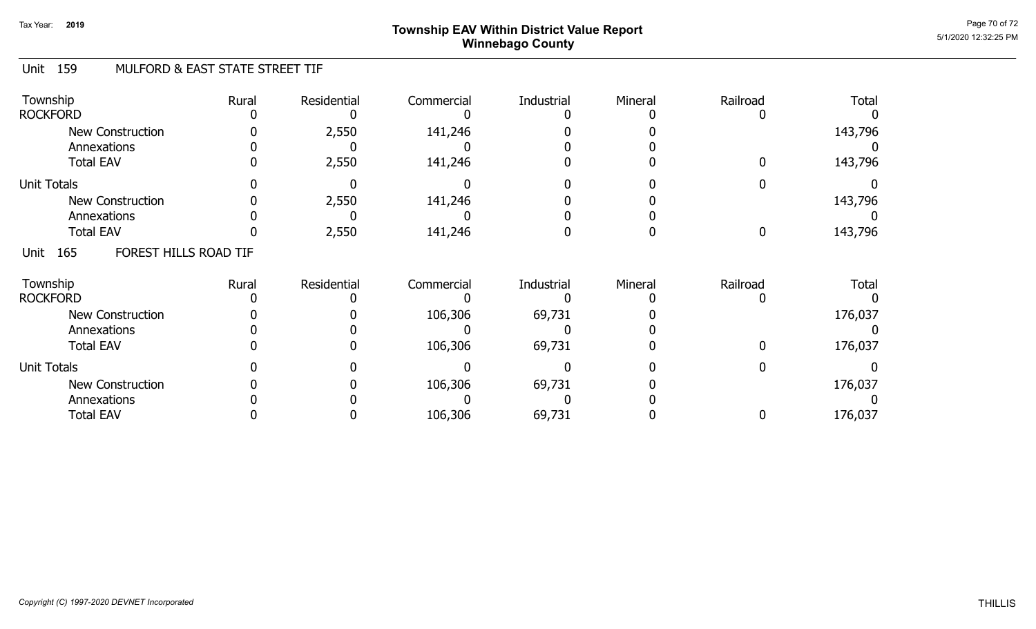# Township EAV Within District Value Report
## Winnebago County

Tax Year: 2019

### Unit 159 MULFORD & EAST STATE STREET TIF

| Township | Rural | Residential | Commercial | Industrial | Mineral | Railroad | Total |
|---|---|---|---|---|---|---|---|
| ROCKFORD | 0 | 0 | 0 | 0 | 0 | 0 | 0 |
| New Construction | 0 | 2,550 | 141,246 | 0 | 0 | | 143,796 |
| Annexations | 0 | 0 | 0 | 0 | 0 | | 0 |
| Total EAV | 0 | 2,550 | 141,246 | 0 | 0 | 0 | 143,796 |
| Unit Totals | 0 | 0 | 0 | 0 | 0 | 0 | 0 |
| New Construction | 0 | 2,550 | 141,246 | 0 | 0 | | 143,796 |
| Annexations | 0 | 0 | 0 | 0 | 0 | | 0 |
| Total EAV | 0 | 2,550 | 141,246 | 0 | 0 | 0 | 143,796 |

### Unit 165 FOREST HILLS ROAD TIF

| Township | Rural | Residential | Commercial | Industrial | Mineral | Railroad | Total |
|---|---|---|---|---|---|---|---|
| ROCKFORD | 0 | 0 | 0 | 0 | 0 | 0 | 0 |
| New Construction | 0 | 0 | 106,306 | 69,731 | 0 | | 176,037 |
| Annexations | 0 | 0 | 0 | 0 | 0 | | 0 |
| Total EAV | 0 | 0 | 106,306 | 69,731 | 0 | 0 | 176,037 |
| Unit Totals | 0 | 0 | 0 | 0 | 0 | 0 | 0 |
| New Construction | 0 | 0 | 106,306 | 69,731 | 0 | | 176,037 |
| Annexations | 0 | 0 | 0 | 0 | 0 | | 0 |
| Total EAV | 0 | 0 | 106,306 | 69,731 | 0 | 0 | 176,037 |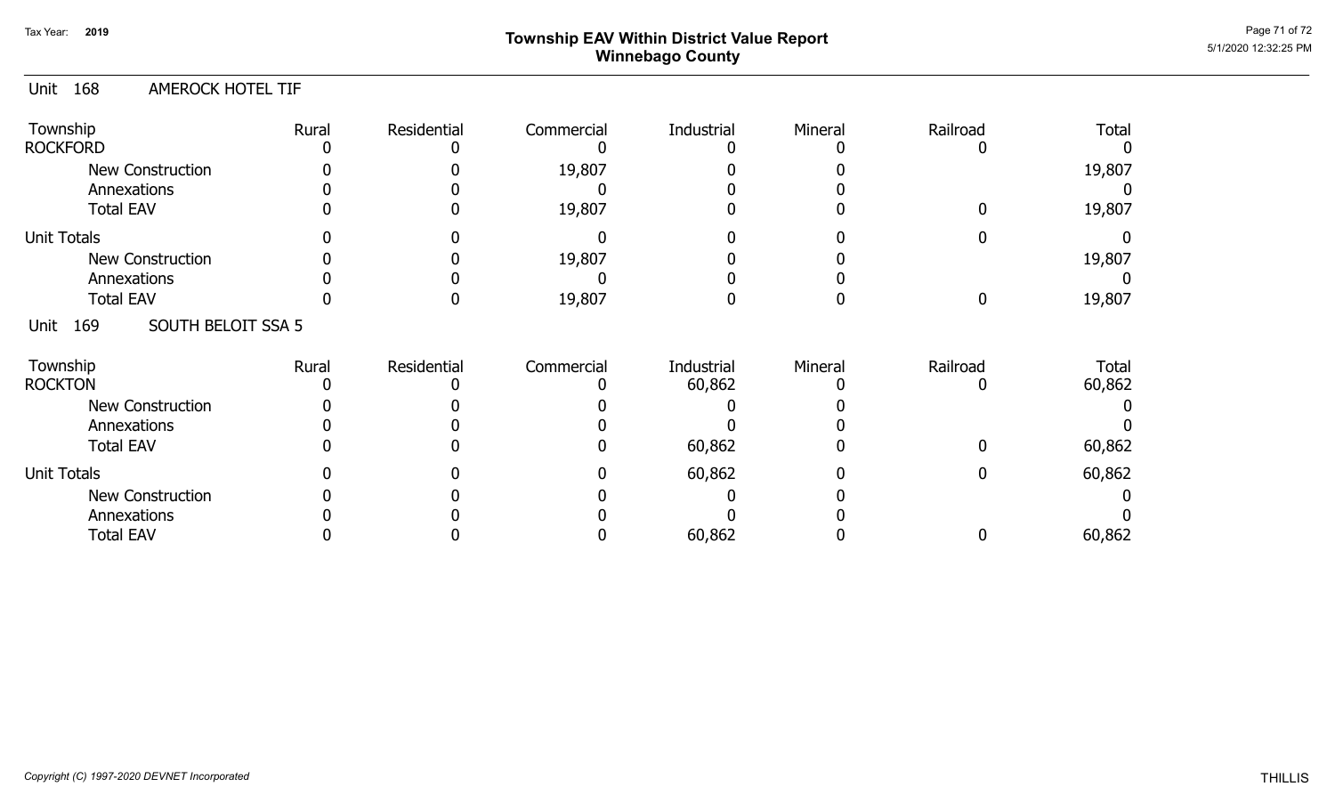# Township EAV Within District Value Report
## Winnebago County

Tax Year: 2019

### Unit 168 AMEROCK HOTEL TIF

| Township | Rural | Residential | Commercial | Industrial | Mineral | Railroad | Total |
|---|---|---|---|---|---|---|---|
| ROCKFORD | 0 | 0 | 0 | 0 | 0 | 0 | 0 |
| New Construction | 0 | 0 | 19,807 | 0 | 0 | | 19,807 |
| Annexations | 0 | 0 | 0 | 0 | 0 | | 0 |
| Total EAV | 0 | 0 | 19,807 | 0 | 0 | 0 | 19,807 |
| Unit Totals | 0 | 0 | 0 | 0 | 0 | 0 | 0 |
| New Construction | 0 | 0 | 19,807 | 0 | 0 | | 19,807 |
| Annexations | 0 | 0 | 0 | 0 | 0 | | 0 |
| Total EAV | 0 | 0 | 19,807 | 0 | 0 | 0 | 19,807 |

### Unit 169 SOUTH BELOIT SSA 5

| Township | Rural | Residential | Commercial | Industrial | Mineral | Railroad | Total |
|---|---|---|---|---|---|---|---|
| ROCKTON | 0 | 0 | 0 | 60,862 | 0 | 0 | 60,862 |
| New Construction | 0 | 0 | 0 | 0 | 0 | | 0 |
| Annexations | 0 | 0 | 0 | 0 | 0 | | 0 |
| Total EAV | 0 | 0 | 0 | 60,862 | 0 | 0 | 60,862 |
| Unit Totals | 0 | 0 | 0 | 60,862 | 0 | 0 | 60,862 |
| New Construction | 0 | 0 | 0 | 0 | 0 | | 0 |
| Annexations | 0 | 0 | 0 | 0 | 0 | | 0 |
| Total EAV | 0 | 0 | 0 | 60,862 | 0 | 0 | 60,862 |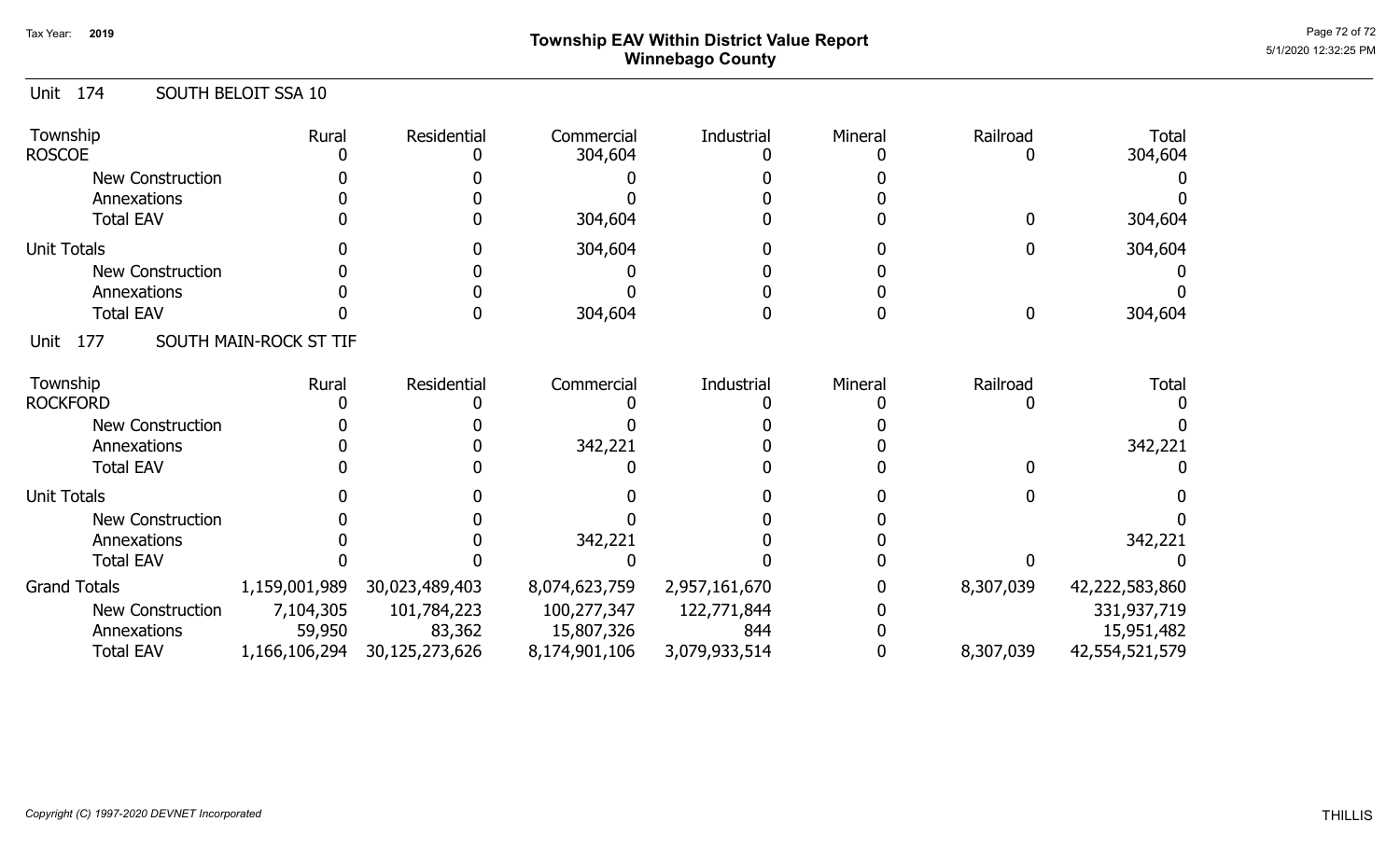# Township EAV Within District Value Report
## Winnebago County

Tax Year: 2019

Unit 174 SOUTH BELOIT SSA 10

| Township | Rural | Residential | Commercial | Industrial | Mineral | Railroad | Total |
|---|---|---|---|---|---|---|---|
| ROSCOE | 0 | 0 | 304,604 | 0 | 0 | 0 | 304,604 |
| New Construction | 0 | 0 | 0 | 0 | 0 | | 0 |
| Annexations | 0 | 0 | 0 | 0 | 0 | | 0 |
| Total EAV | 0 | 0 | 304,604 | 0 | 0 | 0 | 304,604 |
| Unit Totals | 0 | 0 | 304,604 | 0 | 0 | 0 | 304,604 |
| New Construction | 0 | 0 | 0 | 0 | 0 | | 0 |
| Annexations | 0 | 0 | 0 | 0 | 0 | | 0 |
| Total EAV | 0 | 0 | 304,604 | 0 | 0 | 0 | 304,604 |

Unit 177 SOUTH MAIN-ROCK ST TIF

| Township | Rural | Residential | Commercial | Industrial | Mineral | Railroad | Total |
|---|---|---|---|---|---|---|---|
| ROCKFORD | 0 | 0 | 0 | 0 | 0 | 0 | 0 |
| New Construction | 0 | 0 | 0 | 0 | 0 | | 0 |
| Annexations | 0 | 0 | 342,221 | 0 | 0 | | 342,221 |
| Total EAV | 0 | 0 | 0 | 0 | 0 | 0 | 0 |
| Unit Totals | 0 | 0 | 0 | 0 | 0 | 0 | 0 |
| New Construction | 0 | 0 | 0 | 0 | 0 | | 0 |
| Annexations | 0 | 0 | 342,221 | 0 | 0 | | 342,221 |
| Total EAV | 0 | 0 | 0 | 0 | 0 | 0 | 0 |
| Grand Totals | 1,159,001,989 | 30,023,489,403 | 8,074,623,759 | 2,957,161,670 | 0 | 8,307,039 | 42,222,583,860 |
| New Construction | 7,104,305 | 101,784,223 | 100,277,347 | 122,771,844 | 0 | | 331,937,719 |
| Annexations | 59,950 | 83,362 | 15,807,326 | 844 | 0 | | 15,951,482 |
| Total EAV | 1,166,106,294 | 30,125,273,626 | 8,174,901,106 | 3,079,933,514 | 0 | 8,307,039 | 42,554,521,579 |